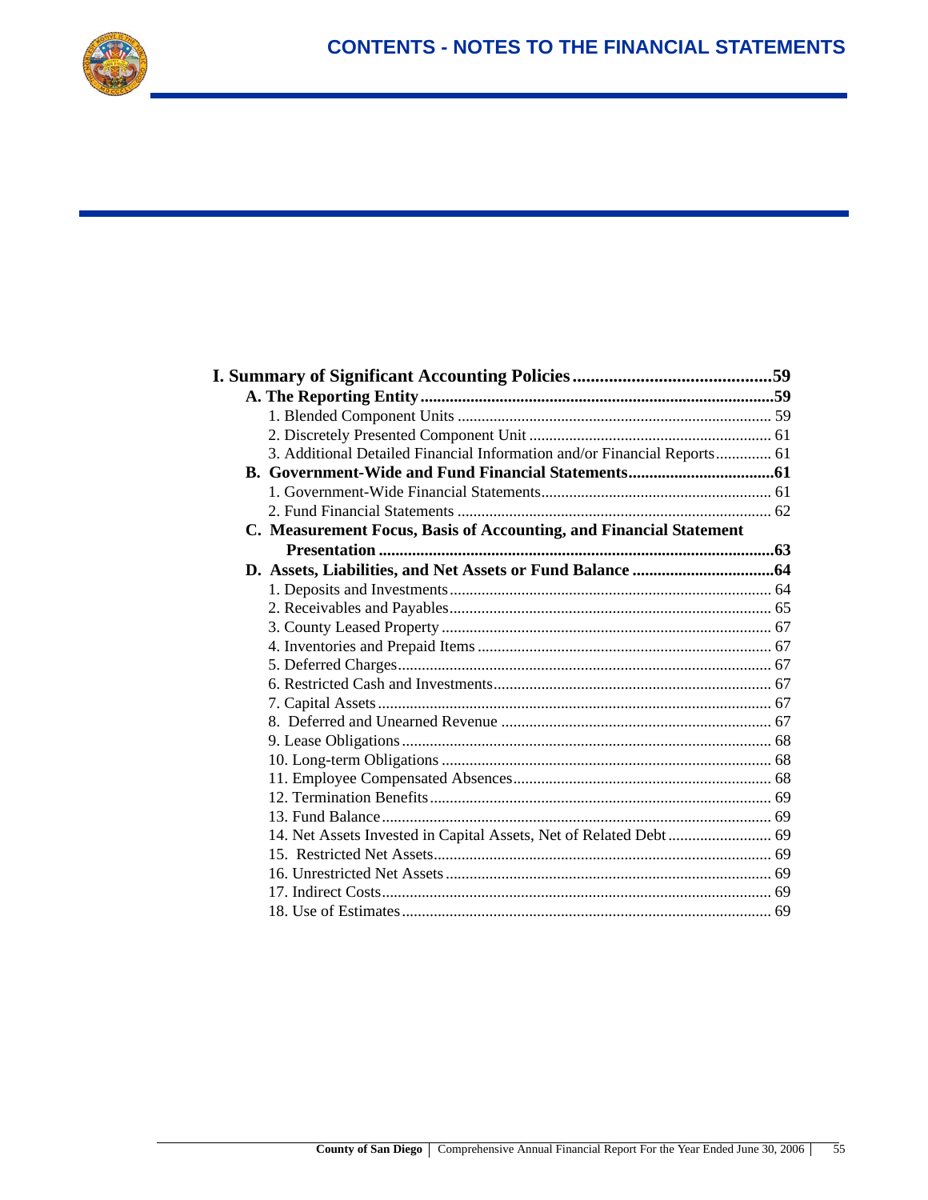# CONTENTS - NOTES TO THE FINANCIAL STATEMENTS

**I. Summary of Significant Accounting Policies .......................................... 59**

**A. The Reporting Entity ............................................................................... 59**

1. Blended Component Units ............................................................. 59
2. Discretely Presented Component Unit ........................................... 61
3. Additional Detailed Financial Information and/or Financial Reports ............. 61

**B. Government-Wide and Fund Financial Statements ................................. 61**

1. Government-Wide Financial Statements ......................................... 61
2. Fund Financial Statements ............................................................. 62

**C. Measurement Focus, Basis of Accounting, and Financial Statement Presentation ............................................................................................. 63**

**D. Assets, Liabilities, and Net Assets or Fund Balance ................................. 64**

1. Deposits and Investments ............................................................... 64
2. Receivables and Payables ............................................................... 65
3. County Leased Property .................................................................. 67
4. Inventories and Prepaid Items ........................................................ 67
5. Deferred Charges ............................................................................ 67
6. Restricted Cash and Investments .................................................... 67
7. Capital Assets ................................................................................. 67
8. Deferred and Unearned Revenue ................................................... 67
9. Lease Obligations ........................................................................... 68
10. Long-term Obligations .................................................................. 68
11. Employee Compensated Absences ................................................ 68
12. Termination Benefits .................................................................... 69
13. Fund Balance ................................................................................ 69
14. Net Assets Invested in Capital Assets, Net of Related Debt .......................... 69
15. Restricted Net Assets .................................................................... 69
16. Unrestricted Net Assets ................................................................. 69
17. Indirect Costs ................................................................................ 69
18. Use of Estimates ........................................................................... 69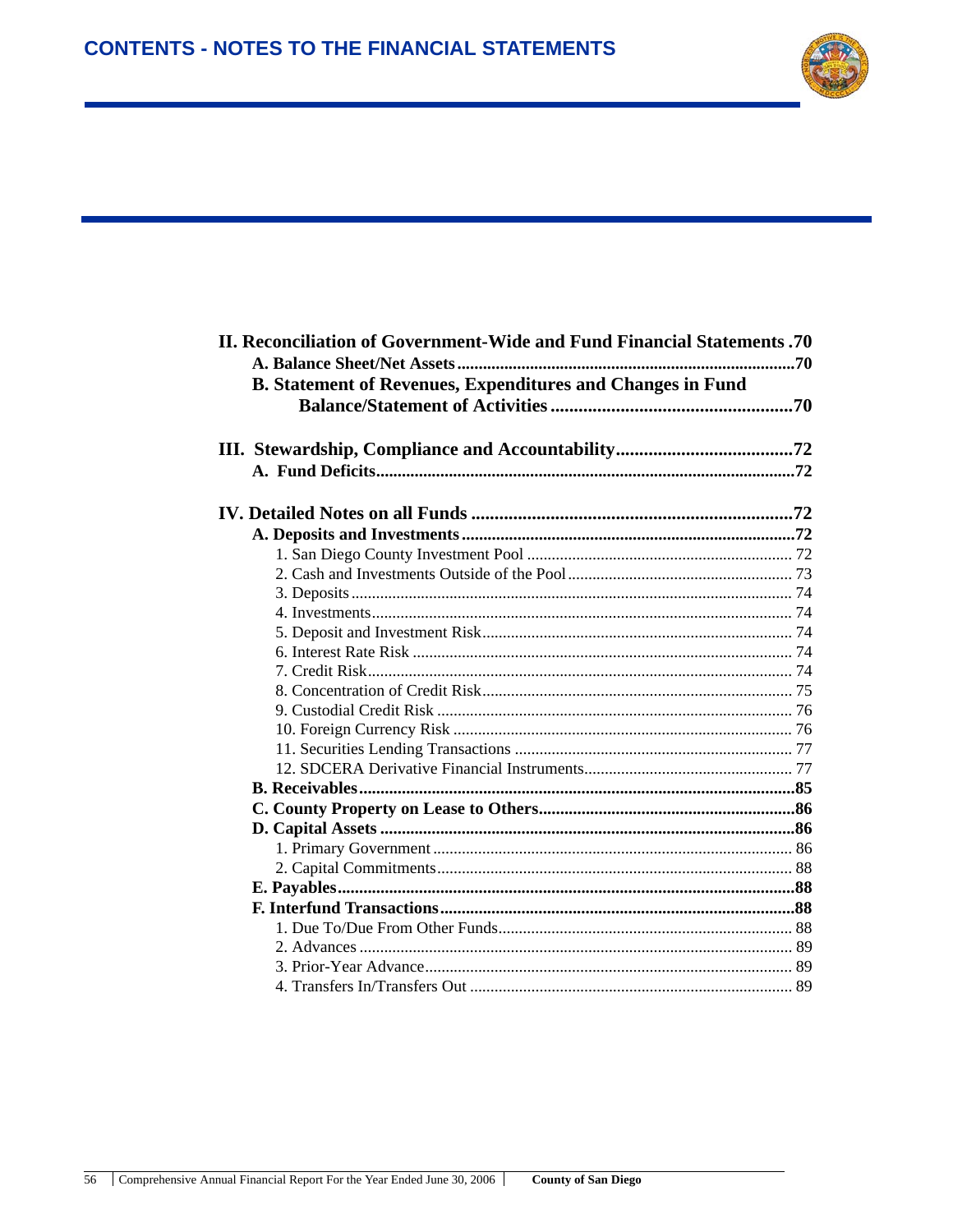# CONTENTS - NOTES TO THE FINANCIAL STATEMENTS

**II. Reconciliation of Government-Wide and Fund Financial Statements .70**

- **A. Balance Sheet/Net Assets ..........70**
- **B. Statement of Revenues, Expenditures and Changes in Fund Balance/Statement of Activities ..........70**

**III. Stewardship, Compliance and Accountability ..........72**

- **A. Fund Deficits ..........72**

**IV. Detailed Notes on all Funds ..........72**

- **A. Deposits and Investments ..........72**
  - 1. San Diego County Investment Pool .......... 72
  - 2. Cash and Investments Outside of the Pool .......... 73
  - 3. Deposits .......... 74
  - 4. Investments .......... 74
  - 5. Deposit and Investment Risk .......... 74
  - 6. Interest Rate Risk .......... 74
  - 7. Credit Risk .......... 74
  - 8. Concentration of Credit Risk .......... 75
  - 9. Custodial Credit Risk .......... 76
  - 10. Foreign Currency Risk .......... 76
  - 11. Securities Lending Transactions .......... 77
  - 12. SDCERA Derivative Financial Instruments .......... 77
- **B. Receivables ..........85**
- **C. County Property on Lease to Others ..........86**
- **D. Capital Assets ..........86**
  - 1. Primary Government .......... 86
  - 2. Capital Commitments .......... 88
- **E. Payables ..........88**
- **F. Interfund Transactions ..........88**
  - 1. Due To/Due From Other Funds .......... 88
  - 2. Advances .......... 89
  - 3. Prior-Year Advance .......... 89
  - 4. Transfers In/Transfers Out .......... 89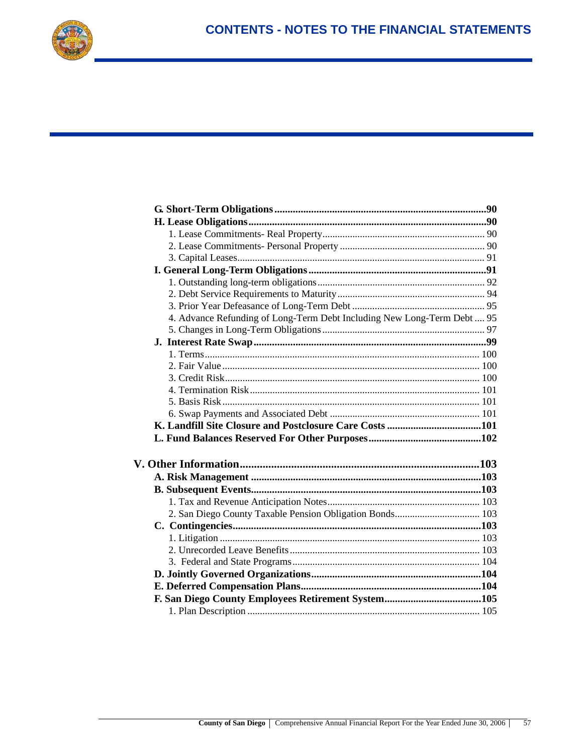# CONTENTS - NOTES TO THE FINANCIAL STATEMENTS

**G. Short-Term Obligations ......................................................................................90**

**H. Lease Obligations ................................................................................................90**

1. Lease Commitments- Real Property ................................................................ 90
2. Lease Commitments- Personal Property ......................................................... 90
3. Capital Leases .................................................................................................. 91

**I. General Long-Term Obligations .........................................................................91**

1. Outstanding long-term obligations .................................................................. 92
2. Debt Service Requirements to Maturity .......................................................... 94
3. Prior Year Defeasance of Long-Term Debt .................................................... 95
4. Advance Refunding of Long-Term Debt Including New Long-Term Debt .... 95
5. Changes in Long-Term Obligations ................................................................ 97

**J. Interest Rate Swap ...............................................................................................99**

1. Terms ............................................................................................................. 100
2. Fair Value ...................................................................................................... 100
3. Credit Risk ..................................................................................................... 100
4. Termination Risk ........................................................................................... 101
5. Basis Risk ...................................................................................................... 101
6. Swap Payments and Associated Debt ........................................................... 101

**K. Landfill Site Closure and Postclosure Care Costs ...........................................101**

**L. Fund Balances Reserved For Other Purposes ..................................................102**

**V. Other Information ...............................................................................................103**

**A. Risk Management ..............................................................................................103**

**B. Subsequent Events ..............................................................................................103**

1. Tax and Revenue Anticipation Notes ............................................................ 103
2. San Diego County Taxable Pension Obligation Bonds .................................. 103

**C. Contingencies .....................................................................................................103**

1. Litigation ....................................................................................................... 103
2. Unrecorded Leave Benefits ........................................................................... 103
3. Federal and State Programs .......................................................................... 104

**D. Jointly Governed Organizations .......................................................................104**

**E. Deferred Compensation Plans ...........................................................................104**

**F. San Diego County Employees Retirement System ..........................................105**

1. Plan Description ............................................................................................ 105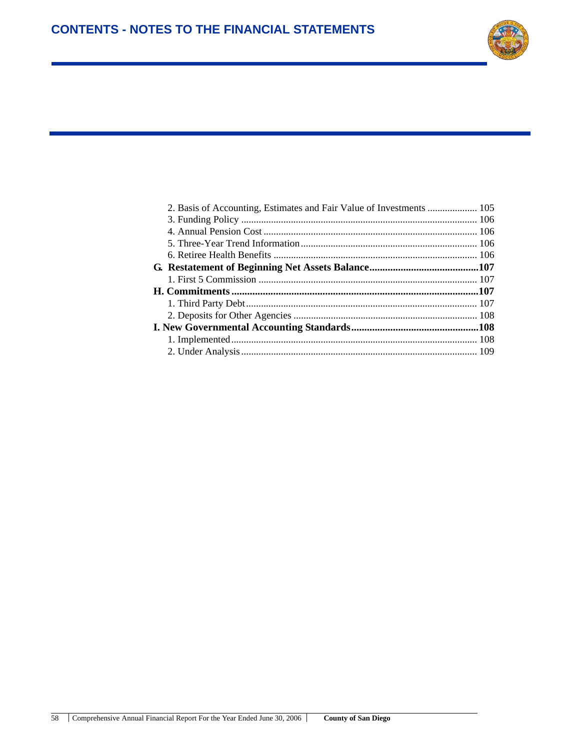# CONTENTS - NOTES TO THE FINANCIAL STATEMENTS

| | |
|---|---|
| 2. Basis of Accounting, Estimates and Fair Value of Investments | 105 |
| 3. Funding Policy | 106 |
| 4. Annual Pension Cost | 106 |
| 5. Three-Year Trend Information | 106 |
| 6. Retiree Health Benefits | 106 |
| **G. Restatement of Beginning Net Assets Balance** | **107** |
| 1. First 5 Commission | 107 |
| **H. Commitments** | **107** |
| 1. Third Party Debt | 107 |
| 2. Deposits for Other Agencies | 108 |
| **I. New Governmental Accounting Standards** | **108** |
| 1. Implemented | 108 |
| 2. Under Analysis | 109 |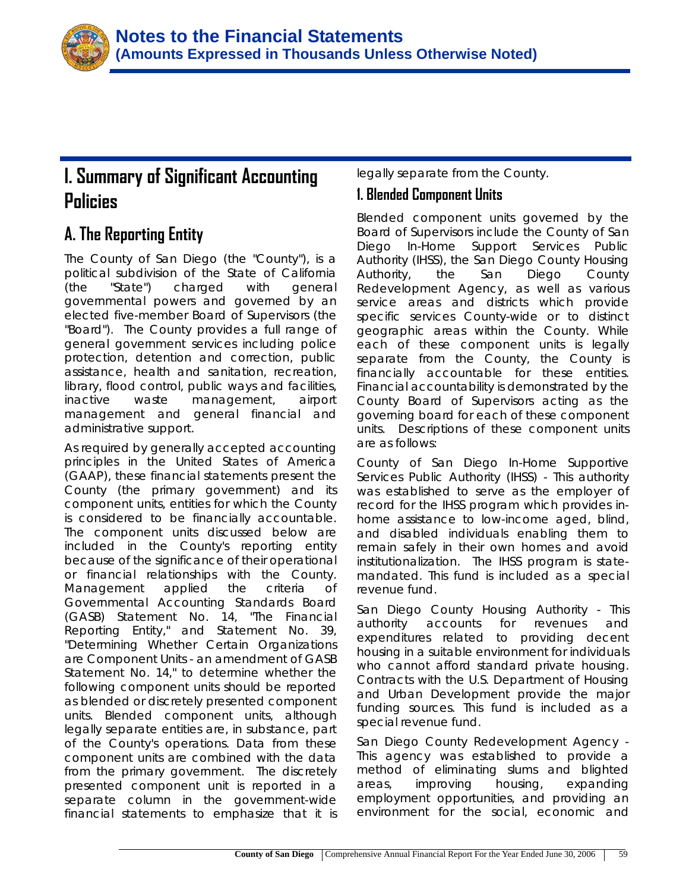# I. Summary of Significant Accounting Policies

## A. The Reporting Entity

The County of San Diego (the "County"), is a political subdivision of the State of California (the "State") charged with general governmental powers and governed by an elected five-member Board of Supervisors (the "Board"). The County provides a full range of general government services including police protection, detention and correction, public assistance, health and sanitation, recreation, library, flood control, public ways and facilities, inactive waste management, airport management and general financial and administrative support.

As required by generally accepted accounting principles in the United States of America (GAAP), these financial statements present the County (the primary government) and its component units, entities for which the County is considered to be financially accountable. The component units discussed below are included in the County's reporting entity because of the significance of their operational or financial relationships with the County. Management applied the criteria of Governmental Accounting Standards Board (GASB) Statement No. 14, "The Financial Reporting Entity," and Statement No. 39, "Determining Whether Certain Organizations are Component Units - an amendment of GASB Statement No. 14," to determine whether the following component units should be reported as blended or discretely presented component units. Blended component units, although legally separate entities are, in substance, part of the County's operations. Data from these component units are combined with the data from the primary government. The discretely presented component unit is reported in a separate column in the government-wide financial statements to emphasize that it is legally separate from the County.

### 1. Blended Component Units

Blended component units governed by the Board of Supervisors include the County of San Diego In-Home Support Services Public Authority (IHSS), the San Diego County Housing Authority, the San Diego County Redevelopment Agency, as well as various service areas and districts which provide specific services County-wide or to distinct geographic areas within the County. While each of these component units is legally separate from the County, the County is financially accountable for these entities. Financial accountability is demonstrated by the County Board of Supervisors acting as the governing board for each of these component units. Descriptions of these component units are as follows:

County of San Diego In-Home Supportive Services Public Authority (IHSS) - This authority was established to serve as the employer of record for the IHSS program which provides in-home assistance to low-income aged, blind, and disabled individuals enabling them to remain safely in their own homes and avoid institutionalization. The IHSS program is state-mandated. This fund is included as a special revenue fund.

San Diego County Housing Authority - This authority accounts for revenues and expenditures related to providing decent housing in a suitable environment for individuals who cannot afford standard private housing. Contracts with the U.S. Department of Housing and Urban Development provide the major funding sources. This fund is included as a special revenue fund.

San Diego County Redevelopment Agency - This agency was established to provide a method of eliminating slums and blighted areas, improving housing, expanding employment opportunities, and providing an environment for the social, economic and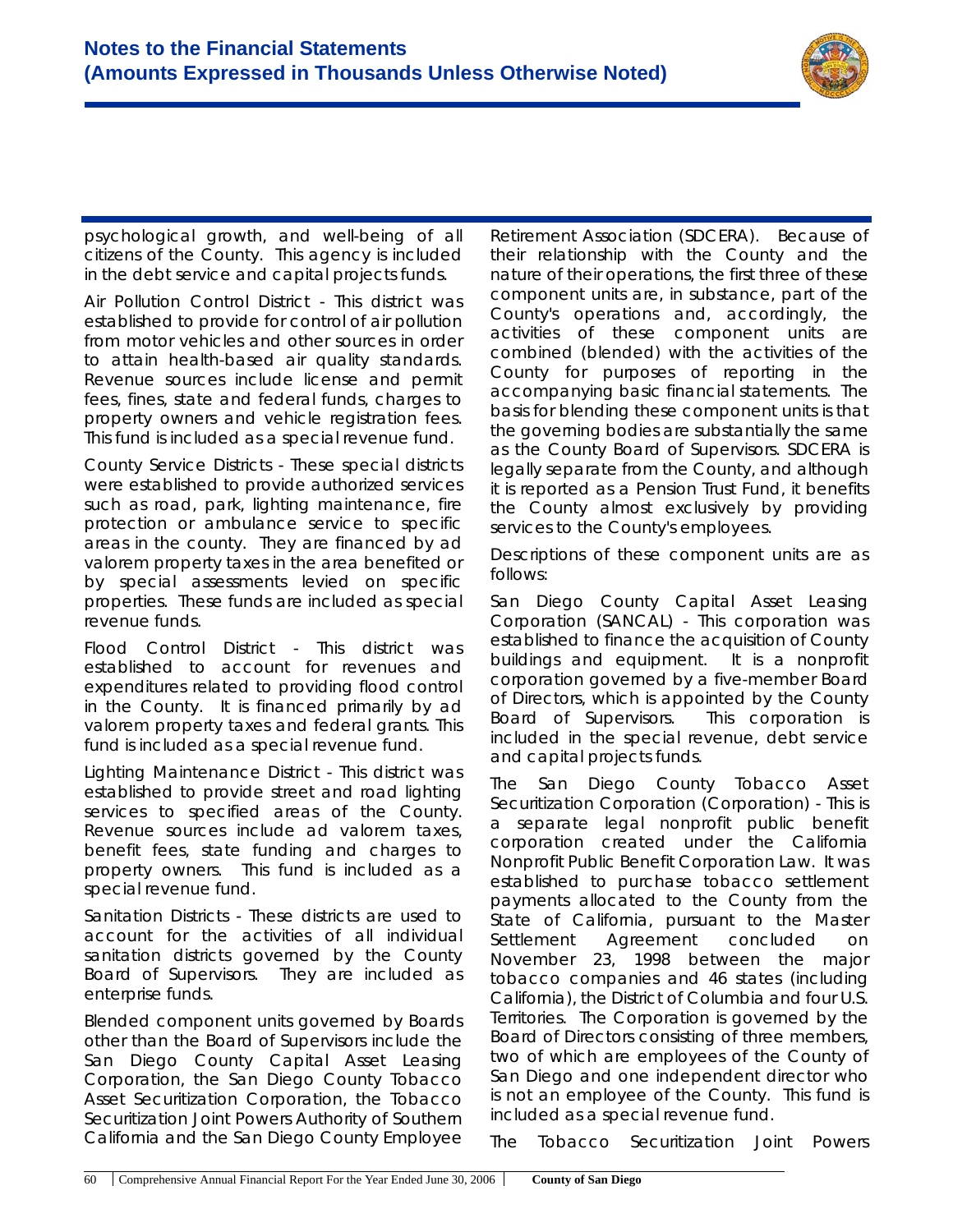psychological growth, and well-being of all citizens of the County. This agency is included in the debt service and capital projects funds.

Air Pollution Control District - This district was established to provide for control of air pollution from motor vehicles and other sources in order to attain health-based air quality standards. Revenue sources include license and permit fees, fines, state and federal funds, charges to property owners and vehicle registration fees. This fund is included as a special revenue fund.

County Service Districts - These special districts were established to provide authorized services such as road, park, lighting maintenance, fire protection or ambulance service to specific areas in the county. They are financed by ad valorem property taxes in the area benefited or by special assessments levied on specific properties. These funds are included as special revenue funds.

Flood Control District - This district was established to account for revenues and expenditures related to providing flood control in the County. It is financed primarily by ad valorem property taxes and federal grants. This fund is included as a special revenue fund.

Lighting Maintenance District - This district was established to provide street and road lighting services to specified areas of the County. Revenue sources include ad valorem taxes, benefit fees, state funding and charges to property owners. This fund is included as a special revenue fund.

Sanitation Districts - These districts are used to account for the activities of all individual sanitation districts governed by the County Board of Supervisors. They are included as enterprise funds.

Blended component units governed by Boards other than the Board of Supervisors include the San Diego County Capital Asset Leasing Corporation, the San Diego County Tobacco Asset Securitization Corporation, the Tobacco Securitization Joint Powers Authority of Southern California and the San Diego County Employee Retirement Association (SDCERA). Because of their relationship with the County and the nature of their operations, the first three of these component units are, in substance, part of the County's operations and, accordingly, the activities of these component units are combined (blended) with the activities of the County for purposes of reporting in the accompanying basic financial statements. The basis for blending these component units is that the governing bodies are substantially the same as the County Board of Supervisors. SDCERA is legally separate from the County, and although it is reported as a Pension Trust Fund, it benefits the County almost exclusively by providing services to the County's employees.

Descriptions of these component units are as follows:

San Diego County Capital Asset Leasing Corporation (SANCAL) - This corporation was established to finance the acquisition of County buildings and equipment. It is a nonprofit corporation governed by a five-member Board of Directors, which is appointed by the County Board of Supervisors. This corporation is included in the special revenue, debt service and capital projects funds.

The San Diego County Tobacco Asset Securitization Corporation (Corporation) - This is a separate legal nonprofit public benefit corporation created under the California Nonprofit Public Benefit Corporation Law. It was established to purchase tobacco settlement payments allocated to the County from the State of California, pursuant to the Master Settlement Agreement concluded on November 23, 1998 between the major tobacco companies and 46 states (including California), the District of Columbia and four U.S. Territories. The Corporation is governed by the Board of Directors consisting of three members, two of which are employees of the County of San Diego and one independent director who is not an employee of the County. This fund is included as a special revenue fund.

The Tobacco Securitization Joint Powers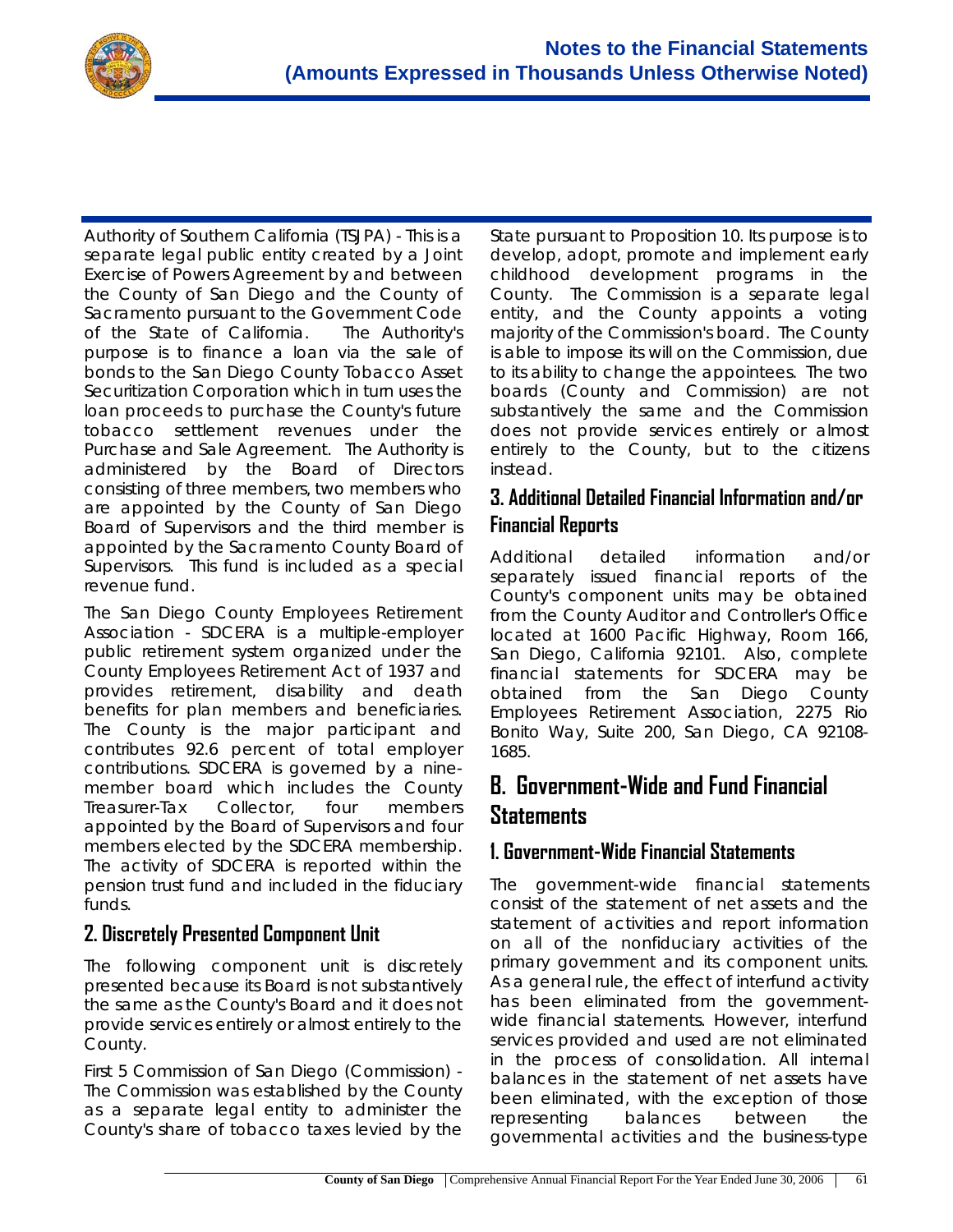Authority of Southern California (TSJPA) - This is a separate legal public entity created by a Joint Exercise of Powers Agreement by and between the County of San Diego and the County of Sacramento pursuant to the Government Code of the State of California. The Authority's purpose is to finance a loan via the sale of bonds to the San Diego County Tobacco Asset Securitization Corporation which in turn uses the loan proceeds to purchase the County's future tobacco settlement revenues under the Purchase and Sale Agreement. The Authority is administered by the Board of Directors consisting of three members, two members who are appointed by the County of San Diego Board of Supervisors and the third member is appointed by the Sacramento County Board of Supervisors. This fund is included as a special revenue fund.

The San Diego County Employees Retirement Association - SDCERA is a multiple-employer public retirement system organized under the County Employees Retirement Act of 1937 and provides retirement, disability and death benefits for plan members and beneficiaries. The County is the major participant and contributes 92.6 percent of total employer contributions. SDCERA is governed by a nine-member board which includes the County Treasurer-Tax Collector, four members appointed by the Board of Supervisors and four members elected by the SDCERA membership. The activity of SDCERA is reported within the pension trust fund and included in the fiduciary funds.

### 2. Discretely Presented Component Unit

The following component unit is discretely presented because its Board is not substantively the same as the County's Board and it does not provide services entirely or almost entirely to the County.

First 5 Commission of San Diego (Commission) - The Commission was established by the County as a separate legal entity to administer the County's share of tobacco taxes levied by the State pursuant to Proposition 10. Its purpose is to develop, adopt, promote and implement early childhood development programs in the County. The Commission is a separate legal entity, and the County appoints a voting majority of the Commission's board. The County is able to impose its will on the Commission, due to its ability to change the appointees. The two boards (County and Commission) are not substantively the same and the Commission does not provide services entirely or almost entirely to the County, but to the citizens instead.

### 3. Additional Detailed Financial Information and/or Financial Reports

Additional detailed information and/or separately issued financial reports of the County's component units may be obtained from the County Auditor and Controller's Office located at 1600 Pacific Highway, Room 166, San Diego, California 92101. Also, complete financial statements for SDCERA may be obtained from the San Diego County Employees Retirement Association, 2275 Rio Bonito Way, Suite 200, San Diego, CA 92108-1685.

## B. Government-Wide and Fund Financial Statements

### 1. Government-Wide Financial Statements

The government-wide financial statements consist of the statement of net assets and the statement of activities and report information on all of the nonfiduciary activities of the primary government and its component units. As a general rule, the effect of interfund activity has been eliminated from the government-wide financial statements. However, interfund services provided and used are not eliminated in the process of consolidation. All internal balances in the statement of net assets have been eliminated, with the exception of those representing balances between the governmental activities and the business-type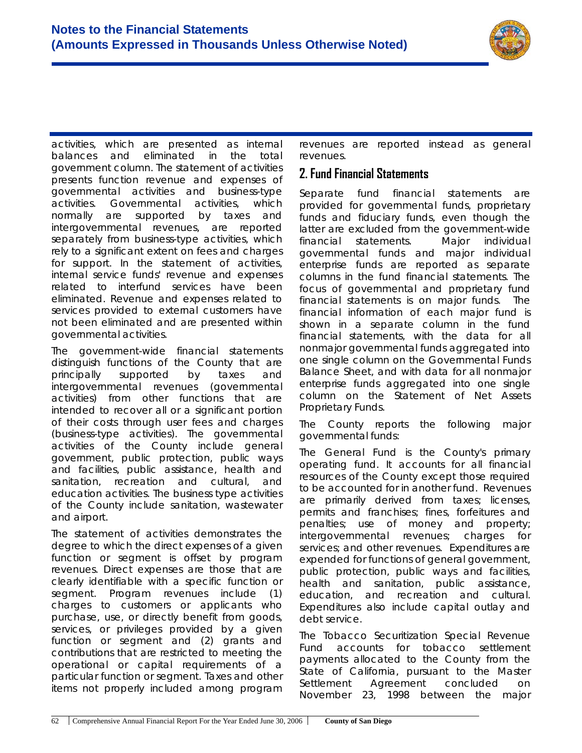activities, which are presented as internal balances and eliminated in the total government column. The statement of activities presents function revenue and expenses of governmental activities and business-type activities. Governmental activities, which normally are supported by taxes and intergovernmental revenues, are reported separately from business-type activities, which rely to a significant extent on fees and charges for support. In the statement of activities, internal service funds' revenue and expenses related to interfund services have been eliminated. Revenue and expenses related to services provided to external customers have not been eliminated and are presented within governmental activities.

The government-wide financial statements distinguish functions of the County that are principally supported by taxes and intergovernmental revenues (governmental activities) from other functions that are intended to recover all or a significant portion of their costs through user fees and charges (business-type activities). The governmental activities of the County include general government, public protection, public ways and facilities, public assistance, health and sanitation, recreation and cultural, and education activities. The business type activities of the County include sanitation, wastewater and airport.

The statement of activities demonstrates the degree to which the direct expenses of a given function or segment is offset by program revenues. Direct expenses are those that are clearly identifiable with a specific function or segment. Program revenues include (1) charges to customers or applicants who purchase, use, or directly benefit from goods, services, or privileges provided by a given function or segment and (2) grants and contributions that are restricted to meeting the operational or capital requirements of a particular function or segment. Taxes and other items not properly included among program revenues are reported instead as general revenues.

## 2. Fund Financial Statements

Separate fund financial statements are provided for governmental funds, proprietary funds and fiduciary funds, even though the latter are excluded from the government-wide financial statements. Major individual governmental funds and major individual enterprise funds are reported as separate columns in the fund financial statements. The focus of governmental and proprietary fund financial statements is on major funds. The financial information of each major fund is shown in a separate column in the fund financial statements, with the data for all nonmajor governmental funds aggregated into one single column on the Governmental Funds Balance Sheet, and with data for all nonmajor enterprise funds aggregated into one single column on the Statement of Net Assets Proprietary Funds.

The County reports the following major governmental funds:

The General Fund is the County's primary operating fund. It accounts for all financial resources of the County except those required to be accounted for in another fund. Revenues are primarily derived from taxes; licenses, permits and franchises; fines, forfeitures and penalties; use of money and property; intergovernmental revenues; charges for services; and other revenues. Expenditures are expended for functions of general government, public protection, public ways and facilities, health and sanitation, public assistance, education, and recreation and cultural. Expenditures also include capital outlay and debt service.

The Tobacco Securitization Special Revenue Fund accounts for tobacco settlement payments allocated to the County from the State of California, pursuant to the Master Settlement Agreement concluded on November 23, 1998 between the major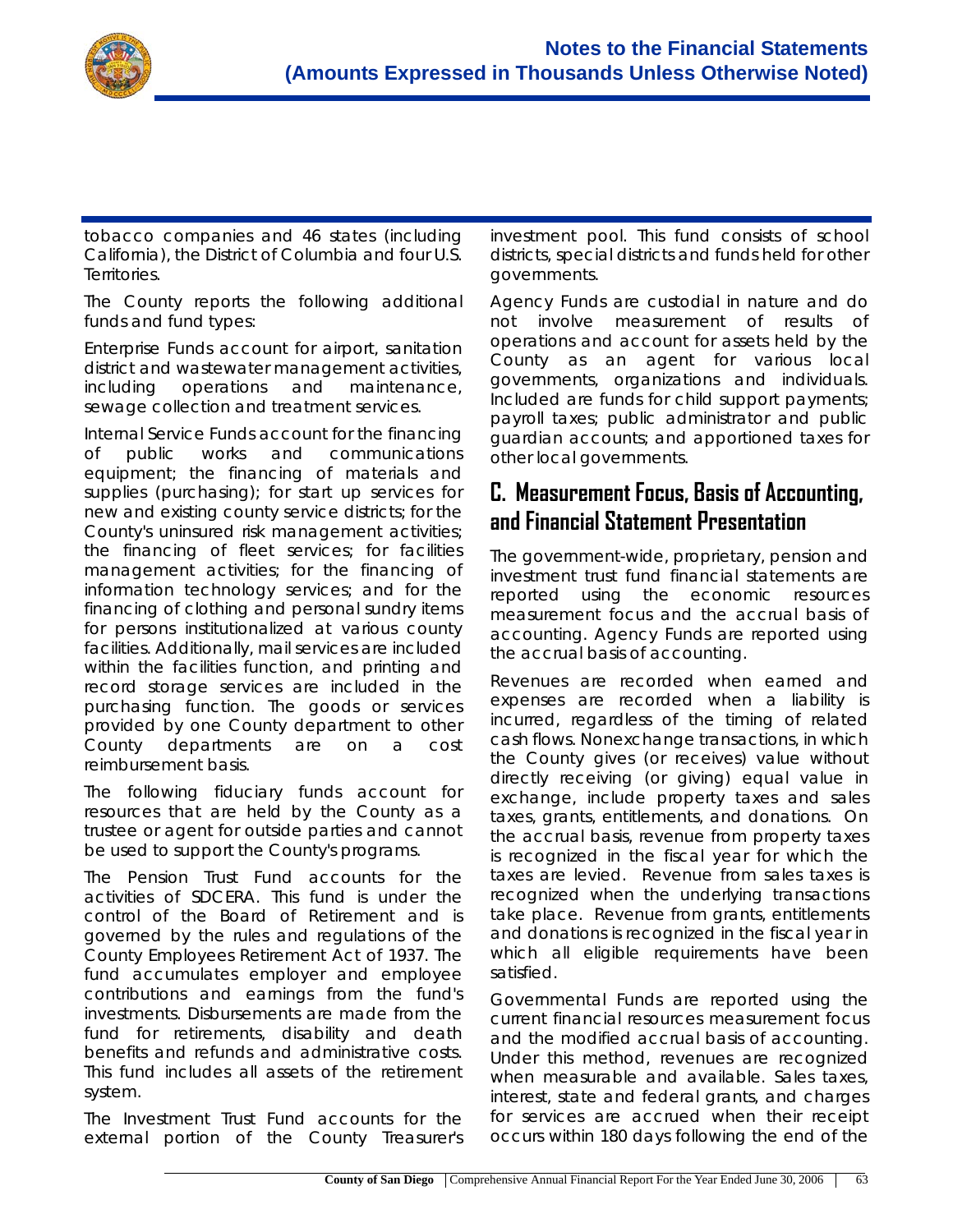tobacco companies and 46 states (including California), the District of Columbia and four U.S. Territories.

The County reports the following additional funds and fund types:

Enterprise Funds account for airport, sanitation district and wastewater management activities, including operations and maintenance, sewage collection and treatment services.

Internal Service Funds account for the financing of public works and communications equipment; the financing of materials and supplies (purchasing); for start up services for new and existing county service districts; for the County's uninsured risk management activities; the financing of fleet services; for facilities management activities; for the financing of information technology services; and for the financing of clothing and personal sundry items for persons institutionalized at various county facilities. Additionally, mail services are included within the facilities function, and printing and record storage services are included in the purchasing function. The goods or services provided by one County department to other County departments are on a cost reimbursement basis.

The following fiduciary funds account for resources that are held by the County as a trustee or agent for outside parties and cannot be used to support the County's programs.

The Pension Trust Fund accounts for the activities of SDCERA. This fund is under the control of the Board of Retirement and is governed by the rules and regulations of the County Employees Retirement Act of 1937. The fund accumulates employer and employee contributions and earnings from the fund's investments. Disbursements are made from the fund for retirements, disability and death benefits and refunds and administrative costs. This fund includes all assets of the retirement system.

The Investment Trust Fund accounts for the external portion of the County Treasurer's investment pool. This fund consists of school districts, special districts and funds held for other governments.

Agency Funds are custodial in nature and do not involve measurement of results of operations and account for assets held by the County as an agent for various local governments, organizations and individuals. Included are funds for child support payments; payroll taxes; public administrator and public guardian accounts; and apportioned taxes for other local governments.

## C. Measurement Focus, Basis of Accounting, and Financial Statement Presentation

The government-wide, proprietary, pension and investment trust fund financial statements are reported using the economic resources measurement focus and the accrual basis of accounting. Agency Funds are reported using the accrual basis of accounting.

Revenues are recorded when earned and expenses are recorded when a liability is incurred, regardless of the timing of related cash flows. Nonexchange transactions, in which the County gives (or receives) value without directly receiving (or giving) equal value in exchange, include property taxes and sales taxes, grants, entitlements, and donations. On the accrual basis, revenue from property taxes is recognized in the fiscal year for which the taxes are levied. Revenue from sales taxes is recognized when the underlying transactions take place. Revenue from grants, entitlements and donations is recognized in the fiscal year in which all eligible requirements have been satisfied.

Governmental Funds are reported using the current financial resources measurement focus and the modified accrual basis of accounting. Under this method, revenues are recognized when measurable and available. Sales taxes, interest, state and federal grants, and charges for services are accrued when their receipt occurs within 180 days following the end of the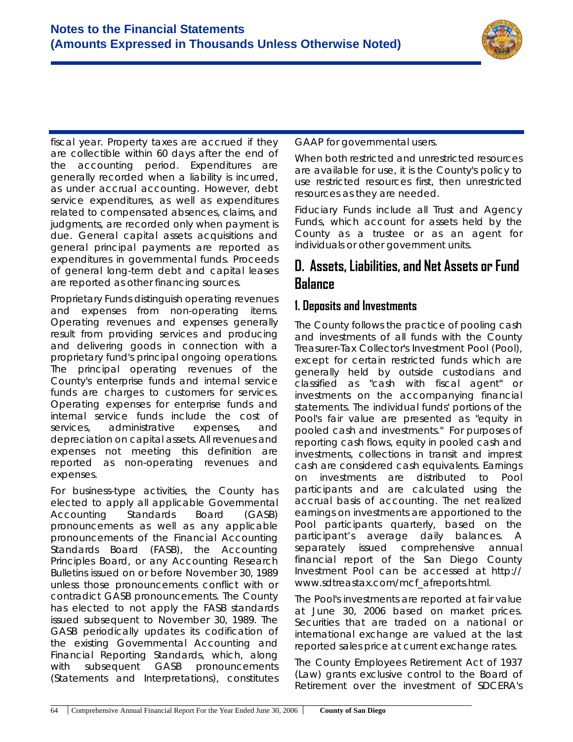fiscal year. Property taxes are accrued if they are collectible within 60 days after the end of the accounting period. Expenditures are generally recorded when a liability is incurred, as under accrual accounting. However, debt service expenditures, as well as expenditures related to compensated absences, claims, and judgments, are recorded only when payment is due. General capital assets acquisitions and general principal payments are reported as expenditures in governmental funds. Proceeds of general long-term debt and capital leases are reported as other financing sources.

Proprietary Funds distinguish operating revenues and expenses from non-operating items. Operating revenues and expenses generally result from providing services and producing and delivering goods in connection with a proprietary fund's principal ongoing operations. The principal operating revenues of the County's enterprise funds and internal service funds are charges to customers for services. Operating expenses for enterprise funds and internal service funds include the cost of services, administrative expenses, and depreciation on capital assets. All revenues and expenses not meeting this definition are reported as non-operating revenues and expenses.

For business-type activities, the County has elected to apply all applicable Governmental Accounting Standards Board (GASB) pronouncements as well as any applicable pronouncements of the Financial Accounting Standards Board (FASB), the Accounting Principles Board, or any Accounting Research Bulletins issued on or before November 30, 1989 unless those pronouncements conflict with or contradict GASB pronouncements. The County has elected to not apply the FASB standards issued subsequent to November 30, 1989. The GASB periodically updates its codification of the existing Governmental Accounting and Financial Reporting Standards, which, along with subsequent GASB pronouncements (Statements and Interpretations), constitutes GAAP for governmental users.

When both restricted and unrestricted resources are available for use, it is the County's policy to use restricted resources first, then unrestricted resources as they are needed.

Fiduciary Funds include all Trust and Agency Funds, which account for assets held by the County as a trustee or as an agent for individuals or other government units.

## D. Assets, Liabilities, and Net Assets or Fund Balance

### 1. Deposits and Investments

The County follows the practice of pooling cash and investments of all funds with the County Treasurer-Tax Collector's Investment Pool (Pool), except for certain restricted funds which are generally held by outside custodians and classified as "cash with fiscal agent" or investments on the accompanying financial statements. The individual funds' portions of the Pool's fair value are presented as "equity in pooled cash and investments." For purposes of reporting cash flows, equity in pooled cash and investments, collections in transit and imprest cash are considered cash equivalents. Earnings on investments are distributed to Pool participants and are calculated using the accrual basis of accounting. The net realized earnings on investments are apportioned to the Pool participants quarterly, based on the participant's average daily balances. A separately issued comprehensive annual financial report of the San Diego County Investment Pool can be accessed at http://www.sdtreastax.com/mcf_afreports.html.

The Pool's investments are reported at fair value at June 30, 2006 based on market prices. Securities that are traded on a national or international exchange are valued at the last reported sales price at current exchange rates.

The County Employees Retirement Act of 1937 (Law) grants exclusive control to the Board of Retirement over the investment of SDCERA's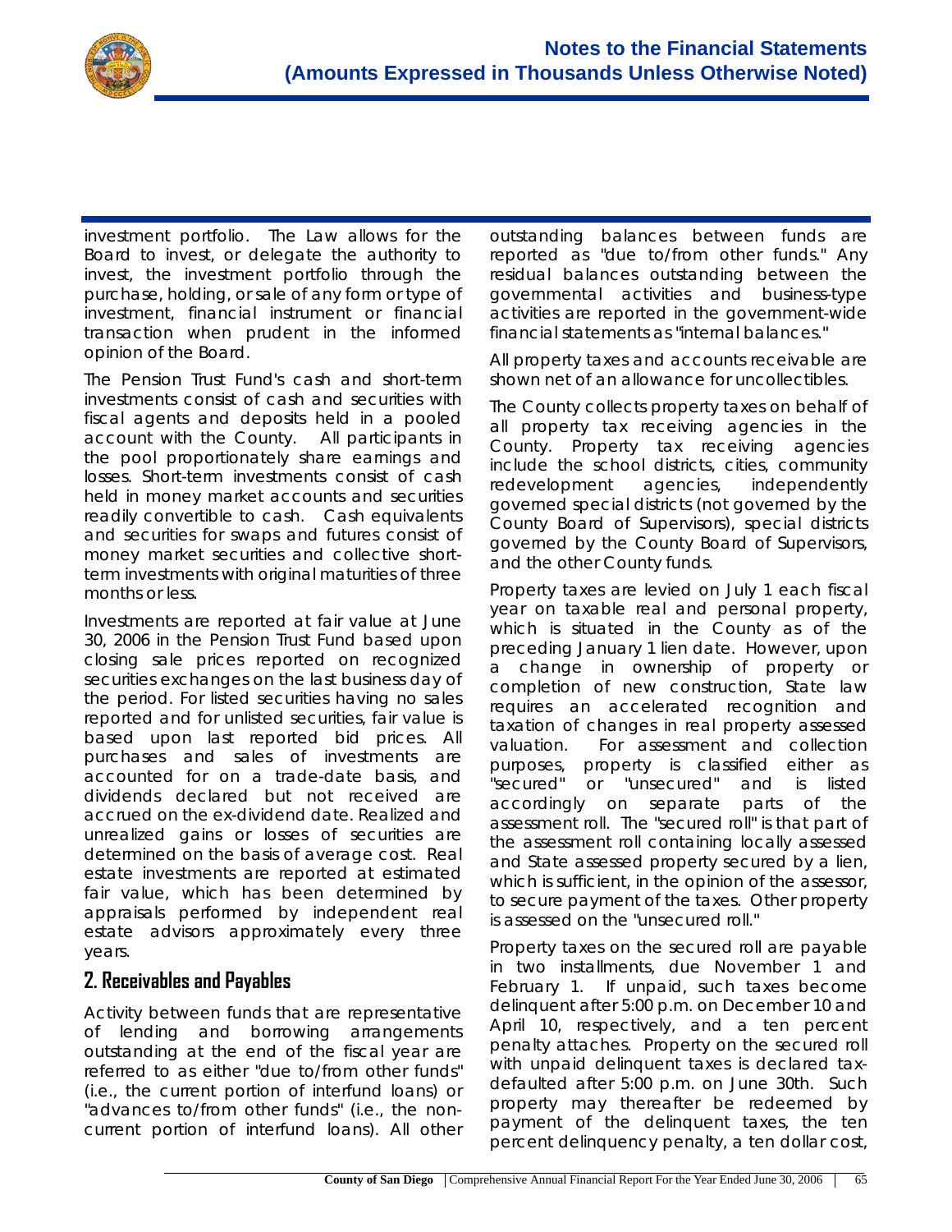investment portfolio. The Law allows for the Board to invest, or delegate the authority to invest, the investment portfolio through the purchase, holding, or sale of any form or type of investment, financial instrument or financial transaction when prudent in the informed opinion of the Board.

The Pension Trust Fund's cash and short-term investments consist of cash and securities with fiscal agents and deposits held in a pooled account with the County. All participants in the pool proportionately share earnings and losses. Short-term investments consist of cash held in money market accounts and securities readily convertible to cash. Cash equivalents and securities for swaps and futures consist of money market securities and collective short-term investments with original maturities of three months or less.

Investments are reported at fair value at June 30, 2006 in the Pension Trust Fund based upon closing sale prices reported on recognized securities exchanges on the last business day of the period. For listed securities having no sales reported and for unlisted securities, fair value is based upon last reported bid prices. All purchases and sales of investments are accounted for on a trade-date basis, and dividends declared but not received are accrued on the ex-dividend date. Realized and unrealized gains or losses of securities are determined on the basis of average cost. Real estate investments are reported at estimated fair value, which has been determined by appraisals performed by independent real estate advisors approximately every three years.

## 2. Receivables and Payables

Activity between funds that are representative of lending and borrowing arrangements outstanding at the end of the fiscal year are referred to as either "due to/from other funds" (i.e., the current portion of interfund loans) or "advances to/from other funds" (i.e., the non-current portion of interfund loans). All other outstanding balances between funds are reported as "due to/from other funds." Any residual balances outstanding between the governmental activities and business-type activities are reported in the government-wide financial statements as "internal balances."

All property taxes and accounts receivable are shown net of an allowance for uncollectibles.

The County collects property taxes on behalf of all property tax receiving agencies in the County. Property tax receiving agencies include the school districts, cities, community redevelopment agencies, independently governed special districts (not governed by the County Board of Supervisors), special districts governed by the County Board of Supervisors, and the other County funds.

Property taxes are levied on July 1 each fiscal year on taxable real and personal property, which is situated in the County as of the preceding January 1 lien date. However, upon a change in ownership of property or completion of new construction, State law requires an accelerated recognition and taxation of changes in real property assessed valuation. For assessment and collection purposes, property is classified either as "secured" or "unsecured" and is listed accordingly on separate parts of the assessment roll. The "secured roll" is that part of the assessment roll containing locally assessed and State assessed property secured by a lien, which is sufficient, in the opinion of the assessor, to secure payment of the taxes. Other property is assessed on the "unsecured roll."

Property taxes on the secured roll are payable in two installments, due November 1 and February 1. If unpaid, such taxes become delinquent after 5:00 p.m. on December 10 and April 10, respectively, and a ten percent penalty attaches. Property on the secured roll with unpaid delinquent taxes is declared tax-defaulted after 5:00 p.m. on June 30th. Such property may thereafter be redeemed by payment of the delinquent taxes, the ten percent delinquency penalty, a ten dollar cost,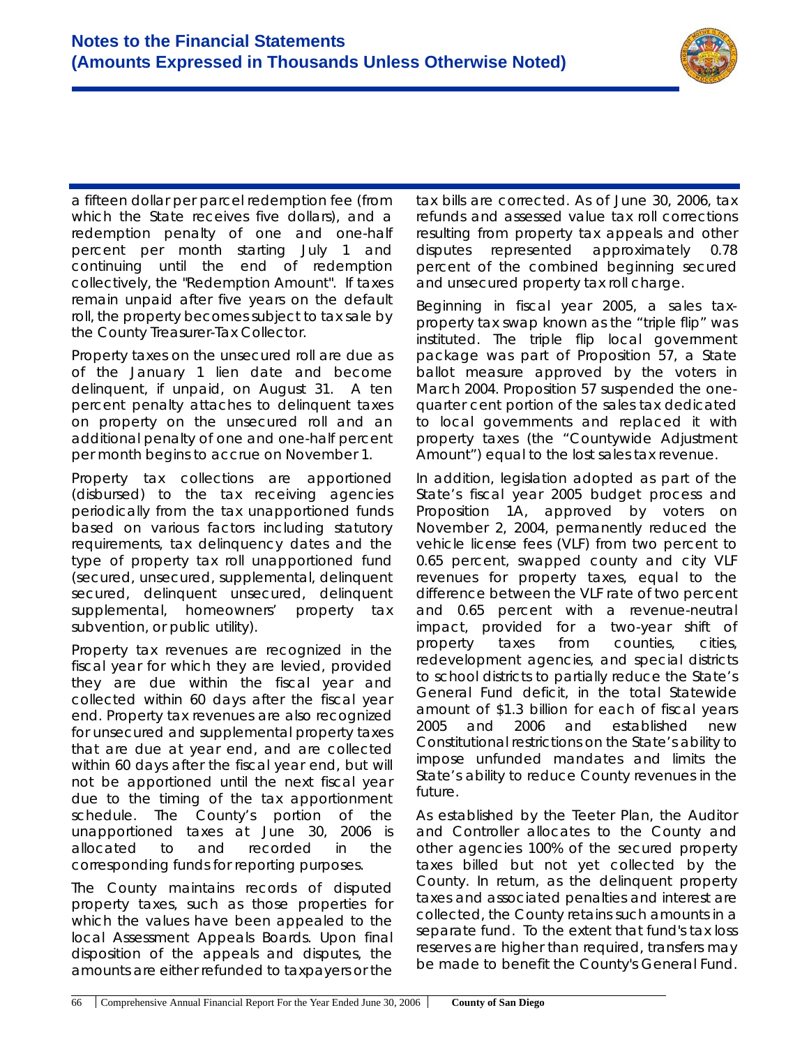a fifteen dollar per parcel redemption fee (from which the State receives five dollars), and a redemption penalty of one and one-half percent per month starting July 1 and continuing until the end of redemption collectively, the "Redemption Amount". If taxes remain unpaid after five years on the default roll, the property becomes subject to tax sale by the County Treasurer-Tax Collector.

Property taxes on the unsecured roll are due as of the January 1 lien date and become delinquent, if unpaid, on August 31. A ten percent penalty attaches to delinquent taxes on property on the unsecured roll and an additional penalty of one and one-half percent per month begins to accrue on November 1.

Property tax collections are apportioned (disbursed) to the tax receiving agencies periodically from the tax unapportioned funds based on various factors including statutory requirements, tax delinquency dates and the type of property tax roll unapportioned fund (secured, unsecured, supplemental, delinquent secured, delinquent unsecured, delinquent supplemental, homeowners' property tax subvention, or public utility).

Property tax revenues are recognized in the fiscal year for which they are levied, provided they are due within the fiscal year and collected within 60 days after the fiscal year end. Property tax revenues are also recognized for unsecured and supplemental property taxes that are due at year end, and are collected within 60 days after the fiscal year end, but will not be apportioned until the next fiscal year due to the timing of the tax apportionment schedule. The County's portion of the unapportioned taxes at June 30, 2006 is allocated to and recorded in the corresponding funds for reporting purposes.

The County maintains records of disputed property taxes, such as those properties for which the values have been appealed to the local Assessment Appeals Boards. Upon final disposition of the appeals and disputes, the amounts are either refunded to taxpayers or the tax bills are corrected. As of June 30, 2006, tax refunds and assessed value tax roll corrections resulting from property tax appeals and other disputes represented approximately 0.78 percent of the combined beginning secured and unsecured property tax roll charge.

Beginning in fiscal year 2005, a sales tax-property tax swap known as the "triple flip" was instituted. The triple flip local government package was part of Proposition 57, a State ballot measure approved by the voters in March 2004. Proposition 57 suspended the one-quarter cent portion of the sales tax dedicated to local governments and replaced it with property taxes (the "Countywide Adjustment Amount") equal to the lost sales tax revenue.

In addition, legislation adopted as part of the State's fiscal year 2005 budget process and Proposition 1A, approved by voters on November 2, 2004, permanently reduced the vehicle license fees (VLF) from two percent to 0.65 percent, swapped county and city VLF revenues for property taxes, equal to the difference between the VLF rate of two percent and 0.65 percent with a revenue-neutral impact, provided for a two-year shift of property taxes from counties, cities, redevelopment agencies, and special districts to school districts to partially reduce the State's General Fund deficit, in the total Statewide amount of $1.3 billion for each of fiscal years 2005 and 2006 and established new Constitutional restrictions on the State's ability to impose unfunded mandates and limits the State's ability to reduce County revenues in the future.

As established by the Teeter Plan, the Auditor and Controller allocates to the County and other agencies 100% of the secured property taxes billed but not yet collected by the County. In return, as the delinquent property taxes and associated penalties and interest are collected, the County retains such amounts in a separate fund. To the extent that fund's tax loss reserves are higher than required, transfers may be made to benefit the County's General Fund.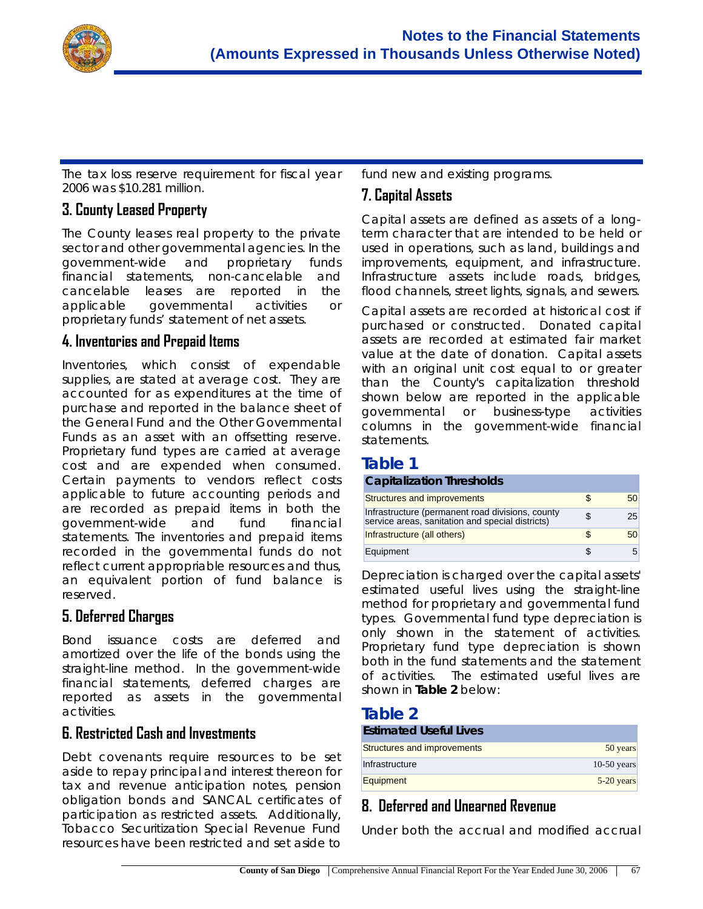The tax loss reserve requirement for fiscal year 2006 was $10.281 million.

## 3. County Leased Property

The County leases real property to the private sector and other governmental agencies. In the government-wide and proprietary funds financial statements, non-cancelable and cancelable leases are reported in the applicable governmental activities or proprietary funds' statement of net assets.

## 4. Inventories and Prepaid Items

Inventories, which consist of expendable supplies, are stated at average cost. They are accounted for as expenditures at the time of purchase and reported in the balance sheet of the General Fund and the Other Governmental Funds as an asset with an offsetting reserve. Proprietary fund types are carried at average cost and are expended when consumed. Certain payments to vendors reflect costs applicable to future accounting periods and are recorded as prepaid items in both the government-wide and fund financial statements. The inventories and prepaid items recorded in the governmental funds do not reflect current appropriable resources and thus, an equivalent portion of fund balance is reserved.

## 5. Deferred Charges

Bond issuance costs are deferred and amortized over the life of the bonds using the straight-line method. In the government-wide financial statements, deferred charges are reported as assets in the governmental activities.

## 6. Restricted Cash and Investments

Debt covenants require resources to be set aside to repay principal and interest thereon for tax and revenue anticipation notes, pension obligation bonds and SANCAL certificates of participation as restricted assets. Additionally, Tobacco Securitization Special Revenue Fund resources have been restricted and set aside to fund new and existing programs.

## 7. Capital Assets

Capital assets are defined as assets of a long-term character that are intended to be held or used in operations, such as land, buildings and improvements, equipment, and infrastructure. Infrastructure assets include roads, bridges, flood channels, street lights, signals, and sewers.

Capital assets are recorded at historical cost if purchased or constructed. Donated capital assets are recorded at estimated fair market value at the date of donation. Capital assets with an original unit cost equal to or greater than the County's capitalization threshold shown below are reported in the applicable governmental or business-type activities columns in the government-wide financial statements.

### Table 1

| Capitalization Thresholds | | |
|---|---|---|
| Structures and improvements | $ | 50 |
| Infrastructure (permanent road divisions, county service areas, sanitation and special districts) | $ | 25 |
| Infrastructure (all others) | $ | 50 |
| Equipment | $ | 5 |

Depreciation is charged over the capital assets' estimated useful lives using the straight-line method for proprietary and governmental fund types. Governmental fund type depreciation is only shown in the statement of activities. Proprietary fund type depreciation is shown both in the fund statements and the statement of activities. The estimated useful lives are shown in **Table 2** below:

### Table 2

| Estimated Useful Lives | |
|---|---|
| Structures and improvements | 50 years |
| Infrastructure | 10-50 years |
| Equipment | 5-20 years |

## 8. Deferred and Unearned Revenue

Under both the accrual and modified accrual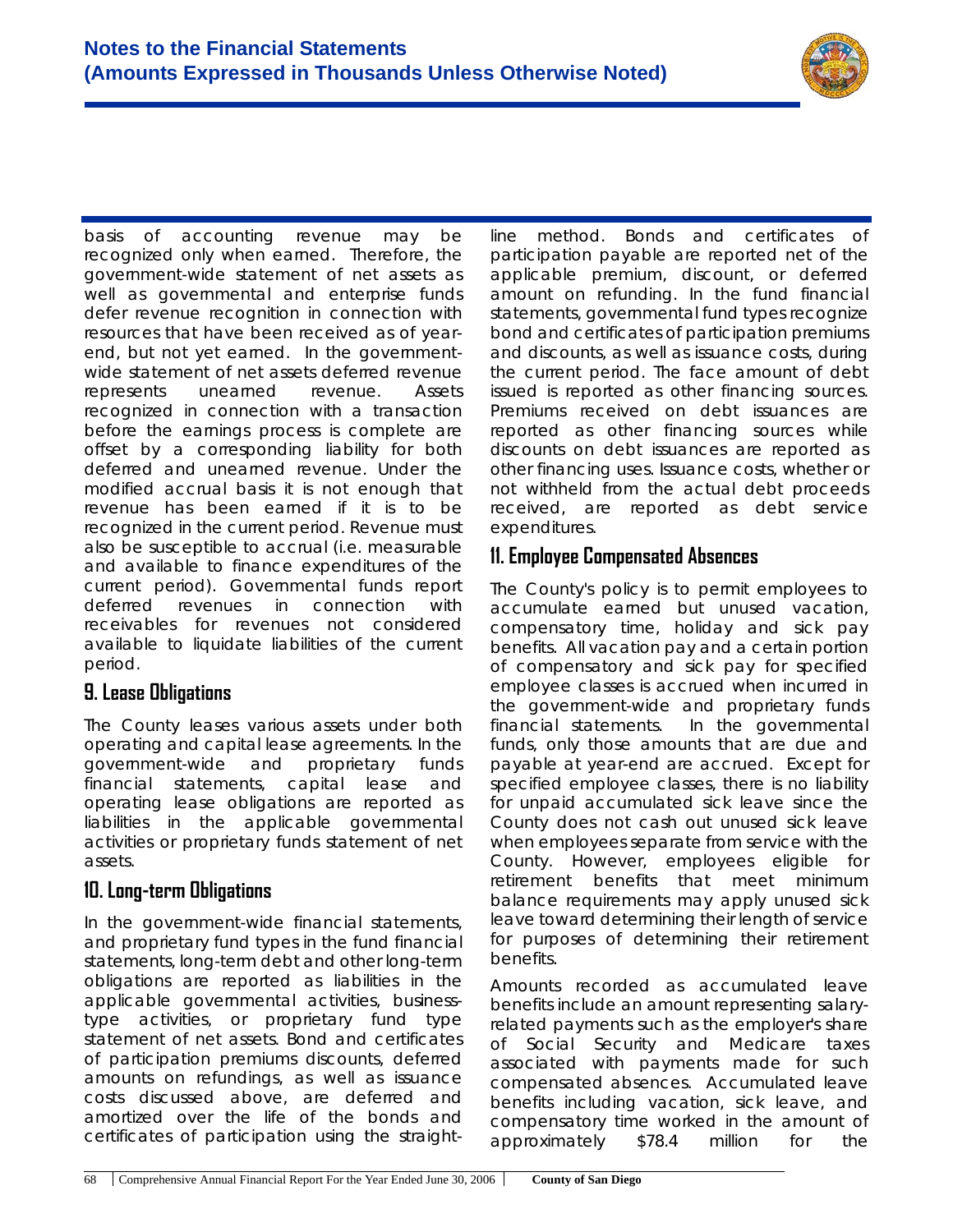basis of accounting revenue may be recognized only when earned. Therefore, the government-wide statement of net assets as well as governmental and enterprise funds defer revenue recognition in connection with resources that have been received as of year-end, but not yet earned. In the government-wide statement of net assets deferred revenue represents unearned revenue. Assets recognized in connection with a transaction before the earnings process is complete are offset by a corresponding liability for both deferred and unearned revenue. Under the modified accrual basis it is not enough that revenue has been earned if it is to be recognized in the current period. Revenue must also be susceptible to accrual (i.e. measurable and available to finance expenditures of the current period). Governmental funds report deferred revenues in connection with receivables for revenues not considered available to liquidate liabilities of the current period.

## 9. Lease Obligations

The County leases various assets under both operating and capital lease agreements. In the government-wide and proprietary funds financial statements, capital lease and operating lease obligations are reported as liabilities in the applicable governmental activities or proprietary funds statement of net assets.

## 10. Long-term Obligations

In the government-wide financial statements, and proprietary fund types in the fund financial statements, long-term debt and other long-term obligations are reported as liabilities in the applicable governmental activities, business-type activities, or proprietary fund type statement of net assets. Bond and certificates of participation premiums discounts, deferred amounts on refundings, as well as issuance costs discussed above, are deferred and amortized over the life of the bonds and certificates of participation using the straight-line method. Bonds and certificates of participation payable are reported net of the applicable premium, discount, or deferred amount on refunding. In the fund financial statements, governmental fund types recognize bond and certificates of participation premiums and discounts, as well as issuance costs, during the current period. The face amount of debt issued is reported as other financing sources. Premiums received on debt issuances are reported as other financing sources while discounts on debt issuances are reported as other financing uses. Issuance costs, whether or not withheld from the actual debt proceeds received, are reported as debt service expenditures.

## 11. Employee Compensated Absences

The County's policy is to permit employees to accumulate earned but unused vacation, compensatory time, holiday and sick pay benefits. All vacation pay and a certain portion of compensatory and sick pay for specified employee classes is accrued when incurred in the government-wide and proprietary funds financial statements. In the governmental funds, only those amounts that are due and payable at year-end are accrued. Except for specified employee classes, there is no liability for unpaid accumulated sick leave since the County does not cash out unused sick leave when employees separate from service with the County. However, employees eligible for retirement benefits that meet minimum balance requirements may apply unused sick leave toward determining their length of service for purposes of determining their retirement benefits.

Amounts recorded as accumulated leave benefits include an amount representing salary-related payments such as the employer's share of Social Security and Medicare taxes associated with payments made for such compensated absences. Accumulated leave benefits including vacation, sick leave, and compensatory time worked in the amount of approximately $78.4 million for the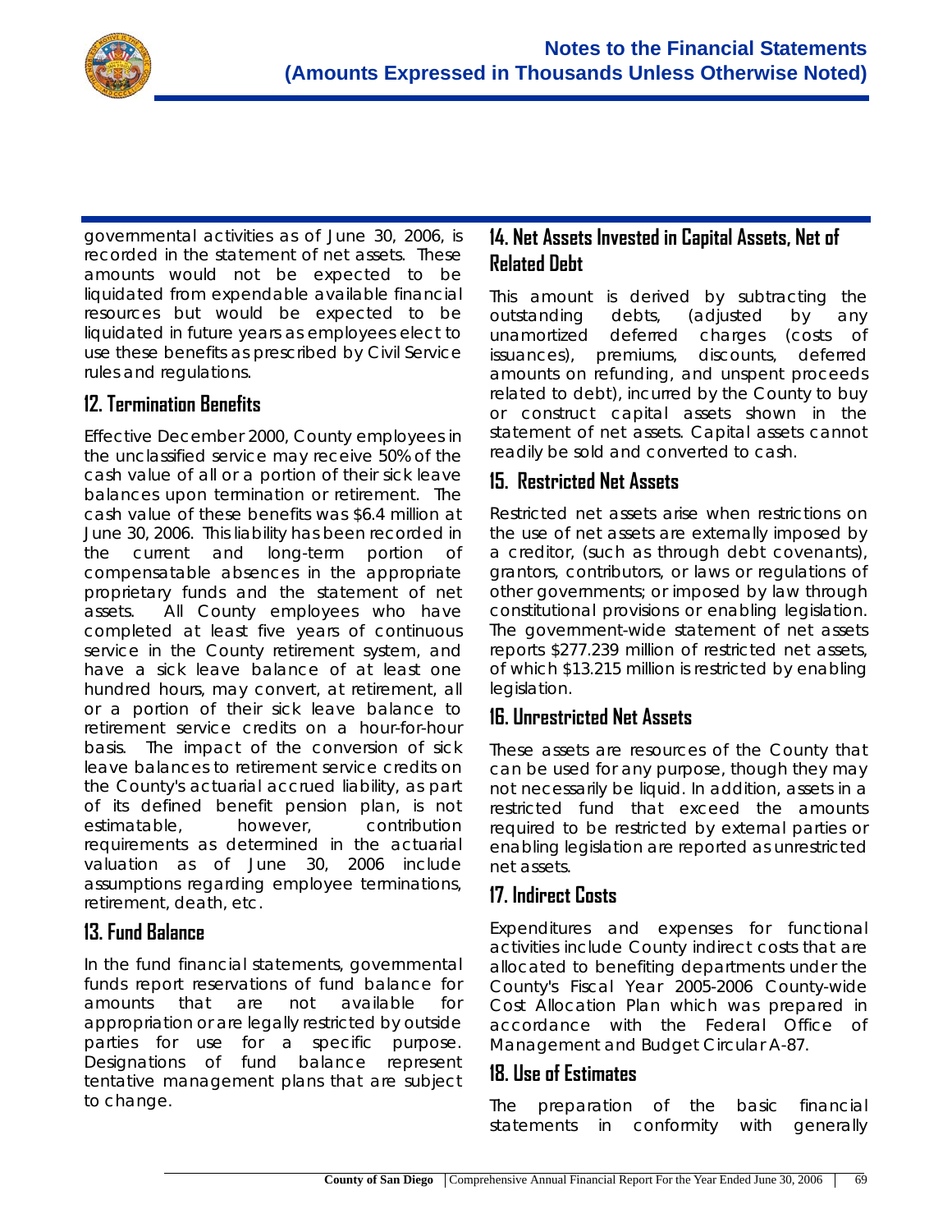governmental activities as of June 30, 2006, is recorded in the statement of net assets. These amounts would not be expected to be liquidated from expendable available financial resources but would be expected to be liquidated in future years as employees elect to use these benefits as prescribed by Civil Service rules and regulations.

## 12. Termination Benefits

Effective December 2000, County employees in the unclassified service may receive 50% of the cash value of all or a portion of their sick leave balances upon termination or retirement. The cash value of these benefits was $6.4 million at June 30, 2006. This liability has been recorded in the current and long-term portion of compensatable absences in the appropriate proprietary funds and the statement of net assets. All County employees who have completed at least five years of continuous service in the County retirement system, and have a sick leave balance of at least one hundred hours, may convert, at retirement, all or a portion of their sick leave balance to retirement service credits on a hour-for-hour basis. The impact of the conversion of sick leave balances to retirement service credits on the County's actuarial accrued liability, as part of its defined benefit pension plan, is not estimatable, however, contribution requirements as determined in the actuarial valuation as of June 30, 2006 include assumptions regarding employee terminations, retirement, death, etc.

## 13. Fund Balance

In the fund financial statements, governmental funds report reservations of fund balance for amounts that are not available for appropriation or are legally restricted by outside parties for use for a specific purpose. Designations of fund balance represent tentative management plans that are subject to change.

## 14. Net Assets Invested in Capital Assets, Net of Related Debt

This amount is derived by subtracting the outstanding debts, (adjusted by any unamortized deferred charges (costs of issuances), premiums, discounts, deferred amounts on refunding, and unspent proceeds related to debt), incurred by the County to buy or construct capital assets shown in the statement of net assets. Capital assets cannot readily be sold and converted to cash.

## 15. Restricted Net Assets

Restricted net assets arise when restrictions on the use of net assets are externally imposed by a creditor, (such as through debt covenants), grantors, contributors, or laws or regulations of other governments; or imposed by law through constitutional provisions or enabling legislation. The government-wide statement of net assets reports $277.239 million of restricted net assets, of which $13.215 million is restricted by enabling legislation.

## 16. Unrestricted Net Assets

These assets are resources of the County that can be used for any purpose, though they may not necessarily be liquid. In addition, assets in a restricted fund that exceed the amounts required to be restricted by external parties or enabling legislation are reported as unrestricted net assets.

## 17. Indirect Costs

Expenditures and expenses for functional activities include County indirect costs that are allocated to benefiting departments under the County's Fiscal Year 2005-2006 County-wide Cost Allocation Plan which was prepared in accordance with the Federal Office of Management and Budget Circular A-87.

## 18. Use of Estimates

The preparation of the basic financial statements in conformity with generally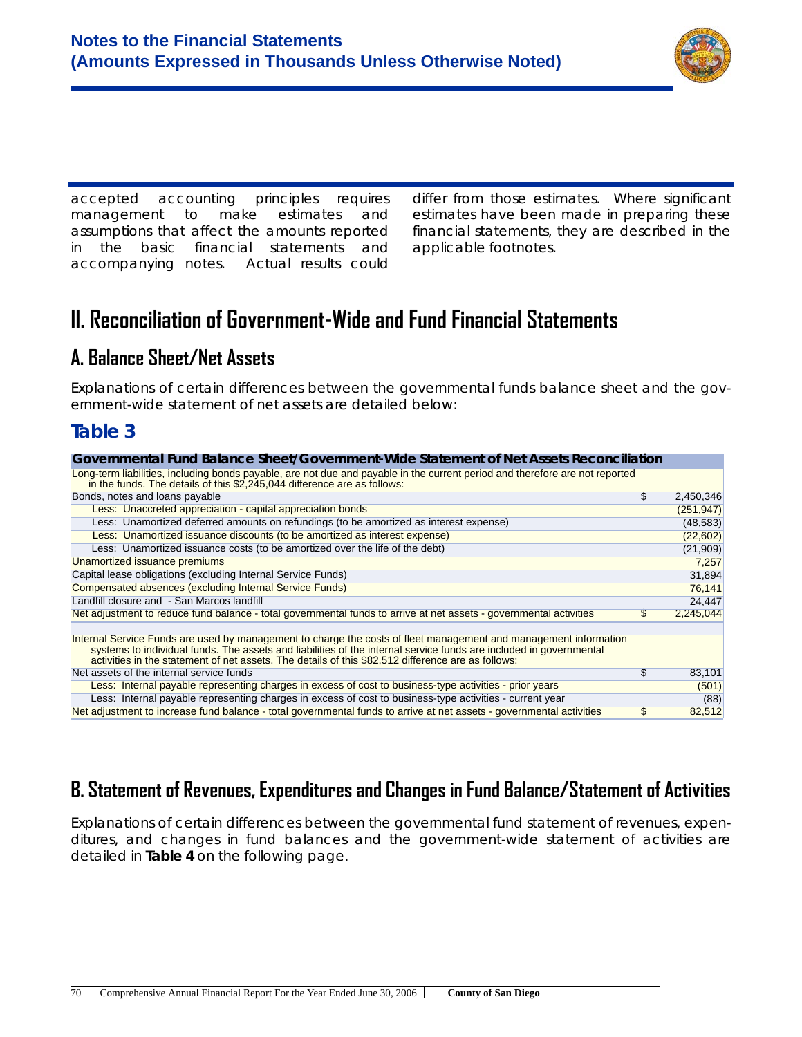accepted accounting principles requires management to make estimates and assumptions that affect the amounts reported in the basic financial statements and accompanying notes. Actual results could differ from those estimates. Where significant estimates have been made in preparing these financial statements, they are described in the applicable footnotes.

# II. Reconciliation of Government-Wide and Fund Financial Statements

## A. Balance Sheet/Net Assets

Explanations of certain differences between the governmental funds balance sheet and the government-wide statement of net assets are detailed below:

### Table 3

| Governmental Fund Balance Sheet/Government-Wide Statement of Net Assets Reconciliation | | |
|---|---|---|
| Long-term liabilities, including bonds payable, are not due and payable in the current period and therefore are not reported in the funds. The details of this $2,245,044 difference are as follows: | | |
| Bonds, notes and loans payable | $ | 2,450,346 |
| Less: Unaccreted appreciation - capital appreciation bonds | | (251,947) |
| Less: Unamortized deferred amounts on refundings (to be amortized as interest expense) | | (48,583) |
| Less: Unamortized issuance discounts (to be amortized as interest expense) | | (22,602) |
| Less: Unamortized issuance costs (to be amortized over the life of the debt) | | (21,909) |
| Unamortized issuance premiums | | 7,257 |
| Capital lease obligations (excluding Internal Service Funds) | | 31,894 |
| Compensated absences (excluding Internal Service Funds) | | 76,141 |
| Landfill closure and - San Marcos landfill | | 24,447 |
| Net adjustment to reduce fund balance - total governmental funds to arrive at net assets - governmental activities | $ | 2,245,044 |
| | | |
| Internal Service Funds are used by management to charge the costs of fleet management and management information systems to individual funds. The assets and liabilities of the internal service funds are included in governmental activities in the statement of net assets. The details of this $82,512 difference are as follows: | | |
| Net assets of the internal service funds | $ | 83,101 |
| Less: Internal payable representing charges in excess of cost to business-type activities - prior years | | (501) |
| Less: Internal payable representing charges in excess of cost to business-type activities - current year | | (88) |
| Net adjustment to increase fund balance - total governmental funds to arrive at net assets - governmental activities | $ | 82,512 |

## B. Statement of Revenues, Expenditures and Changes in Fund Balance/Statement of Activities

Explanations of certain differences between the governmental fund statement of revenues, expenditures, and changes in fund balances and the government-wide statement of activities are detailed in **Table 4** on the following page.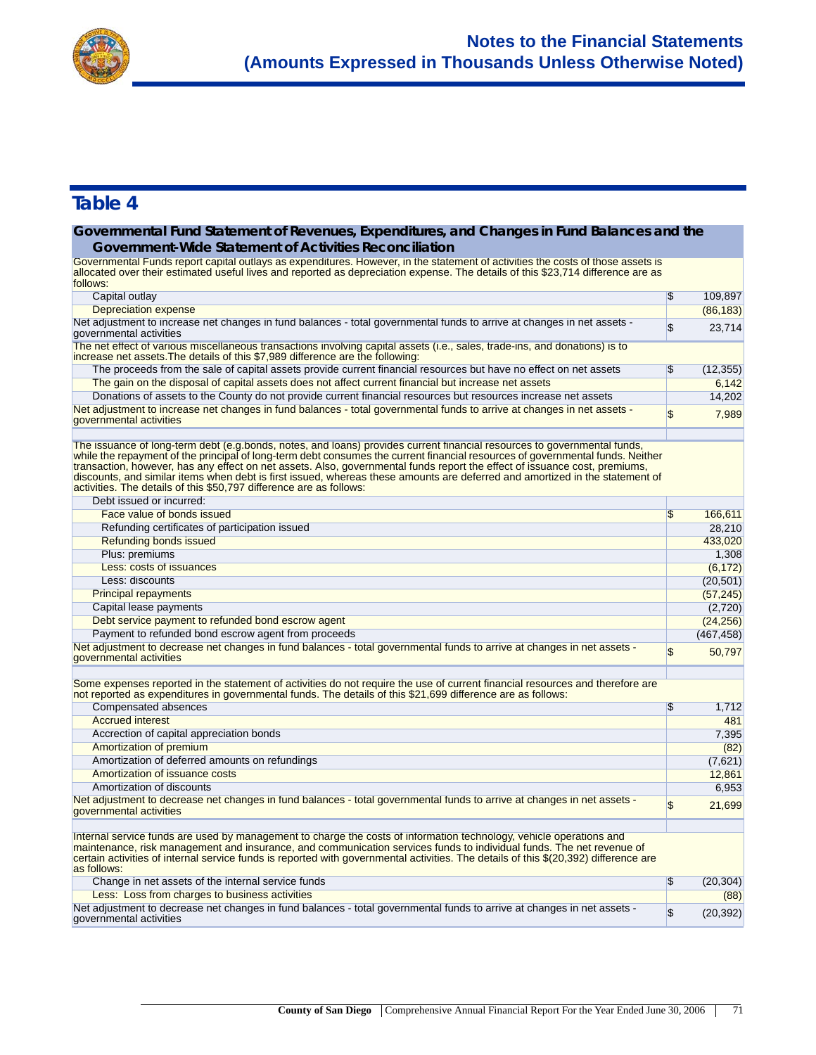## Table 4

| Governmental Fund Statement of Revenues, Expenditures, and Changes in Fund Balances and the Government-Wide Statement of Activities Reconciliation | | |
|---|---|---|
| Governmental Funds report capital outlays as expenditures. However, in the statement of activities the costs of those assets is allocated over their estimated useful lives and reported as depreciation expense. The details of this $23,714 difference are as follows: | | |
| Capital outlay | $ | 109,897 |
| Depreciation expense | | (86,183) |
| Net adjustment to increase net changes in fund balances - total governmental funds to arrive at changes in net assets - governmental activities | $ | 23,714 |
| The net effect of various miscellaneous transactions involving capital assets (i.e., sales, trade-ins, and donations) is to increase net assets.The details of this $7,989 difference are the following: | | |
| The proceeds from the sale of capital assets provide current financial resources but have no effect on net assets | $ | (12,355) |
| The gain on the disposal of capital assets does not affect current financial but increase net assets | | 6,142 |
| Donations of assets to the County do not provide current financial resources but resources increase net assets | | 14,202 |
| Net adjustment to increase net changes in fund balances - total governmental funds to arrive at changes in net assets - governmental activities | $ | 7,989 |
| | | |
| The issuance of long-term debt (e.g.bonds, notes, and loans) provides current financial resources to governmental funds, while the repayment of the principal of long-term debt consumes the current financial resources of governmental funds. Neither transaction, however, has any effect on net assets. Also, governmental funds report the effect of issuance cost, premiums, discounts, and similar items when debt is first issued, whereas these amounts are deferred and amortized in the statement of activities. The details of this $50,797 difference are as follows: | | |
| Debt issued or incurred: | | |
| Face value of bonds issued | $ | 166,611 |
| Refunding certificates of participation issued | | 28,210 |
| Refunding bonds issued | | 433,020 |
| Plus: premiums | | 1,308 |
| Less: costs of issuances | | (6,172) |
| Less: discounts | | (20,501) |
| Principal repayments | | (57,245) |
| Capital lease payments | | (2,720) |
| Debt service payment to refunded bond escrow agent | | (24,256) |
| Payment to refunded bond escrow agent from proceeds | | (467,458) |
| Net adjustment to decrease net changes in fund balances - total governmental funds to arrive at changes in net assets - governmental activities | $ | 50,797 |
| | | |
| Some expenses reported in the statement of activities do not require the use of current financial resources and therefore are not reported as expenditures in governmental funds. The details of this $21,699 difference are as follows: | | |
| Compensated absences | $ | 1,712 |
| Accrued interest | | 481 |
| Accrection of capital appreciation bonds | | 7,395 |
| Amortization of premium | | (82) |
| Amortization of deferred amounts on refundings | | (7,621) |
| Amortization of issuance costs | | 12,861 |
| Amortization of discounts | | 6,953 |
| Net adjustment to decrease net changes in fund balances - total governmental funds to arrive at changes in net assets - governmental activities | $ | 21,699 |
| | | |
| Internal service funds are used by management to charge the costs of information technology, vehicle operations and maintenance, risk management and insurance, and communication services funds to individual funds. The net revenue of certain activities of internal service funds is reported with governmental activities. The details of this $(20,392) difference are as follows: | | |
| Change in net assets of the internal service funds | $ | (20,304) |
| Less: Loss from charges to business activities | | (88) |
| Net adjustment to decrease net changes in fund balances - total governmental funds to arrive at changes in net assets - governmental activities | $ | (20,392) |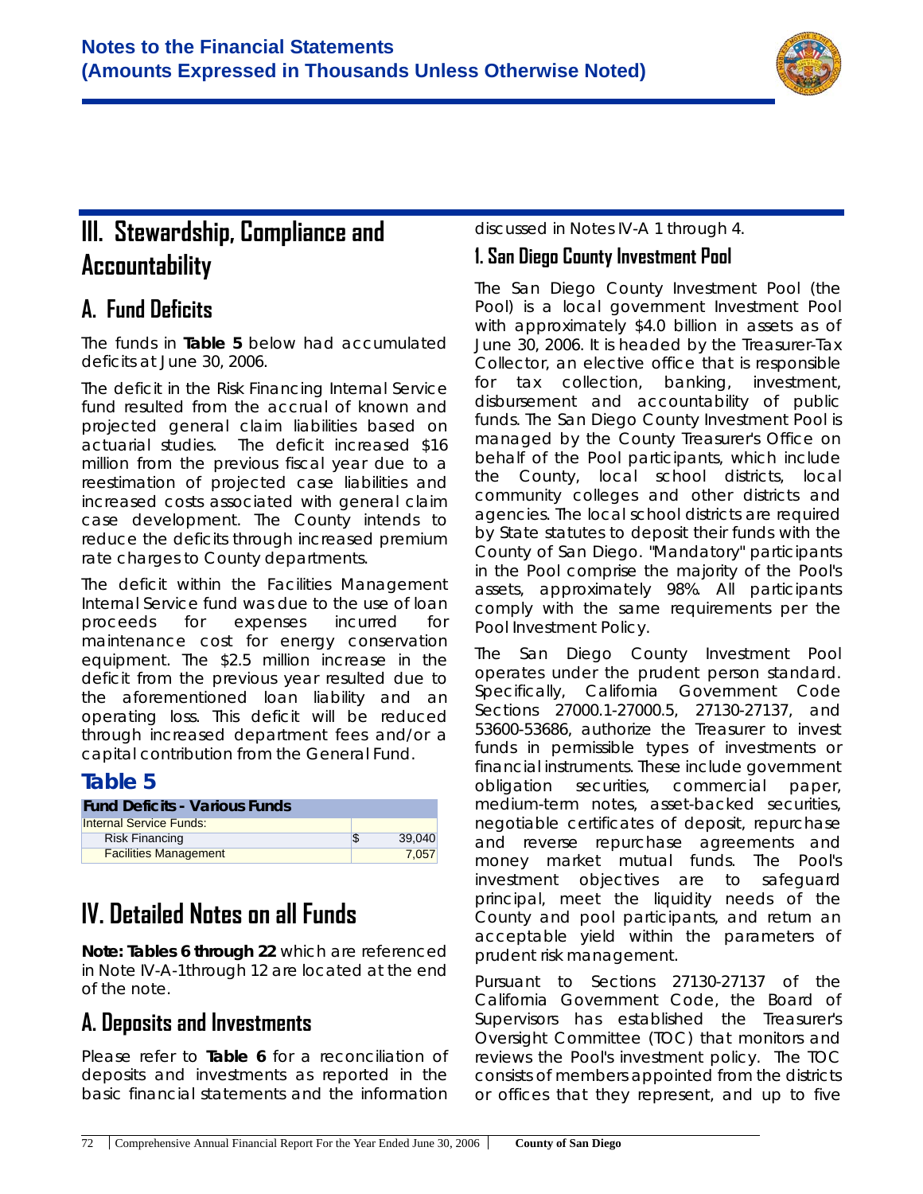# III. Stewardship, Compliance and Accountability

## A. Fund Deficits

The funds in **Table 5** below had accumulated deficits at June 30, 2006.

The deficit in the Risk Financing Internal Service fund resulted from the accrual of known and projected general claim liabilities based on actuarial studies. The deficit increased $16 million from the previous fiscal year due to a reestimation of projected case liabilities and increased costs associated with general claim case development. The County intends to reduce the deficits through increased premium rate charges to County departments.

The deficit within the Facilities Management Internal Service fund was due to the use of loan proceeds for expenses incurred for maintenance cost for energy conservation equipment. The $2.5 million increase in the deficit from the previous year resulted due to the aforementioned loan liability and an operating loss. This deficit will be reduced through increased department fees and/or a capital contribution from the General Fund.

### Table 5

| Fund Deficits - Various Funds | |
|---|---|
| Internal Service Funds: | |
| Risk Financing | $ 39,040 |
| Facilities Management | 7,057 |

# IV. Detailed Notes on all Funds

**Note: Tables 6 through 22** which are referenced in Note IV-A-1through 12 are located at the end of the note.

## A. Deposits and Investments

Please refer to **Table 6** for a reconciliation of deposits and investments as reported in the basic financial statements and the information discussed in Notes IV-A 1 through 4.

### 1. San Diego County Investment Pool

The San Diego County Investment Pool (the Pool) is a local government Investment Pool with approximately $4.0 billion in assets as of June 30, 2006. It is headed by the Treasurer-Tax Collector, an elective office that is responsible for tax collection, banking, investment, disbursement and accountability of public funds. The San Diego County Investment Pool is managed by the County Treasurer's Office on behalf of the Pool participants, which include the County, local school districts, local community colleges and other districts and agencies. The local school districts are required by State statutes to deposit their funds with the County of San Diego. "Mandatory" participants in the Pool comprise the majority of the Pool's assets, approximately 98%. All participants comply with the same requirements per the Pool Investment Policy.

The San Diego County Investment Pool operates under the prudent person standard. Specifically, California Government Code Sections 27000.1-27000.5, 27130-27137, and 53600-53686, authorize the Treasurer to invest funds in permissible types of investments or financial instruments. These include government obligation securities, commercial paper, medium-term notes, asset-backed securities, negotiable certificates of deposit, repurchase and reverse repurchase agreements and money market mutual funds. The Pool's investment objectives are to safeguard principal, meet the liquidity needs of the County and pool participants, and return an acceptable yield within the parameters of prudent risk management.

Pursuant to Sections 27130-27137 of the California Government Code, the Board of Supervisors has established the Treasurer's Oversight Committee (TOC) that monitors and reviews the Pool's investment policy. The TOC consists of members appointed from the districts or offices that they represent, and up to five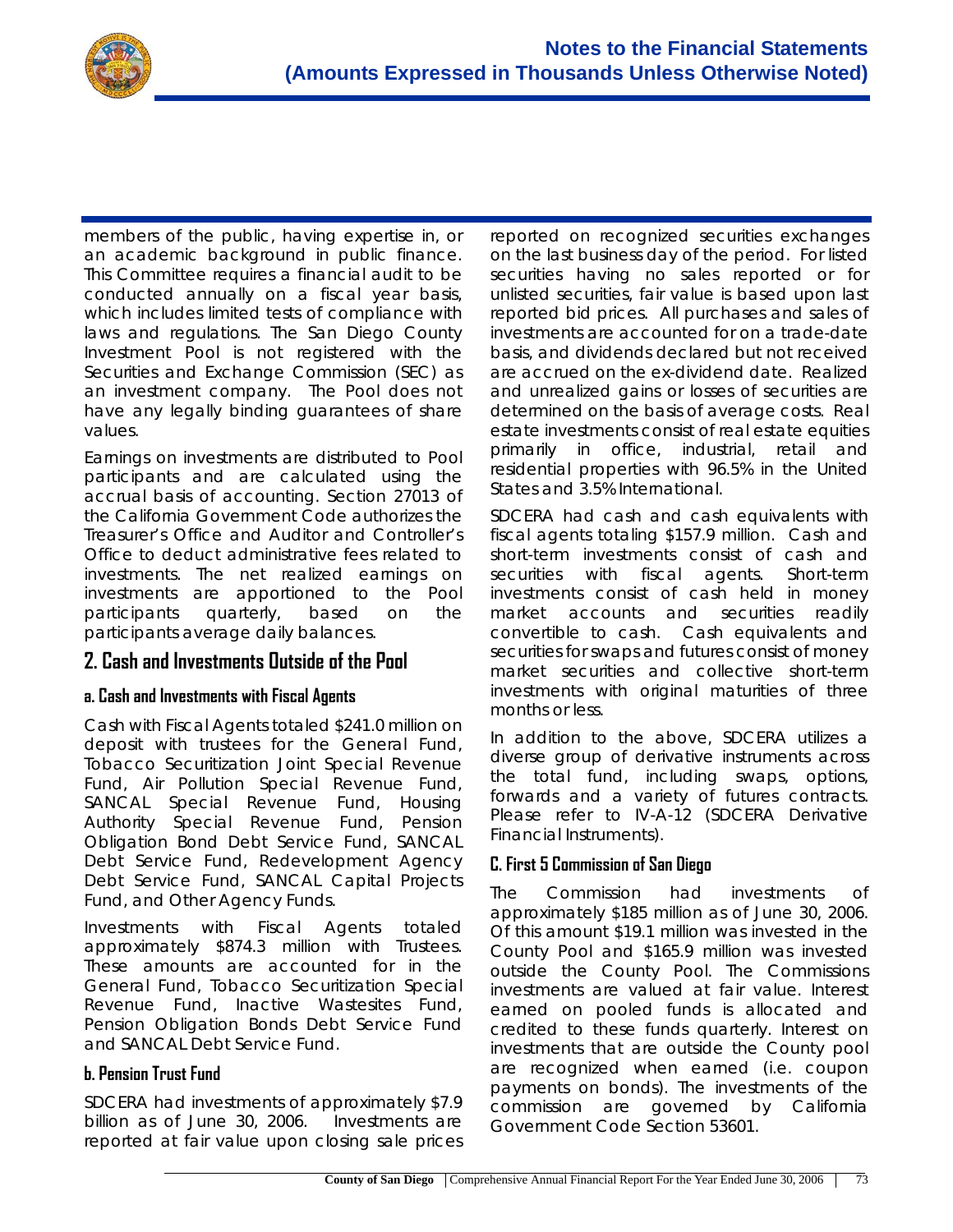members of the public, having expertise in, or an academic background in public finance. This Committee requires a financial audit to be conducted annually on a fiscal year basis, which includes limited tests of compliance with laws and regulations. The San Diego County Investment Pool is not registered with the Securities and Exchange Commission (SEC) as an investment company. The Pool does not have any legally binding guarantees of share values.

Earnings on investments are distributed to Pool participants and are calculated using the accrual basis of accounting. Section 27013 of the California Government Code authorizes the Treasurer's Office and Auditor and Controller's Office to deduct administrative fees related to investments. The net realized earnings on investments are apportioned to the Pool participants quarterly, based on the participants average daily balances.

## 2. Cash and Investments Outside of the Pool

### a. Cash and Investments with Fiscal Agents

Cash with Fiscal Agents totaled $241.0 million on deposit with trustees for the General Fund, Tobacco Securitization Joint Special Revenue Fund, Air Pollution Special Revenue Fund, SANCAL Special Revenue Fund, Housing Authority Special Revenue Fund, Pension Obligation Bond Debt Service Fund, SANCAL Debt Service Fund, Redevelopment Agency Debt Service Fund, SANCAL Capital Projects Fund, and Other Agency Funds.

Investments with Fiscal Agents totaled approximately $874.3 million with Trustees. These amounts are accounted for in the General Fund, Tobacco Securitization Special Revenue Fund, Inactive Wastesites Fund, Pension Obligation Bonds Debt Service Fund and SANCAL Debt Service Fund.

### b. Pension Trust Fund

SDCERA had investments of approximately $7.9 billion as of June 30, 2006. Investments are reported at fair value upon closing sale prices reported on recognized securities exchanges on the last business day of the period. For listed securities having no sales reported or for unlisted securities, fair value is based upon last reported bid prices. All purchases and sales of investments are accounted for on a trade-date basis, and dividends declared but not received are accrued on the ex-dividend date. Realized and unrealized gains or losses of securities are determined on the basis of average costs. Real estate investments consist of real estate equities primarily in office, industrial, retail and residential properties with 96.5% in the United States and 3.5% International.

SDCERA had cash and cash equivalents with fiscal agents totaling $157.9 million. Cash and short-term investments consist of cash and securities with fiscal agents. Short-term investments consist of cash held in money market accounts and securities readily convertible to cash. Cash equivalents and securities for swaps and futures consist of money market securities and collective short-term investments with original maturities of three months or less.

In addition to the above, SDCERA utilizes a diverse group of derivative instruments across the total fund, including swaps, options, forwards and a variety of futures contracts. Please refer to IV-A-12 (SDCERA Derivative Financial Instruments).

### C. First 5 Commission of San Diego

The Commission had investments of approximately $185 million as of June 30, 2006. Of this amount $19.1 million was invested in the County Pool and $165.9 million was invested outside the County Pool. The Commissions investments are valued at fair value. Interest earned on pooled funds is allocated and credited to these funds quarterly. Interest on investments that are outside the County pool are recognized when earned (i.e. coupon payments on bonds). The investments of the commission are governed by California Government Code Section 53601.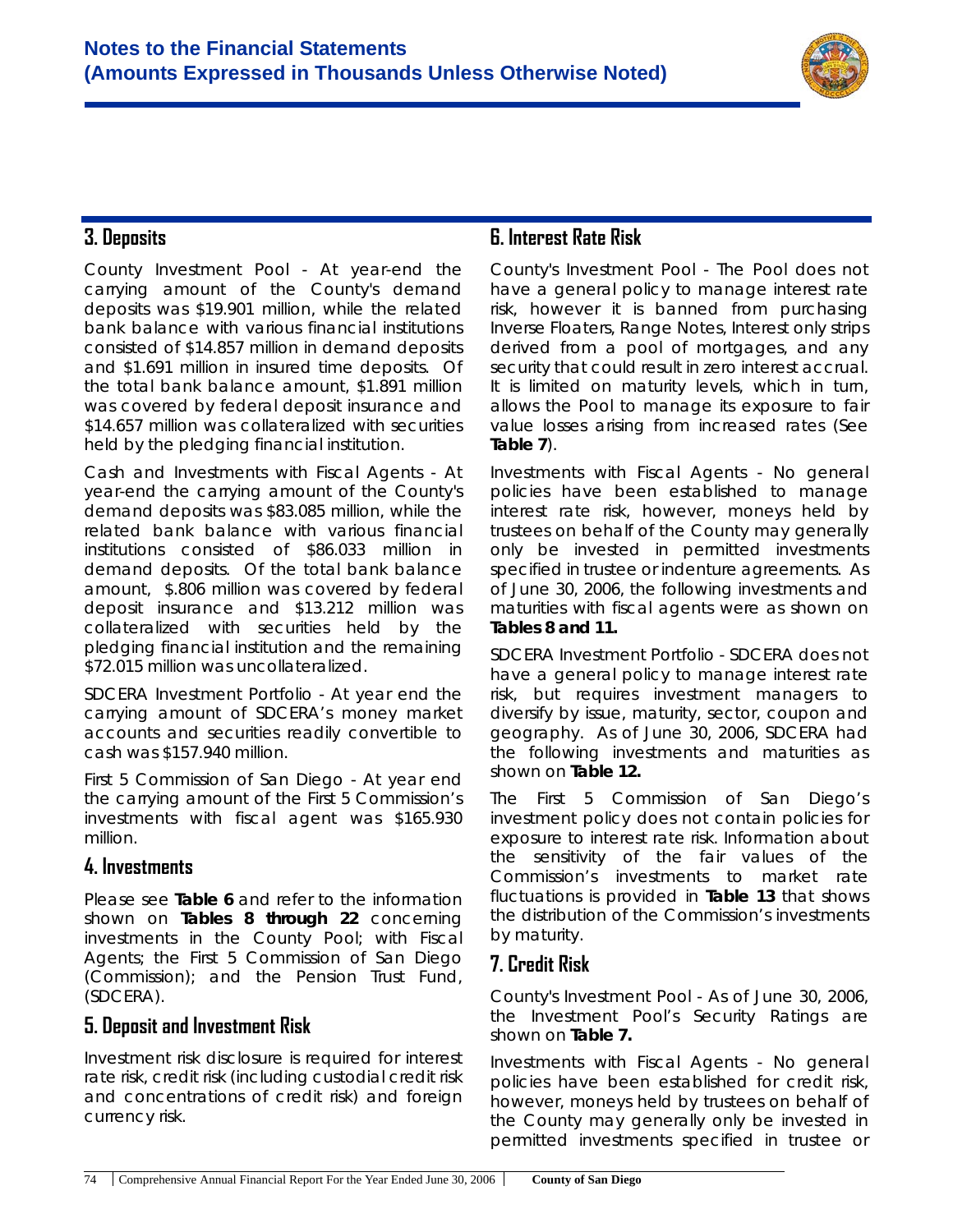## 3. Deposits

County Investment Pool - At year-end the carrying amount of the County's demand deposits was $19.901 million, while the related bank balance with various financial institutions consisted of $14.857 million in demand deposits and $1.691 million in insured time deposits. Of the total bank balance amount, $1.891 million was covered by federal deposit insurance and $14.657 million was collateralized with securities held by the pledging financial institution.

Cash and Investments with Fiscal Agents - At year-end the carrying amount of the County's demand deposits was $83.085 million, while the related bank balance with various financial institutions consisted of $86.033 million in demand deposits. Of the total bank balance amount, $.806 million was covered by federal deposit insurance and $13.212 million was collateralized with securities held by the pledging financial institution and the remaining $72.015 million was uncollateralized.

SDCERA Investment Portfolio - At year end the carrying amount of SDCERA's money market accounts and securities readily convertible to cash was $157.940 million.

First 5 Commission of San Diego - At year end the carrying amount of the First 5 Commission's investments with fiscal agent was $165.930 million.

## 4. Investments

Please see **Table 6** and refer to the information shown on **Tables 8 through 22** concerning investments in the County Pool; with Fiscal Agents; the First 5 Commission of San Diego (Commission); and the Pension Trust Fund, (SDCERA).

## 5. Deposit and Investment Risk

Investment risk disclosure is required for interest rate risk, credit risk (including custodial credit risk and concentrations of credit risk) and foreign currency risk.

## 6. Interest Rate Risk

County's Investment Pool - The Pool does not have a general policy to manage interest rate risk, however it is banned from purchasing Inverse Floaters, Range Notes, Interest only strips derived from a pool of mortgages, and any security that could result in zero interest accrual. It is limited on maturity levels, which in turn, allows the Pool to manage its exposure to fair value losses arising from increased rates (See **Table 7**).

Investments with Fiscal Agents - No general policies have been established to manage interest rate risk, however, moneys held by trustees on behalf of the County may generally only be invested in permitted investments specified in trustee or indenture agreements. As of June 30, 2006, the following investments and maturities with fiscal agents were as shown on **Tables 8 and 11.**

SDCERA Investment Portfolio - SDCERA does not have a general policy to manage interest rate risk, but requires investment managers to diversify by issue, maturity, sector, coupon and geography. As of June 30, 2006, SDCERA had the following investments and maturities as shown on **Table 12.**

The First 5 Commission of San Diego's investment policy does not contain policies for exposure to interest rate risk. Information about the sensitivity of the fair values of the Commission's investments to market rate fluctuations is provided in **Table 13** that shows the distribution of the Commission's investments by maturity.

## 7. Credit Risk

County's Investment Pool - As of June 30, 2006, the Investment Pool's Security Ratings are shown on **Table 7.**

Investments with Fiscal Agents - No general policies have been established for credit risk, however, moneys held by trustees on behalf of the County may generally only be invested in permitted investments specified in trustee or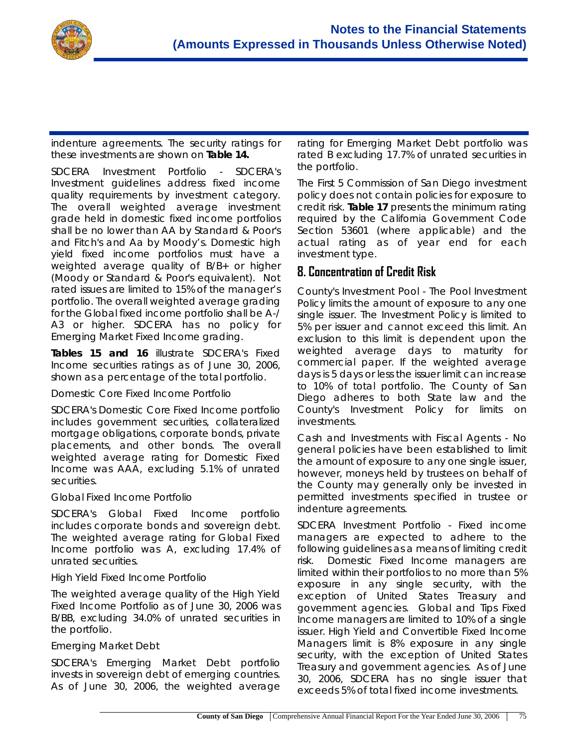indenture agreements. The security ratings for these investments are shown on **Table 14.**

SDCERA Investment Portfolio - SDCERA's Investment guidelines address fixed income quality requirements by investment category. The overall weighted average investment grade held in domestic fixed income portfolios shall be no lower than AA by Standard & Poor's and Fitch's and Aa by Moody's. Domestic high yield fixed income portfolios must have a weighted average quality of B/B+ or higher (Moody or Standard & Poor's equivalent). Not rated issues are limited to 15% of the manager's portfolio. The overall weighted average grading for the Global fixed income portfolio shall be A-/A3 or higher. SDCERA has no policy for Emerging Market Fixed Income grading.

**Tables 15 and 16** illustrate SDCERA's Fixed Income securities ratings as of June 30, 2006, shown as a percentage of the total portfolio.

Domestic Core Fixed Income Portfolio

SDCERA's Domestic Core Fixed Income portfolio includes government securities, collateralized mortgage obligations, corporate bonds, private placements, and other bonds. The overall weighted average rating for Domestic Fixed Income was AAA, excluding 5.1% of unrated securities.

Global Fixed Income Portfolio

SDCERA's Global Fixed Income portfolio includes corporate bonds and sovereign debt. The weighted average rating for Global Fixed Income portfolio was A, excluding 17.4% of unrated securities.

High Yield Fixed Income Portfolio

The weighted average quality of the High Yield Fixed Income Portfolio as of June 30, 2006 was B/BB, excluding 34.0% of unrated securities in the portfolio.

Emerging Market Debt

SDCERA's Emerging Market Debt portfolio invests in sovereign debt of emerging countries. As of June 30, 2006, the weighted average rating for Emerging Market Debt portfolio was rated B excluding 17.7% of unrated securities in the portfolio.

The First 5 Commission of San Diego investment policy does not contain policies for exposure to credit risk. **Table 17** presents the minimum rating required by the California Government Code Section 53601 (where applicable) and the actual rating as of year end for each investment type.

## 8. Concentration of Credit Risk

County's Investment Pool - The Pool Investment Policy limits the amount of exposure to any one single issuer. The Investment Policy is limited to 5% per issuer and cannot exceed this limit. An exclusion to this limit is dependent upon the weighted average days to maturity for commercial paper. If the weighted average days is 5 days or less the issuer limit can increase to 10% of total portfolio. The County of San Diego adheres to both State law and the County's Investment Policy for limits on investments.

Cash and Investments with Fiscal Agents - No general policies have been established to limit the amount of exposure to any one single issuer, however, moneys held by trustees on behalf of the County may generally only be invested in permitted investments specified in trustee or indenture agreements.

SDCERA Investment Portfolio - Fixed income managers are expected to adhere to the following guidelines as a means of limiting credit risk. Domestic Fixed Income managers are limited within their portfolios to no more than 5% exposure in any single security, with the exception of United States Treasury and government agencies. Global and Tips Fixed Income managers are limited to 10% of a single issuer. High Yield and Convertible Fixed Income Managers limit is 8% exposure in any single security, with the exception of United States Treasury and government agencies. As of June 30, 2006, SDCERA has no single issuer that exceeds 5% of total fixed income investments.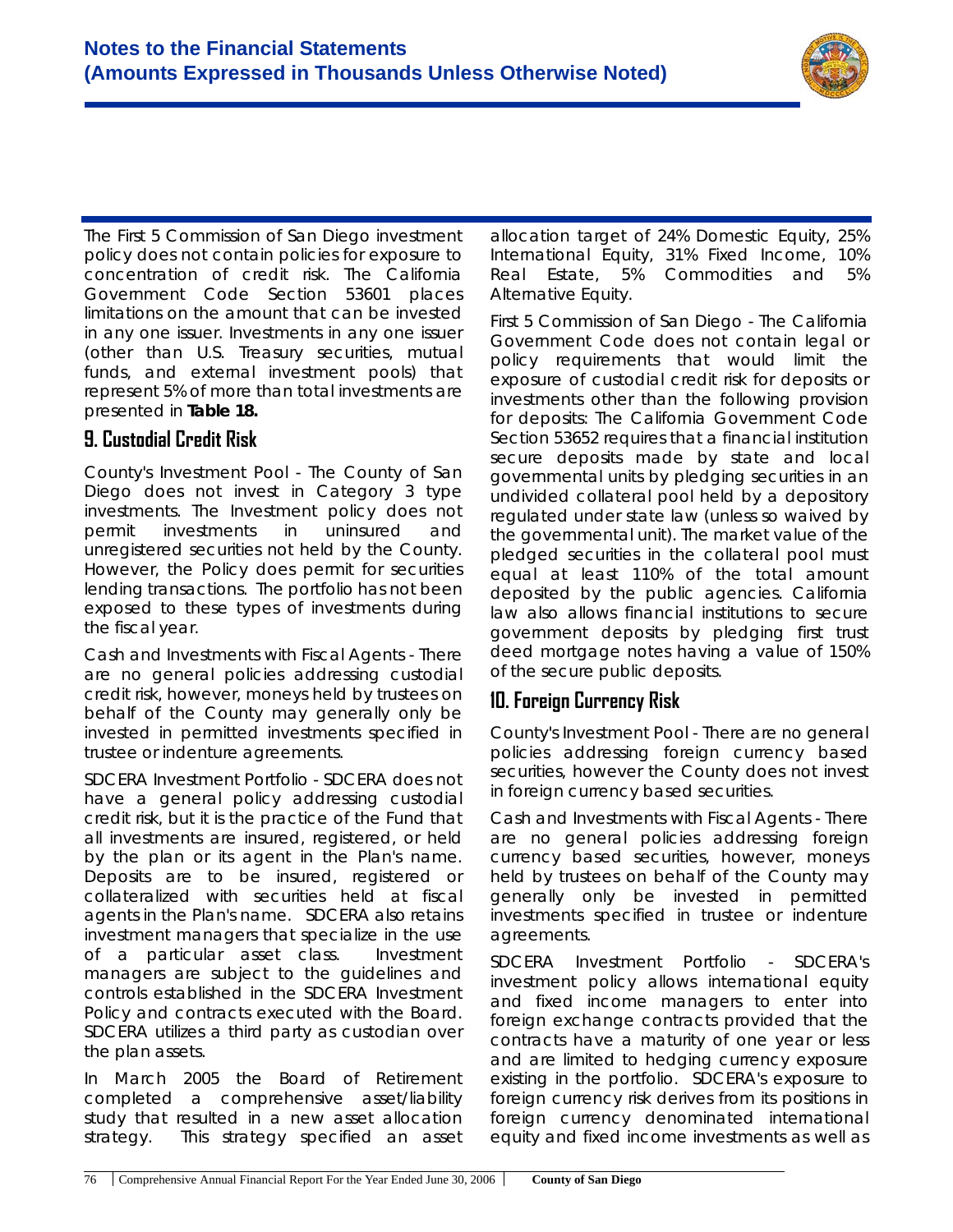The First 5 Commission of San Diego investment policy does not contain policies for exposure to concentration of credit risk. The California Government Code Section 53601 places limitations on the amount that can be invested in any one issuer. Investments in any one issuer (other than U.S. Treasury securities, mutual funds, and external investment pools) that represent 5% of more than total investments are presented in **Table 18.**

## 9. Custodial Credit Risk

County's Investment Pool - The County of San Diego does not invest in Category 3 type investments. The Investment policy does not permit investments in uninsured and unregistered securities not held by the County. However, the Policy does permit for securities lending transactions. The portfolio has not been exposed to these types of investments during the fiscal year.

Cash and Investments with Fiscal Agents - There are no general policies addressing custodial credit risk, however, moneys held by trustees on behalf of the County may generally only be invested in permitted investments specified in trustee or indenture agreements.

SDCERA Investment Portfolio - SDCERA does not have a general policy addressing custodial credit risk, but it is the practice of the Fund that all investments are insured, registered, or held by the plan or its agent in the Plan's name. Deposits are to be insured, registered or collateralized with securities held at fiscal agents in the Plan's name. SDCERA also retains investment managers that specialize in the use of a particular asset class. Investment managers are subject to the guidelines and controls established in the SDCERA Investment Policy and contracts executed with the Board. SDCERA utilizes a third party as custodian over the plan assets.

In March 2005 the Board of Retirement completed a comprehensive asset/liability study that resulted in a new asset allocation strategy. This strategy specified an asset allocation target of 24% Domestic Equity, 25% International Equity, 31% Fixed Income, 10% Real Estate, 5% Commodities and 5% Alternative Equity.

First 5 Commission of San Diego - The California Government Code does not contain legal or policy requirements that would limit the exposure of custodial credit risk for deposits or investments other than the following provision for deposits: The California Government Code Section 53652 requires that a financial institution secure deposits made by state and local governmental units by pledging securities in an undivided collateral pool held by a depository regulated under state law (unless so waived by the governmental unit). The market value of the pledged securities in the collateral pool must equal at least 110% of the total amount deposited by the public agencies. California law also allows financial institutions to secure government deposits by pledging first trust deed mortgage notes having a value of 150% of the secure public deposits.

## 10. Foreign Currency Risk

County's Investment Pool - There are no general policies addressing foreign currency based securities, however the County does not invest in foreign currency based securities.

Cash and Investments with Fiscal Agents - There are no general policies addressing foreign currency based securities, however, moneys held by trustees on behalf of the County may generally only be invested in permitted investments specified in trustee or indenture agreements.

SDCERA Investment Portfolio - SDCERA's investment policy allows international equity and fixed income managers to enter into foreign exchange contracts provided that the contracts have a maturity of one year or less and are limited to hedging currency exposure existing in the portfolio. SDCERA's exposure to foreign currency risk derives from its positions in foreign currency denominated international equity and fixed income investments as well as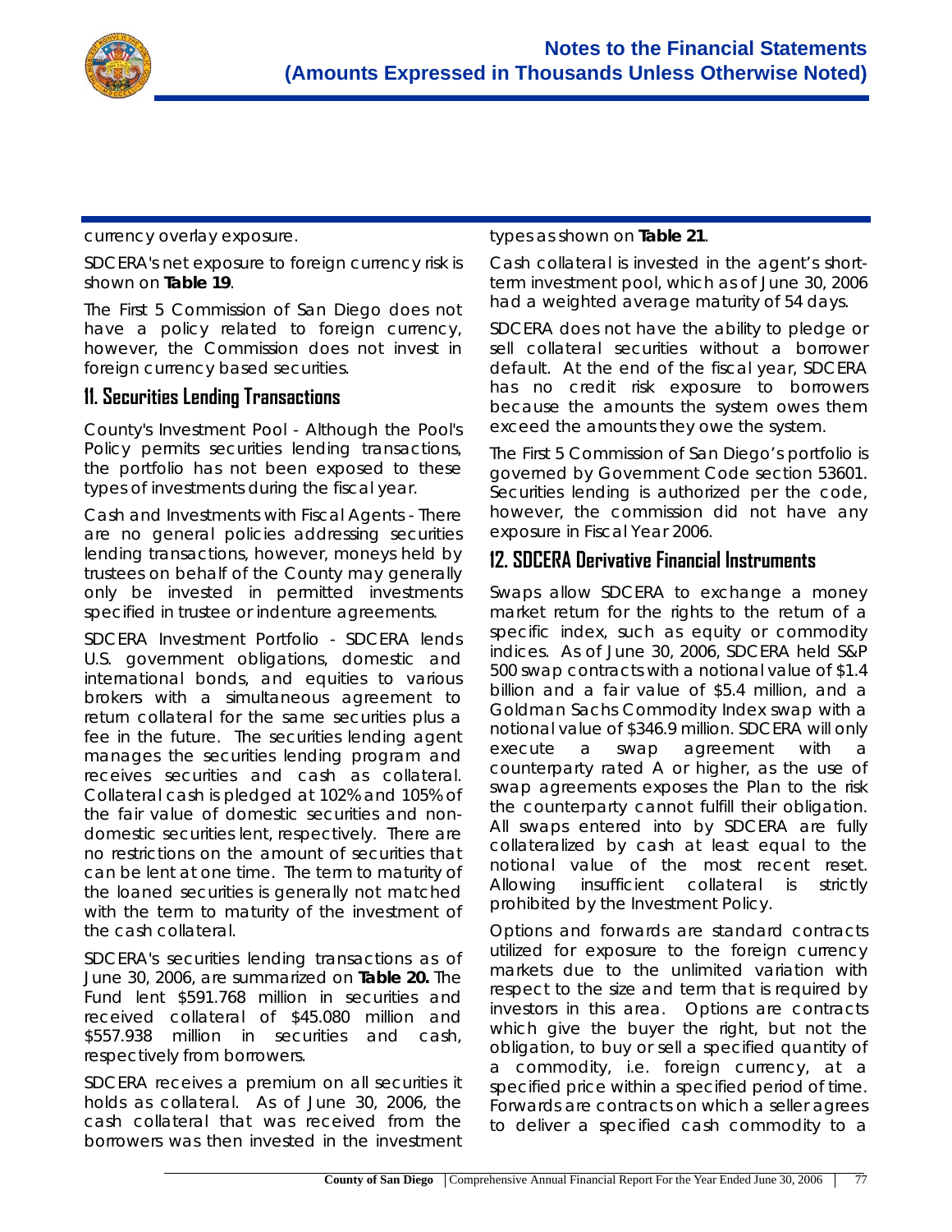currency overlay exposure.

SDCERA's net exposure to foreign currency risk is shown on **Table 19**.

The First 5 Commission of San Diego does not have a policy related to foreign currency, however, the Commission does not invest in foreign currency based securities.

## 11. Securities Lending Transactions

County's Investment Pool - Although the Pool's Policy permits securities lending transactions, the portfolio has not been exposed to these types of investments during the fiscal year.

Cash and Investments with Fiscal Agents - There are no general policies addressing securities lending transactions, however, moneys held by trustees on behalf of the County may generally only be invested in permitted investments specified in trustee or indenture agreements.

SDCERA Investment Portfolio - SDCERA lends U.S. government obligations, domestic and international bonds, and equities to various brokers with a simultaneous agreement to return collateral for the same securities plus a fee in the future. The securities lending agent manages the securities lending program and receives securities and cash as collateral. Collateral cash is pledged at 102% and 105% of the fair value of domestic securities and non-domestic securities lent, respectively. There are no restrictions on the amount of securities that can be lent at one time. The term to maturity of the loaned securities is generally not matched with the term to maturity of the investment of the cash collateral.

SDCERA's securities lending transactions as of June 30, 2006, are summarized on **Table 20.** The Fund lent $591.768 million in securities and received collateral of $45.080 million and $557.938 million in securities and cash, respectively from borrowers.

SDCERA receives a premium on all securities it holds as collateral. As of June 30, 2006, the cash collateral that was received from the borrowers was then invested in the investment types as shown on **Table 21**.

Cash collateral is invested in the agent's short-term investment pool, which as of June 30, 2006 had a weighted average maturity of 54 days.

SDCERA does not have the ability to pledge or sell collateral securities without a borrower default. At the end of the fiscal year, SDCERA has no credit risk exposure to borrowers because the amounts the system owes them exceed the amounts they owe the system.

The First 5 Commission of San Diego's portfolio is governed by Government Code section 53601. Securities lending is authorized per the code, however, the commission did not have any exposure in Fiscal Year 2006.

## 12. SDCERA Derivative Financial Instruments

Swaps allow SDCERA to exchange a money market return for the rights to the return of a specific index, such as equity or commodity indices. As of June 30, 2006, SDCERA held S&P 500 swap contracts with a notional value of $1.4 billion and a fair value of $5.4 million, and a Goldman Sachs Commodity Index swap with a notional value of $346.9 million. SDCERA will only execute a swap agreement with a counterparty rated A or higher, as the use of swap agreements exposes the Plan to the risk the counterparty cannot fulfill their obligation. All swaps entered into by SDCERA are fully collateralized by cash at least equal to the notional value of the most recent reset. Allowing insufficient collateral is strictly prohibited by the Investment Policy.

Options and forwards are standard contracts utilized for exposure to the foreign currency markets due to the unlimited variation with respect to the size and term that is required by investors in this area. Options are contracts which give the buyer the right, but not the obligation, to buy or sell a specified quantity of a commodity, i.e. foreign currency, at a specified price within a specified period of time. Forwards are contracts on which a seller agrees to deliver a specified cash commodity to a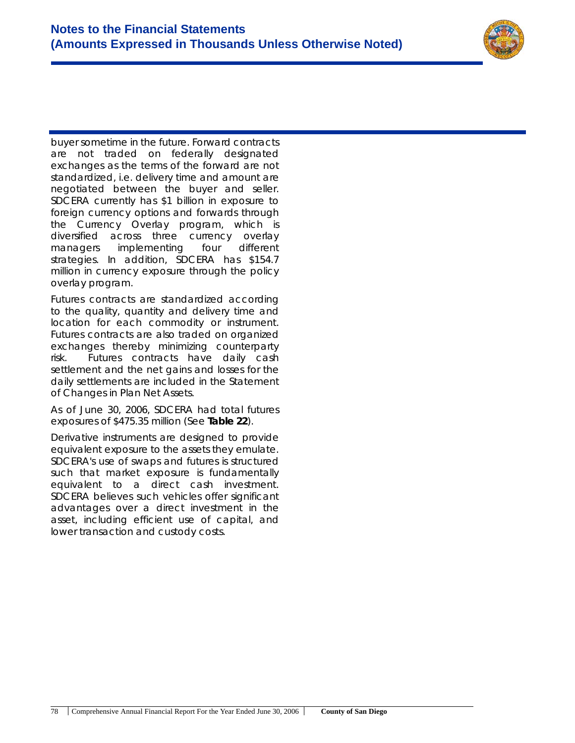buyer sometime in the future. Forward contracts are not traded on federally designated exchanges as the terms of the forward are not standardized, i.e. delivery time and amount are negotiated between the buyer and seller. SDCERA currently has $1 billion in exposure to foreign currency options and forwards through the Currency Overlay program, which is diversified across three currency overlay managers implementing four different strategies. In addition, SDCERA has $154.7 million in currency exposure through the policy overlay program.

Futures contracts are standardized according to the quality, quantity and delivery time and location for each commodity or instrument. Futures contracts are also traded on organized exchanges thereby minimizing counterparty risk. Futures contracts have daily cash settlement and the net gains and losses for the daily settlements are included in the Statement of Changes in Plan Net Assets.

As of June 30, 2006, SDCERA had total futures exposures of $475.35 million (See **Table 22**).

Derivative instruments are designed to provide equivalent exposure to the assets they emulate. SDCERA's use of swaps and futures is structured such that market exposure is fundamentally equivalent to a direct cash investment. SDCERA believes such vehicles offer significant advantages over a direct investment in the asset, including efficient use of capital, and lower transaction and custody costs.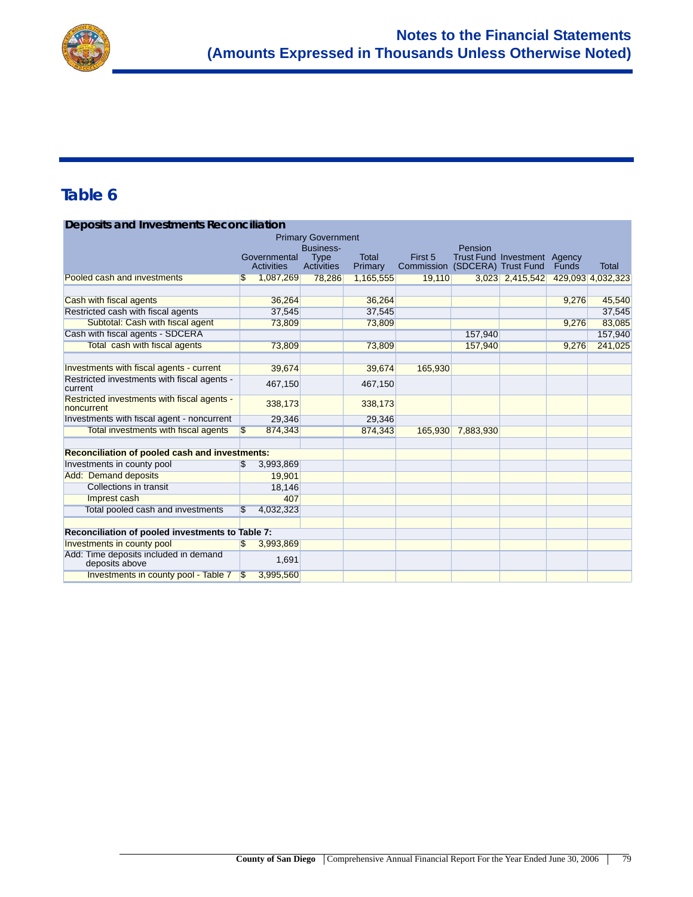## Table 6

| Deposits and Investments Reconciliation | Primary Government | | | | | | | |
|---|---|---|---|---|---|---|---|---|
| | Governmental Activities | Business-Type Activities | Total Primary | First 5 Commission | Pension Trust Fund (SDCERA) | Investment Trust Fund | Agency Funds | Total |
| Pooled cash and investments | $ 1,087,269 | 78,286 | 1,165,555 | 19,110 | 3,023 | 2,415,542 | 429,093 | 4,032,323 |
| | | | | | | | | |
| Cash with fiscal agents | 36,264 | | 36,264 | | | | 9,276 | 45,540 |
| Restricted cash with fiscal agents | 37,545 | | 37,545 | | | | | 37,545 |
| Subtotal: Cash with fiscal agent | 73,809 | | 73,809 | | | | 9,276 | 83,085 |
| Cash with fiscal agents - SDCERA | | | | | 157,940 | | | 157,940 |
| Total cash with fiscal agents | 73,809 | | 73,809 | | 157,940 | | 9,276 | 241,025 |
| | | | | | | | | |
| Investments with fiscal agents - current | 39,674 | | 39,674 | 165,930 | | | | |
| Restricted investments with fiscal agents - current | 467,150 | | 467,150 | | | | | |
| Restricted investments with fiscal agents - noncurrent | 338,173 | | 338,173 | | | | | |
| Investments with fiscal agent - noncurrent | 29,346 | | 29,346 | | | | | |
| Total investments with fiscal agents | $ 874,343 | | 874,343 | 165,930 | 7,883,930 | | | |
| | | | | | | | | |
| **Reconciliation of pooled cash and investments:** | | | | | | | | |
| Investments in county pool | $ 3,993,869 | | | | | | | |
| Add: Demand deposits | 19,901 | | | | | | | |
| Collections in transit | 18,146 | | | | | | | |
| Imprest cash | 407 | | | | | | | |
| Total pooled cash and investments | $ 4,032,323 | | | | | | | |
| | | | | | | | | |
| **Reconciliation of pooled investments to Table 7:** | | | | | | | | |
| Investments in county pool | $ 3,993,869 | | | | | | | |
| Add: Time deposits included in demand deposits above | 1,691 | | | | | | | |
| Investments in county pool - Table 7 | $ 3,995,560 | | | | | | | |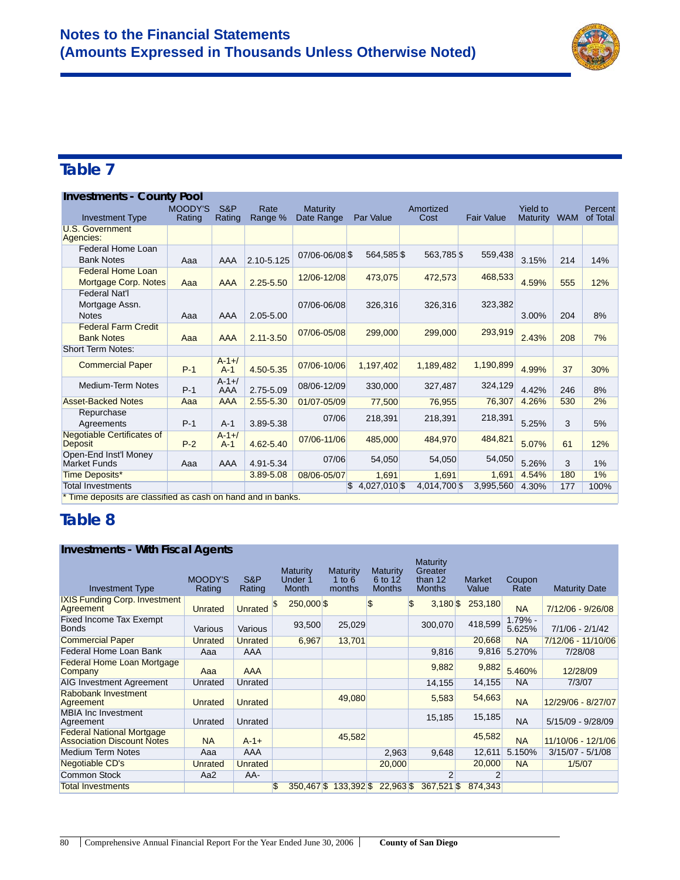## Notes to the Financial Statements
## (Amounts Expressed in Thousands Unless Otherwise Noted)

# Table 7

### Investments - County Pool

| Investment Type | MOODY'S Rating | S&P Rating | Rate Range % | Maturity Date Range | Par Value | Amortized Cost | Fair Value | Yield to Maturity | WAM | Percent of Total |
|---|---|---|---|---|---|---|---|---|---|---|
| U.S. Government Agencies: | | | | | | | | | | |
| Federal Home Loan Bank Notes | Aaa | AAA | 2.10-5.125 | 07/06-06/08 | $ 564,585 | $ 563,785 | $ 559,438 | 3.15% | 214 | 14% |
| Federal Home Loan Mortgage Corp. Notes | Aaa | AAA | 2.25-5.50 | 12/06-12/08 | 473,075 | 472,573 | 468,533 | 4.59% | 555 | 12% |
| Federal Nat'l Mortgage Assn. Notes | Aaa | AAA | 2.05-5.00 | 07/06-06/08 | 326,316 | 326,316 | 323,382 | 3.00% | 204 | 8% |
| Federal Farm Credit Bank Notes | Aaa | AAA | 2.11-3.50 | 07/06-05/08 | 299,000 | 299,000 | 293,919 | 2.43% | 208 | 7% |
| Short Term Notes: | | | | | | | | | | |
| Commercial Paper | P-1 | A-1+/ A-1 | 4.50-5.35 | 07/06-10/06 | 1,197,402 | 1,189,482 | 1,190,899 | 4.99% | 37 | 30% |
| Medium-Term Notes | P-1 | A-1+/ AAA | 2.75-5.09 | 08/06-12/09 | 330,000 | 327,487 | 324,129 | 4.42% | 246 | 8% |
| Asset-Backed Notes | Aaa | AAA | 2.55-5.30 | 01/07-05/09 | 77,500 | 76,955 | 76,307 | 4.26% | 530 | 2% |
| Repurchase Agreements | P-1 | A-1 | 3.89-5.38 | 07/06 | 218,391 | 218,391 | 218,391 | 5.25% | 3 | 5% |
| Negotiable Certificates of Deposit | P-2 | A-1+/ A-1 | 4.62-5.40 | 07/06-11/06 | 485,000 | 484,970 | 484,821 | 5.07% | 61 | 12% |
| Open-End Inst'l Money Market Funds | Aaa | AAA | 4.91-5.34 | 07/06 | 54,050 | 54,050 | 54,050 | 5.26% | 3 | 1% |
| Time Deposits* | | | 3.89-5.08 | 08/06-05/07 | 1,691 | 1,691 | 1,691 | 4.54% | 180 | 1% |
| Total Investments | | | | | $ 4,027,010 | $ 4,014,700 | $ 3,995,560 | 4.30% | 177 | 100% |

\* Time deposits are classified as cash on hand and in banks.

# Table 8

### Investments - With Fiscal Agents

| Investment Type | MOODY'S Rating | S&P Rating | Maturity Under 1 Month | Maturity 1 to 6 months | Maturity 6 to 12 Months | Maturity Greater than 12 Months | Market Value | Coupon Rate | Maturity Date |
|---|---|---|---|---|---|---|---|---|---|
| IXIS Funding Corp. Investment Agreement | Unrated | Unrated | $ 250,000 | $ | $ | $ 3,180 | $ 253,180 | NA | 7/12/06 - 9/26/08 |
| Fixed Income Tax Exempt Bonds | Various | Various | 93,500 | 25,029 | | 300,070 | 418,599 | 1.79% - 5.625% | 7/1/06 - 2/1/42 |
| Commercial Paper | Unrated | Unrated | 6,967 | 13,701 | | | 20,668 | NA | 7/12/06 - 11/10/06 |
| Federal Home Loan Bank | Aaa | AAA | | | | 9,816 | 9,816 | 5.270% | 7/28/08 |
| Federal Home Loan Mortgage Company | Aaa | AAA | | | | 9,882 | 9,882 | 5.460% | 12/28/09 |
| AIG Investment Agreement | Unrated | Unrated | | | | 14,155 | 14,155 | NA | 7/3/07 |
| Rabobank Investment Agreement | Unrated | Unrated | | 49,080 | | 5,583 | 54,663 | NA | 12/29/06 - 8/27/07 |
| MBIA Inc Investment Agreement | Unrated | Unrated | | | | 15,185 | 15,185 | NA | 5/15/09 - 9/28/09 |
| Federal National Mortgage Association Discount Notes | NA | A-1+ | | 45,582 | | | 45,582 | NA | 11/10/06 - 12/1/06 |
| Medium Term Notes | Aaa | AAA | | | 2,963 | 9,648 | 12,611 | 5.150% | 3/15/07 - 5/1/08 |
| Negotiable CD's | Unrated | Unrated | | | 20,000 | | 20,000 | NA | 1/5/07 |
| Common Stock | Aa2 | AA- | | | | 2 | 2 | | |
| Total Investments | | | $ 350,467 | $ 133,392 | $ 22,963 | $ 367,521 | $ 874,343 | | |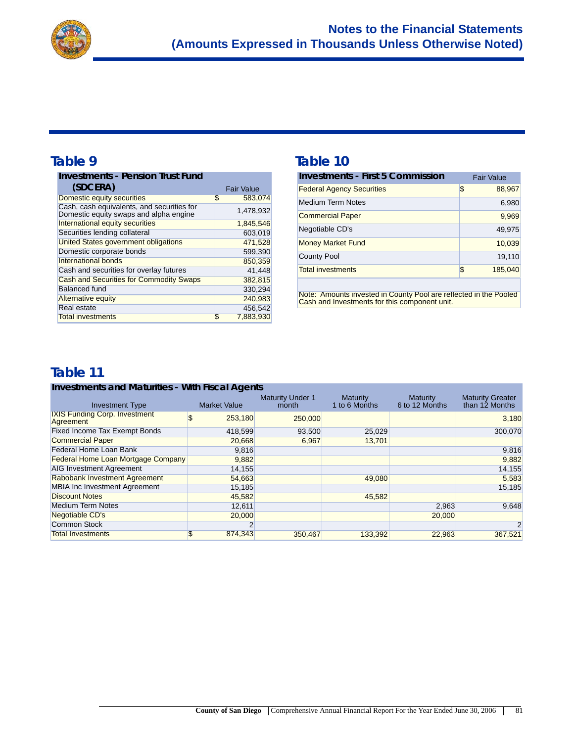## Table 9

| Investments - Pension Trust Fund (SDCERA) | Fair Value |
|---|---|
| Domestic equity securities | $ 583,074 |
| Cash, cash equivalents, and securities for Domestic equity swaps and alpha engine | 1,478,932 |
| International equity securities | 1,845,546 |
| Securities lending collateral | 603,019 |
| United States government obligations | 471,528 |
| Domestic corporate bonds | 599,390 |
| International bonds | 850,359 |
| Cash and securities for overlay futures | 41,448 |
| Cash and Securities for Commodity Swaps | 382,815 |
| Balanced fund | 330,294 |
| Alternative equity | 240,983 |
| Real estate | 456,542 |
| Total investments | $ 7,883,930 |

## Table 10

| Investments - First 5 Commission | Fair Value |
|---|---|
| Federal Agency Securities | $ 88,967 |
| Medium Term Notes | 6,980 |
| Commercial Paper | 9,969 |
| Negotiable CD's | 49,975 |
| Money Market Fund | 10,039 |
| County Pool | 19,110 |
| Total investments | $ 185,040 |

Note: Amounts invested in County Pool are reflected in the Pooled Cash and Investments for this component unit.

## Table 11

**Investments and Maturities - With Fiscal Agents**

| Investment Type | Market Value | Maturity Under 1 month | Maturity 1 to 6 Months | Maturity 6 to 12 Months | Maturity Greater than 12 Months |
|---|---|---|---|---|---|
| IXIS Funding Corp. Investment Agreement | $ 253,180 | 250,000 | | | 3,180 |
| Fixed Income Tax Exempt Bonds | 418,599 | 93,500 | 25,029 | | 300,070 |
| Commercial Paper | 20,668 | 6,967 | 13,701 | | |
| Federal Home Loan Bank | 9,816 | | | | 9,816 |
| Federal Home Loan Mortgage Company | 9,882 | | | | 9,882 |
| AIG Investment Agreement | 14,155 | | | | 14,155 |
| Rabobank Investment Agreement | 54,663 | | 49,080 | | 5,583 |
| MBIA Inc Investment Agreement | 15,185 | | | | 15,185 |
| Discount Notes | 45,582 | | 45,582 | | |
| Medium Term Notes | 12,611 | | | 2,963 | 9,648 |
| Negotiable CD's | 20,000 | | | 20,000 | |
| Common Stock | 2 | | | | 2 |
| Total Investments | $ 874,343 | 350,467 | 133,392 | 22,963 | 367,521 |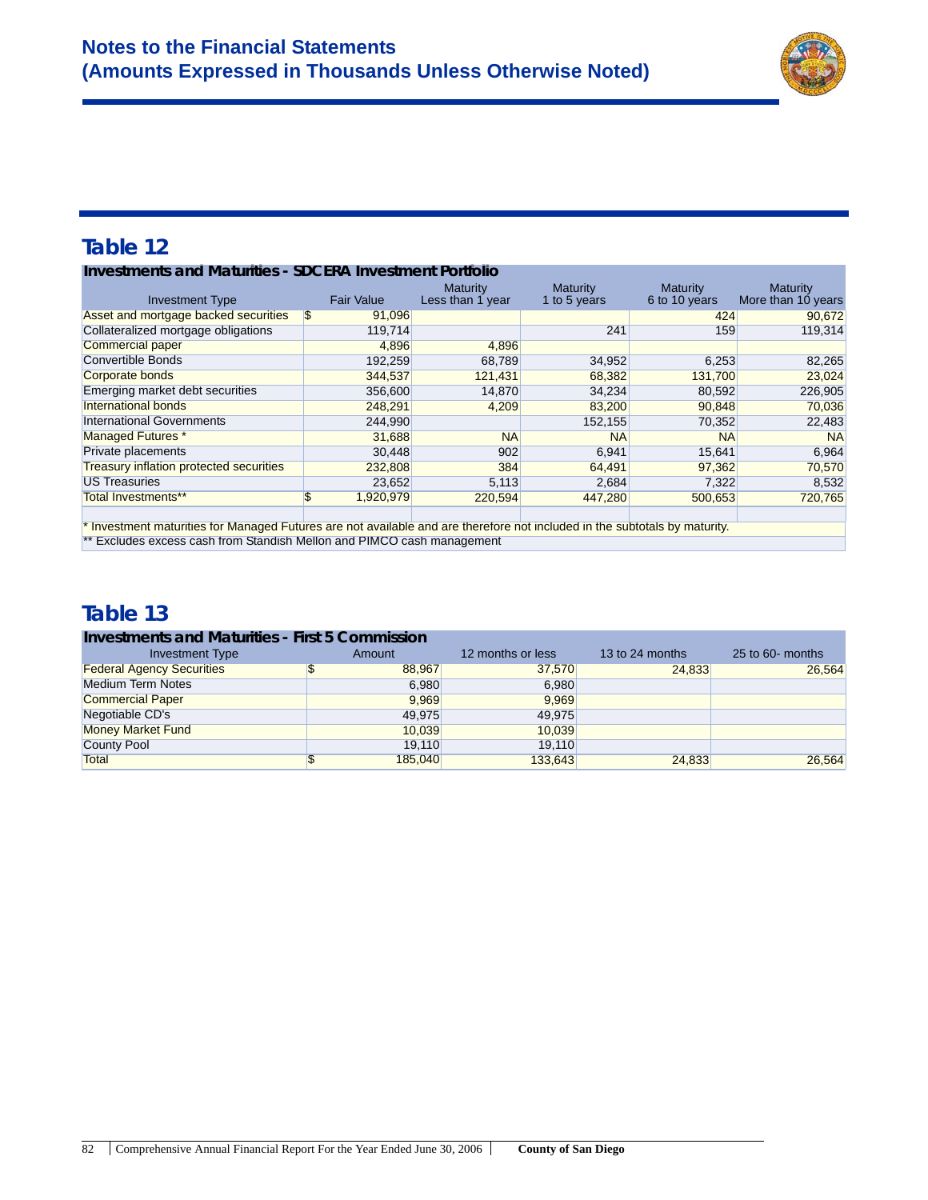## Table 12

**Investments and Maturities - SDCERA Investment Portfolio**

| Investment Type | Fair Value | Maturity Less than 1 year | Maturity 1 to 5 years | Maturity 6 to 10 years | Maturity More than 10 years |
|---|---|---|---|---|---|
| Asset and mortgage backed securities | $ 91,096 | | | 424 | 90,672 |
| Collateralized mortgage obligations | 119,714 | | 241 | 159 | 119,314 |
| Commercial paper | 4,896 | 4,896 | | | |
| Convertible Bonds | 192,259 | 68,789 | 34,952 | 6,253 | 82,265 |
| Corporate bonds | 344,537 | 121,431 | 68,382 | 131,700 | 23,024 |
| Emerging market debt securities | 356,600 | 14,870 | 34,234 | 80,592 | 226,905 |
| International bonds | 248,291 | 4,209 | 83,200 | 90,848 | 70,036 |
| International Governments | 244,990 | | 152,155 | 70,352 | 22,483 |
| Managed Futures * | 31,688 | NA | NA | NA | NA |
| Private placements | 30,448 | 902 | 6,941 | 15,641 | 6,964 |
| Treasury inflation protected securities | 232,808 | 384 | 64,491 | 97,362 | 70,570 |
| US Treasuries | 23,652 | 5,113 | 2,684 | 7,322 | 8,532 |
| Total Investments** | $ 1,920,979 | 220,594 | 447,280 | 500,653 | 720,765 |

* Investment maturities for Managed Futures are not available and are therefore not included in the subtotals by maturity.

** Excludes excess cash from Standish Mellon and PIMCO cash management

## Table 13

**Investments and Maturities - First 5 Commission**

| Investment Type | Amount | 12 months or less | 13 to 24 months | 25 to 60- months |
|---|---|---|---|---|
| Federal Agency Securities | $ 88,967 | 37,570 | 24,833 | 26,564 |
| Medium Term Notes | 6,980 | 6,980 | | |
| Commercial Paper | 9,969 | 9,969 | | |
| Negotiable CD's | 49,975 | 49,975 | | |
| Money Market Fund | 10,039 | 10,039 | | |
| County Pool | 19,110 | 19,110 | | |
| Total | $ 185,040 | 133,643 | 24,833 | 26,564 |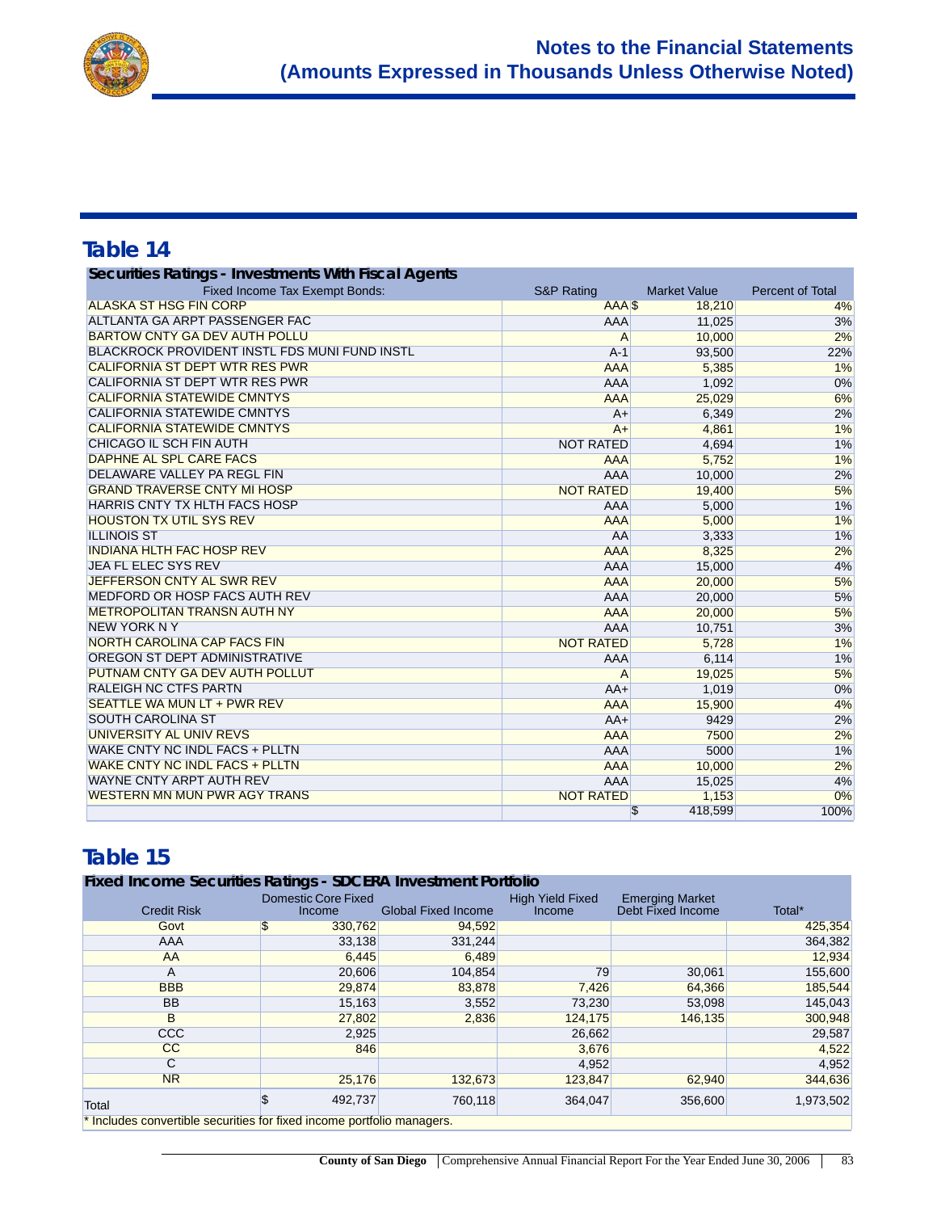## Notes to the Financial Statements
## (Amounts Expressed in Thousands Unless Otherwise Noted)

## Table 14

**Securities Ratings - Investments With Fiscal Agents**

| Fixed Income Tax Exempt Bonds: | S&P Rating | Market Value | Percent of Total |
|---|---|---|---|
| ALASKA ST HSG FIN CORP | AAA | $ 18,210 | 4% |
| ALTLANTA GA ARPT PASSENGER FAC | AAA | 11,025 | 3% |
| BARTOW CNTY GA DEV AUTH POLLU | A | 10,000 | 2% |
| BLACKROCK PROVIDENT INSTL FDS MUNI FUND INSTL | A-1 | 93,500 | 22% |
| CALIFORNIA ST DEPT WTR RES PWR | AAA | 5,385 | 1% |
| CALIFORNIA ST DEPT WTR RES PWR | AAA | 1,092 | 0% |
| CALIFORNIA STATEWIDE CMNTYS | AAA | 25,029 | 6% |
| CALIFORNIA STATEWIDE CMNTYS | A+ | 6,349 | 2% |
| CALIFORNIA STATEWIDE CMNTYS | A+ | 4,861 | 1% |
| CHICAGO IL SCH FIN AUTH | NOT RATED | 4,694 | 1% |
| DAPHNE AL SPL CARE FACS | AAA | 5,752 | 1% |
| DELAWARE VALLEY PA REGL FIN | AAA | 10,000 | 2% |
| GRAND TRAVERSE CNTY MI HOSP | NOT RATED | 19,400 | 5% |
| HARRIS CNTY TX HLTH FACS HOSP | AAA | 5,000 | 1% |
| HOUSTON TX UTIL SYS REV | AAA | 5,000 | 1% |
| ILLINOIS ST | AA | 3,333 | 1% |
| INDIANA HLTH FAC HOSP REV | AAA | 8,325 | 2% |
| JEA FL ELEC SYS REV | AAA | 15,000 | 4% |
| JEFFERSON CNTY AL SWR REV | AAA | 20,000 | 5% |
| MEDFORD OR HOSP FACS AUTH REV | AAA | 20,000 | 5% |
| METROPOLITAN TRANSN AUTH NY | AAA | 20,000 | 5% |
| NEW YORK N Y | AAA | 10,751 | 3% |
| NORTH CAROLINA CAP FACS FIN | NOT RATED | 5,728 | 1% |
| OREGON ST DEPT ADMINISTRATIVE | AAA | 6,114 | 1% |
| PUTNAM CNTY GA DEV AUTH POLLUT | A | 19,025 | 5% |
| RALEIGH NC CTFS PARTN | AA+ | 1,019 | 0% |
| SEATTLE WA MUN LT + PWR REV | AAA | 15,900 | 4% |
| SOUTH CAROLINA ST | AA+ | 9429 | 2% |
| UNIVERSITY AL UNIV REVS | AAA | 7500 | 2% |
| WAKE CNTY NC INDL FACS + PLLTN | AAA | 5000 | 1% |
| WAKE CNTY NC INDL FACS + PLLTN | AAA | 10,000 | 2% |
| WAYNE CNTY ARPT AUTH REV | AAA | 15,025 | 4% |
| WESTERN MN MUN PWR AGY TRANS | NOT RATED | 1,153 | 0% |
| | | $ 418,599 | 100% |

## Table 15

**Fixed Income Securities Ratings - SDCERA Investment Portfolio**

| Credit Risk | Domestic Core Fixed Income | Global Fixed Income | High Yield Fixed Income | Emerging Market Debt Fixed Income | Total* |
|---|---|---|---|---|---|
| Govt | $ 330,762 | 94,592 | | | 425,354 |
| AAA | 33,138 | 331,244 | | | 364,382 |
| AA | 6,445 | 6,489 | | | 12,934 |
| A | 20,606 | 104,854 | 79 | 30,061 | 155,600 |
| BBB | 29,874 | 83,878 | 7,426 | 64,366 | 185,544 |
| BB | 15,163 | 3,552 | 73,230 | 53,098 | 145,043 |
| B | 27,802 | 2,836 | 124,175 | 146,135 | 300,948 |
| CCC | 2,925 | | 26,662 | | 29,587 |
| CC | 846 | | 3,676 | | 4,522 |
| C | | | 4,952 | | 4,952 |
| NR | 25,176 | 132,673 | 123,847 | 62,940 | 344,636 |
| Total | $ 492,737 | 760,118 | 364,047 | 356,600 | 1,973,502 |

* Includes convertible securities for fixed income portfolio managers.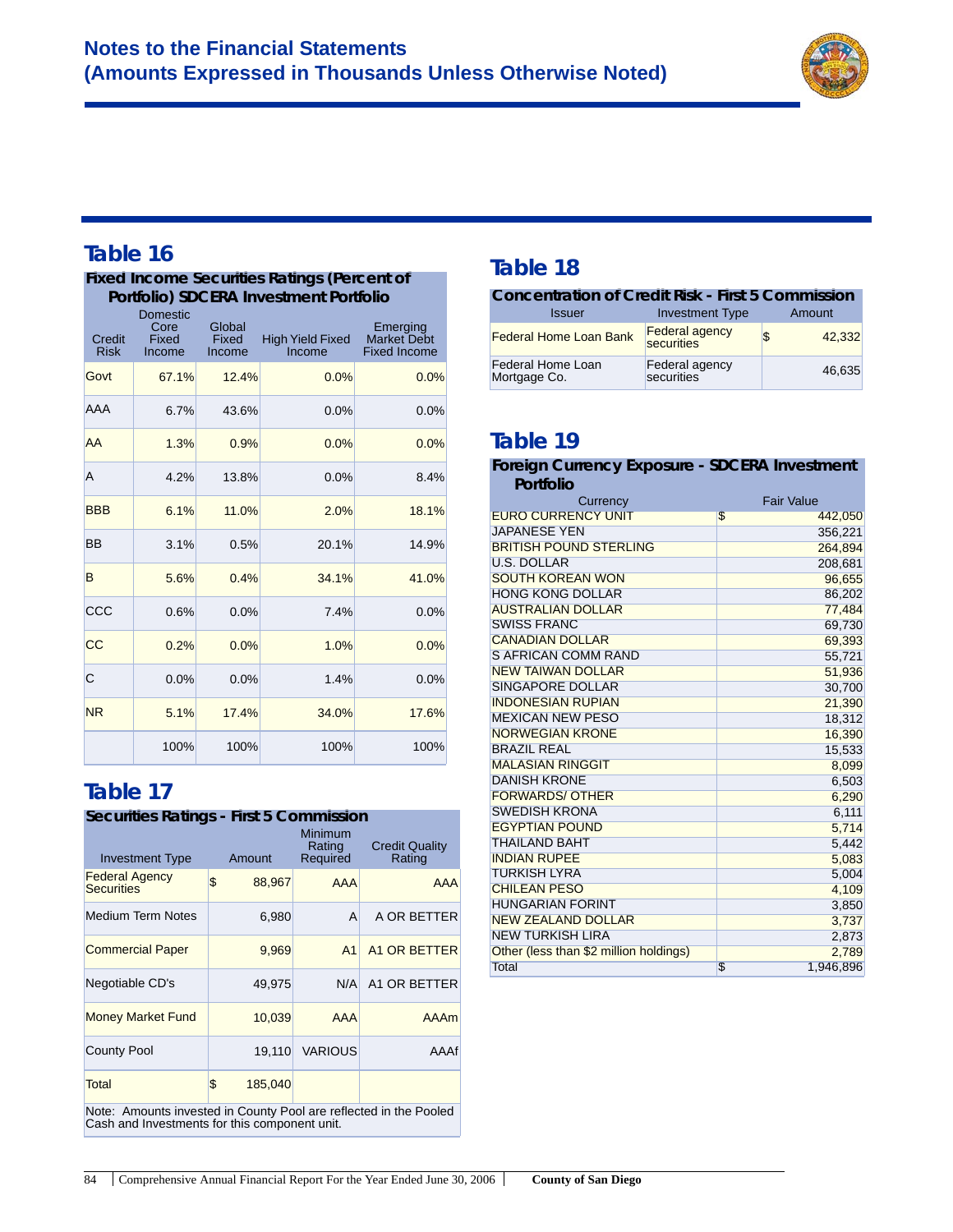# Notes to the Financial Statements
## (Amounts Expressed in Thousands Unless Otherwise Noted)

## Table 16

**Fixed Income Securities Ratings (Percent of Portfolio) SDCERA Investment Portfolio**

| Credit Risk | Domestic Core Fixed Income | Global Fixed Income | High Yield Fixed Income | Emerging Market Debt Fixed Income |
|---|---|---|---|---|
| Govt | 67.1% | 12.4% | 0.0% | 0.0% |
| AAA | 6.7% | 43.6% | 0.0% | 0.0% |
| AA | 1.3% | 0.9% | 0.0% | 0.0% |
| A | 4.2% | 13.8% | 0.0% | 8.4% |
| BBB | 6.1% | 11.0% | 2.0% | 18.1% |
| BB | 3.1% | 0.5% | 20.1% | 14.9% |
| B | 5.6% | 0.4% | 34.1% | 41.0% |
| CCC | 0.6% | 0.0% | 7.4% | 0.0% |
| CC | 0.2% | 0.0% | 1.0% | 0.0% |
| C | 0.0% | 0.0% | 1.4% | 0.0% |
| NR | 5.1% | 17.4% | 34.0% | 17.6% |
| | 100% | 100% | 100% | 100% |

## Table 17

**Securities Ratings - First 5 Commission**

| Investment Type | Amount | Minimum Rating Required | Credit Quality Rating |
|---|---|---|---|
| Federal Agency Securities | $ 88,967 | AAA | AAA |
| Medium Term Notes | 6,980 | A | A OR BETTER |
| Commercial Paper | 9,969 | A1 | A1 OR BETTER |
| Negotiable CD's | 49,975 | N/A | A1 OR BETTER |
| Money Market Fund | 10,039 | AAA | AAAm |
| County Pool | 19,110 | VARIOUS | AAAf |
| Total | $ 185,040 | | |

Note: Amounts invested in County Pool are reflected in the Pooled Cash and Investments for this component unit.

## Table 18

**Concentration of Credit Risk - First 5 Commission**

| Issuer | Investment Type | Amount |
|---|---|---|
| Federal Home Loan Bank | Federal agency securities | $ 42,332 |
| Federal Home Loan Mortgage Co. | Federal agency securities | 46,635 |

## Table 19

**Foreign Currency Exposure - SDCERA Investment Portfolio**

| Currency | Fair Value |
|---|---|
| EURO CURRENCY UNIT | $ 442,050 |
| JAPANESE YEN | 356,221 |
| BRITISH POUND STERLING | 264,894 |
| U.S. DOLLAR | 208,681 |
| SOUTH KOREAN WON | 96,655 |
| HONG KONG DOLLAR | 86,202 |
| AUSTRALIAN DOLLAR | 77,484 |
| SWISS FRANC | 69,730 |
| CANADIAN DOLLAR | 69,393 |
| S AFRICAN COMM RAND | 55,721 |
| NEW TAIWAN DOLLAR | 51,936 |
| SINGAPORE DOLLAR | 30,700 |
| INDONESIAN RUPIAN | 21,390 |
| MEXICAN NEW PESO | 18,312 |
| NORWEGIAN KRONE | 16,390 |
| BRAZIL REAL | 15,533 |
| MALASIAN RINGGIT | 8,099 |
| DANISH KRONE | 6,503 |
| FORWARDS/ OTHER | 6,290 |
| SWEDISH KRONA | 6,111 |
| EGYPTIAN POUND | 5,714 |
| THAILAND BAHT | 5,442 |
| INDIAN RUPEE | 5,083 |
| TURKISH LYRA | 5,004 |
| CHILEAN PESO | 4,109 |
| HUNGARIAN FORINT | 3,850 |
| NEW ZEALAND DOLLAR | 3,737 |
| NEW TURKISH LIRA | 2,873 |
| Other (less than $2 million holdings) | 2,789 |
| Total | $ 1,946,896 |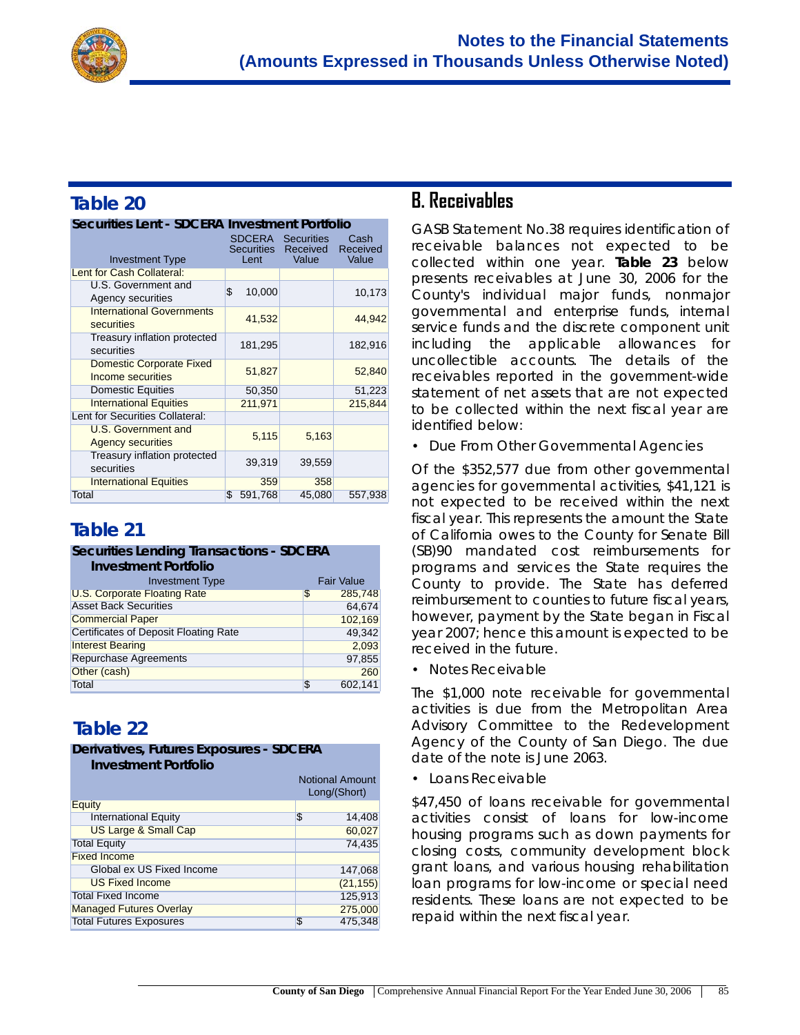## Table 20

**Securities Lent - SDCERA Investment Portfolio**

| Investment Type | SDCERA Securities Lent | Securities Received Value | Cash Received Value |
|---|---|---|---|
| Lent for Cash Collateral: | | | |
| U.S. Government and Agency securities | $ 10,000 | | 10,173 |
| International Governments securities | 41,532 | | 44,942 |
| Treasury inflation protected securities | 181,295 | | 182,916 |
| Domestic Corporate Fixed Income securities | 51,827 | | 52,840 |
| Domestic Equities | 50,350 | | 51,223 |
| International Equities | 211,971 | | 215,844 |
| Lent for Securities Collateral: | | | |
| U.S. Government and Agency securities | 5,115 | 5,163 | |
| Treasury inflation protected securities | 39,319 | 39,559 | |
| International Equities | 359 | 358 | |
| Total | $ 591,768 | 45,080 | 557,938 |

## Table 21

**Securities Lending Transactions - SDCERA Investment Portfolio**

| Investment Type | Fair Value |
|---|---|
| U.S. Corporate Floating Rate | $ 285,748 |
| Asset Back Securities | 64,674 |
| Commercial Paper | 102,169 |
| Certificates of Deposit Floating Rate | 49,342 |
| Interest Bearing | 2,093 |
| Repurchase Agreements | 97,855 |
| Other (cash) | 260 |
| Total | $ 602,141 |

## Table 22

**Derivatives, Futures Exposures - SDCERA Investment Portfolio**

| | Notional Amount Long/(Short) |
|---|---|
| Equity | |
| International Equity | $ 14,408 |
| US Large & Small Cap | 60,027 |
| Total Equity | 74,435 |
| Fixed Income | |
| Global ex US Fixed Income | 147,068 |
| US Fixed Income | (21,155) |
| Total Fixed Income | 125,913 |
| Managed Futures Overlay | 275,000 |
| Total Futures Exposures | $ 475,348 |

## B. Receivables

GASB Statement No.38 requires identification of receivable balances not expected to be collected within one year. **Table 23** below presents receivables at June 30, 2006 for the County's individual major funds, nonmajor governmental and enterprise funds, internal service funds and the discrete component unit including the applicable allowances for uncollectible accounts. The details of the receivables reported in the government-wide statement of net assets that are not expected to be collected within the next fiscal year are identified below:

- Due From Other Governmental Agencies

Of the $352,577 due from other governmental agencies for governmental activities, $41,121 is not expected to be received within the next fiscal year. This represents the amount the State of California owes to the County for Senate Bill (SB)90 mandated cost reimbursements for programs and services the State requires the County to provide. The State has deferred reimbursement to counties to future fiscal years, however, payment by the State began in Fiscal year 2007; hence this amount is expected to be received in the future.

- Notes Receivable

The $1,000 note receivable for governmental activities is due from the Metropolitan Area Advisory Committee to the Redevelopment Agency of the County of San Diego. The due date of the note is June 2063.

- Loans Receivable

$47,450 of loans receivable for governmental activities consist of loans for low-income housing programs such as down payments for closing costs, community development block grant loans, and various housing rehabilitation loan programs for low-income or special need residents. These loans are not expected to be repaid within the next fiscal year.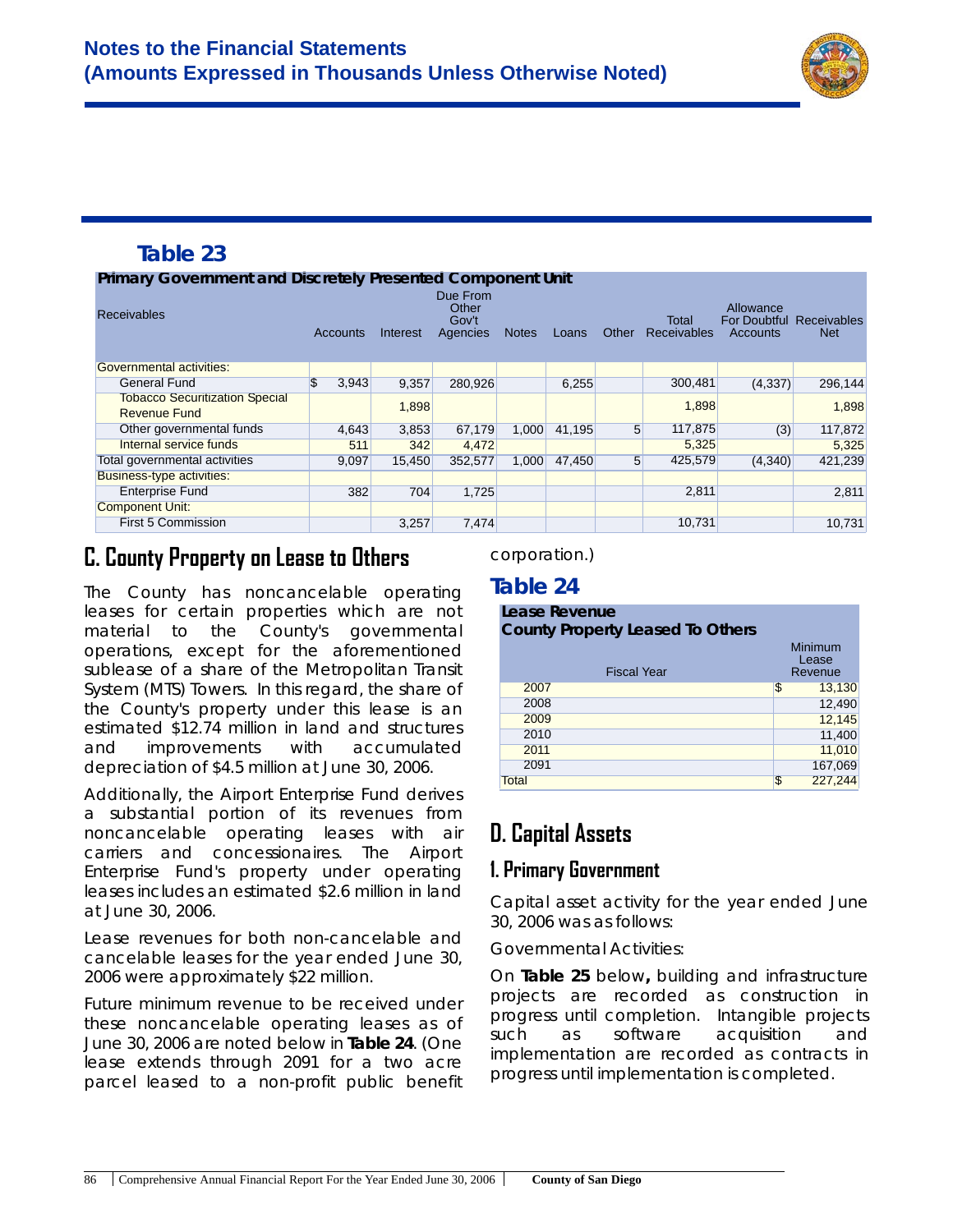## Table 23

**Primary Government and Discretely Presented Component Unit**

| Receivables | Accounts | Interest | Due From Other Gov't Agencies | Notes | Loans | Other | Total Receivables | Allowance For Doubtful Accounts | Receivables Net |
|---|---|---|---|---|---|---|---|---|---|
| Governmental activities: | | | | | | | | | |
| General Fund | $ 3,943 | 9,357 | 280,926 | | 6,255 | | 300,481 | (4,337) | 296,144 |
| Tobacco Securitization Special Revenue Fund | | 1,898 | | | | | 1,898 | | 1,898 |
| Other governmental funds | 4,643 | 3,853 | 67,179 | 1,000 | 41,195 | 5 | 117,875 | (3) | 117,872 |
| Internal service funds | 511 | 342 | 4,472 | | | | 5,325 | | 5,325 |
| Total governmental activities | 9,097 | 15,450 | 352,577 | 1,000 | 47,450 | 5 | 425,579 | (4,340) | 421,239 |
| Business-type activities: | | | | | | | | | |
| Enterprise Fund | 382 | 704 | 1,725 | | | | 2,811 | | 2,811 |
| Component Unit: | | | | | | | | | |
| First 5 Commission | | 3,257 | 7,474 | | | | 10,731 | | 10,731 |

## C. County Property on Lease to Others

The County has noncancelable operating leases for certain properties which are not material to the County's governmental operations, except for the aforementioned sublease of a share of the Metropolitan Transit System (MTS) Towers. In this regard, the share of the County's property under this lease is an estimated $12.74 million in land and structures and improvements with accumulated depreciation of $4.5 million at June 30, 2006.

Additionally, the Airport Enterprise Fund derives a substantial portion of its revenues from noncancelable operating leases with air carriers and concessionaires. The Airport Enterprise Fund's property under operating leases includes an estimated $2.6 million in land at June 30, 2006.

Lease revenues for both non-cancelable and cancelable leases for the year ended June 30, 2006 were approximately $22 million.

Future minimum revenue to be received under these noncancelable operating leases as of June 30, 2006 are noted below in **Table 24**. (One lease extends through 2091 for a two acre parcel leased to a non-profit public benefit corporation.)

## Table 24

**Lease Revenue**
**County Property Leased To Others**

| Fiscal Year | Minimum Lease Revenue |
|---|---|
| 2007 | $ 13,130 |
| 2008 | 12,490 |
| 2009 | 12,145 |
| 2010 | 11,400 |
| 2011 | 11,010 |
| 2091 | 167,069 |
| Total | $ 227,244 |

## D. Capital Assets

### 1. Primary Government

Capital asset activity for the year ended June 30, 2006 was as follows:

Governmental Activities:

On **Table 25** below**,** building and infrastructure projects are recorded as construction in progress until completion. Intangible projects such as software acquisition and implementation are recorded as contracts in progress until implementation is completed.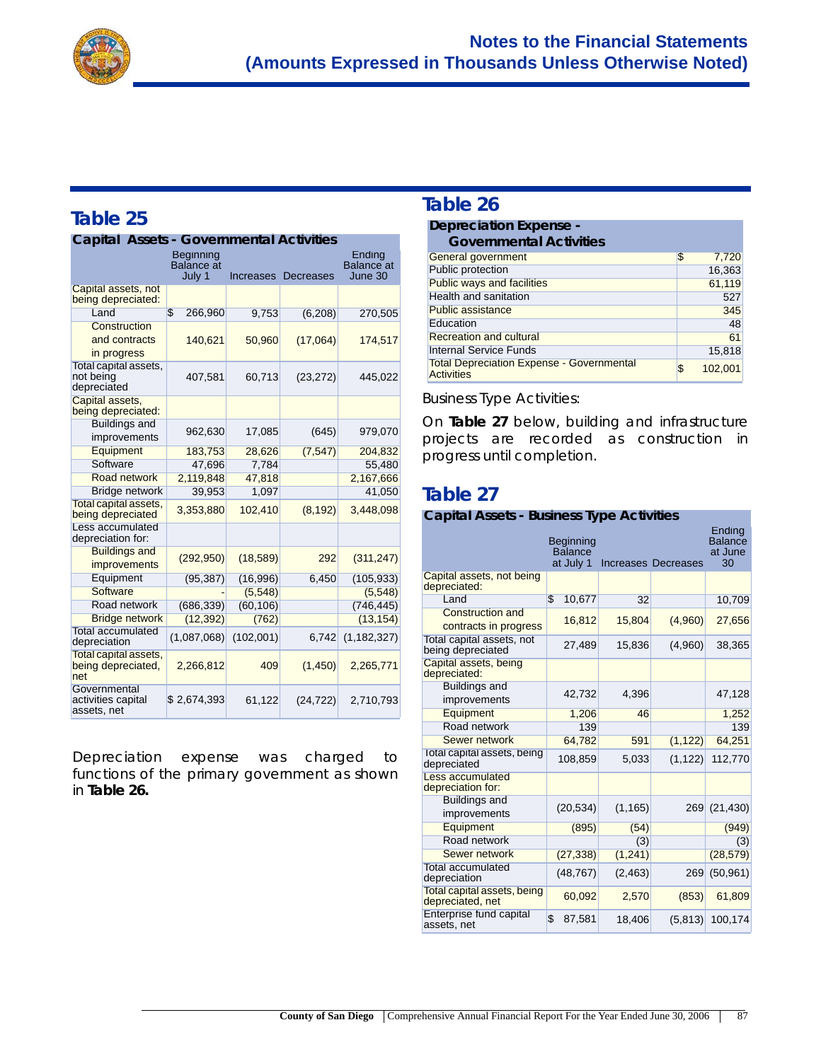## Table 25

**Capital Assets - Governmental Activities**

| | Beginning Balance at July 1 | Increases | Decreases | Ending Balance at June 30 |
|---|---|---|---|---|
| Capital assets, not being depreciated: | | | | |
| Land | $ 266,960 | 9,753 | (6,208) | 270,505 |
| Construction and contracts in progress | 140,621 | 50,960 | (17,064) | 174,517 |
| Total capital assets, not being depreciated | 407,581 | 60,713 | (23,272) | 445,022 |
| Capital assets, being depreciated: | | | | |
| Buildings and improvements | 962,630 | 17,085 | (645) | 979,070 |
| Equipment | 183,753 | 28,626 | (7,547) | 204,832 |
| Software | 47,696 | 7,784 | | 55,480 |
| Road network | 2,119,848 | 47,818 | | 2,167,666 |
| Bridge network | 39,953 | 1,097 | | 41,050 |
| Total capital assets, being depreciated | 3,353,880 | 102,410 | (8,192) | 3,448,098 |
| Less accumulated depreciation for: | | | | |
| Buildings and improvements | (292,950) | (18,589) | 292 | (311,247) |
| Equipment | (95,387) | (16,996) | 6,450 | (105,933) |
| Software | - | (5,548) | | (5,548) |
| Road network | (686,339) | (60,106) | | (746,445) |
| Bridge network | (12,392) | (762) | | (13,154) |
| Total accumulated depreciation | (1,087,068) | (102,001) | 6,742 | (1,182,327) |
| Total capital assets, being depreciated, net | 2,266,812 | 409 | (1,450) | 2,265,771 |
| Governmental activities capital assets, net | $ 2,674,393 | 61,122 | (24,722) | 2,710,793 |

Depreciation expense was charged to functions of the primary government as shown in **Table 26.**

## Table 26

| Depreciation Expense - Governmental Activities | |
|---|---|
| General government | $ 7,720 |
| Public protection | 16,363 |
| Public ways and facilities | 61,119 |
| Health and sanitation | 527 |
| Public assistance | 345 |
| Education | 48 |
| Recreation and cultural | 61 |
| Internal Service Funds | 15,818 |
| Total Depreciation Expense - Governmental Activities | $ 102,001 |

Business Type Activities:

On **Table 27** below, building and infrastructure projects are recorded as construction in progress until completion.

## Table 27

**Capital Assets - Business Type Activities**

| | Beginning Balance at July 1 | Increases | Decreases | Ending Balance at June 30 |
|---|---|---|---|---|
| Capital assets, not being depreciated: | | | | |
| Land | $ 10,677 | 32 | | 10,709 |
| Construction and contracts in progress | 16,812 | 15,804 | (4,960) | 27,656 |
| Total capital assets, not being depreciated | 27,489 | 15,836 | (4,960) | 38,365 |
| Capital assets, being depreciated: | | | | |
| Buildings and improvements | 42,732 | 4,396 | | 47,128 |
| Equipment | 1,206 | 46 | | 1,252 |
| Road network | 139 | | | 139 |
| Sewer network | 64,782 | 591 | (1,122) | 64,251 |
| Total capital assets, being depreciated | 108,859 | 5,033 | (1,122) | 112,770 |
| Less accumulated depreciation for: | | | | |
| Buildings and improvements | (20,534) | (1,165) | 269 | (21,430) |
| Equipment | (895) | (54) | | (949) |
| Road network | | (3) | | (3) |
| Sewer network | (27,338) | (1,241) | | (28,579) |
| Total accumulated depreciation | (48,767) | (2,463) | 269 | (50,961) |
| Total capital assets, being depreciated, net | 60,092 | 2,570 | (853) | 61,809 |
| Enterprise fund capital assets, net | $ 87,581 | 18,406 | (5,813) | 100,174 |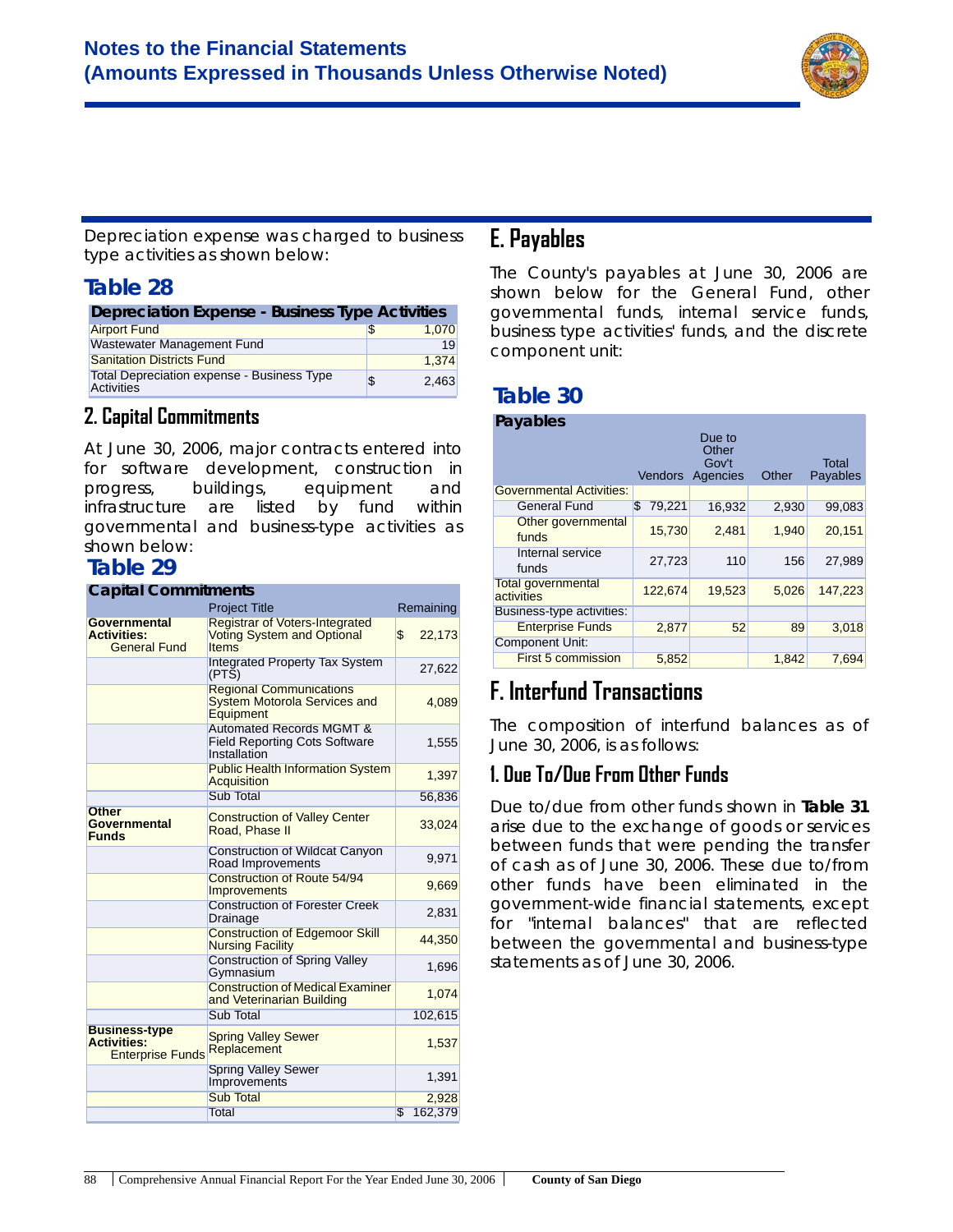Depreciation expense was charged to business type activities as shown below:

## Table 28

| Depreciation Expense - Business Type Activities | |
|---|---|
| Airport Fund | $ 1,070 |
| Wastewater Management Fund | 19 |
| Sanitation Districts Fund | 1,374 |
| Total Depreciation expense - Business Type Activities | $ 2,463 |

### 2. Capital Commitments

At June 30, 2006, major contracts entered into for software development, construction in progress, buildings, equipment and infrastructure are listed by fund within governmental and business-type activities as shown below:

## Table 29

| Capital Commitments | Project Title | Remaining |
|---|---|---|
| **Governmental Activities:** General Fund | Registrar of Voters-Integrated Voting System and Optional Items | $ 22,173 |
| | Integrated Property Tax System (PTS) | 27,622 |
| | Regional Communications System Motorola Services and Equipment | 4,089 |
| | Automated Records MGMT & Field Reporting Cots Software Installation | 1,555 |
| | Public Health Information System Acquisition | 1,397 |
| | Sub Total | 56,836 |
| **Other Governmental Funds** | Construction of Valley Center Road, Phase II | 33,024 |
| | Construction of Wildcat Canyon Road Improvements | 9,971 |
| | Construction of Route 54/94 Improvements | 9,669 |
| | Construction of Forester Creek Drainage | 2,831 |
| | Construction of Edgemoor Skill Nursing Facility | 44,350 |
| | Construction of Spring Valley Gymnasium | 1,696 |
| | Construction of Medical Examiner and Veterinarian Building | 1,074 |
| | Sub Total | 102,615 |
| **Business-type Activities:** Enterprise Funds | Spring Valley Sewer Replacement | 1,537 |
| | Spring Valley Sewer Improvements | 1,391 |
| | Sub Total | 2,928 |
| | Total | $ 162,379 |

## E. Payables

The County's payables at June 30, 2006 are shown below for the General Fund, other governmental funds, internal service funds, business type activities' funds, and the discrete component unit:

## Table 30

| Payables | Vendors | Due to Other Gov't Agencies | Other | Total Payables |
|---|---|---|---|---|
| Governmental Activities: | | | | |
| General Fund | $ 79,221 | 16,932 | 2,930 | 99,083 |
| Other governmental funds | 15,730 | 2,481 | 1,940 | 20,151 |
| Internal service funds | 27,723 | 110 | 156 | 27,989 |
| Total governmental activities | 122,674 | 19,523 | 5,026 | 147,223 |
| Business-type activities: | | | | |
| Enterprise Funds | 2,877 | 52 | 89 | 3,018 |
| Component Unit: | | | | |
| First 5 commission | 5,852 | | 1,842 | 7,694 |

## F. Interfund Transactions

The composition of interfund balances as of June 30, 2006, is as follows:

### 1. Due To/Due From Other Funds

Due to/due from other funds shown in **Table 31** arise due to the exchange of goods or services between funds that were pending the transfer of cash as of June 30, 2006. These due to/from other funds have been eliminated in the government-wide financial statements, except for "internal balances" that are reflected between the governmental and business-type statements as of June 30, 2006.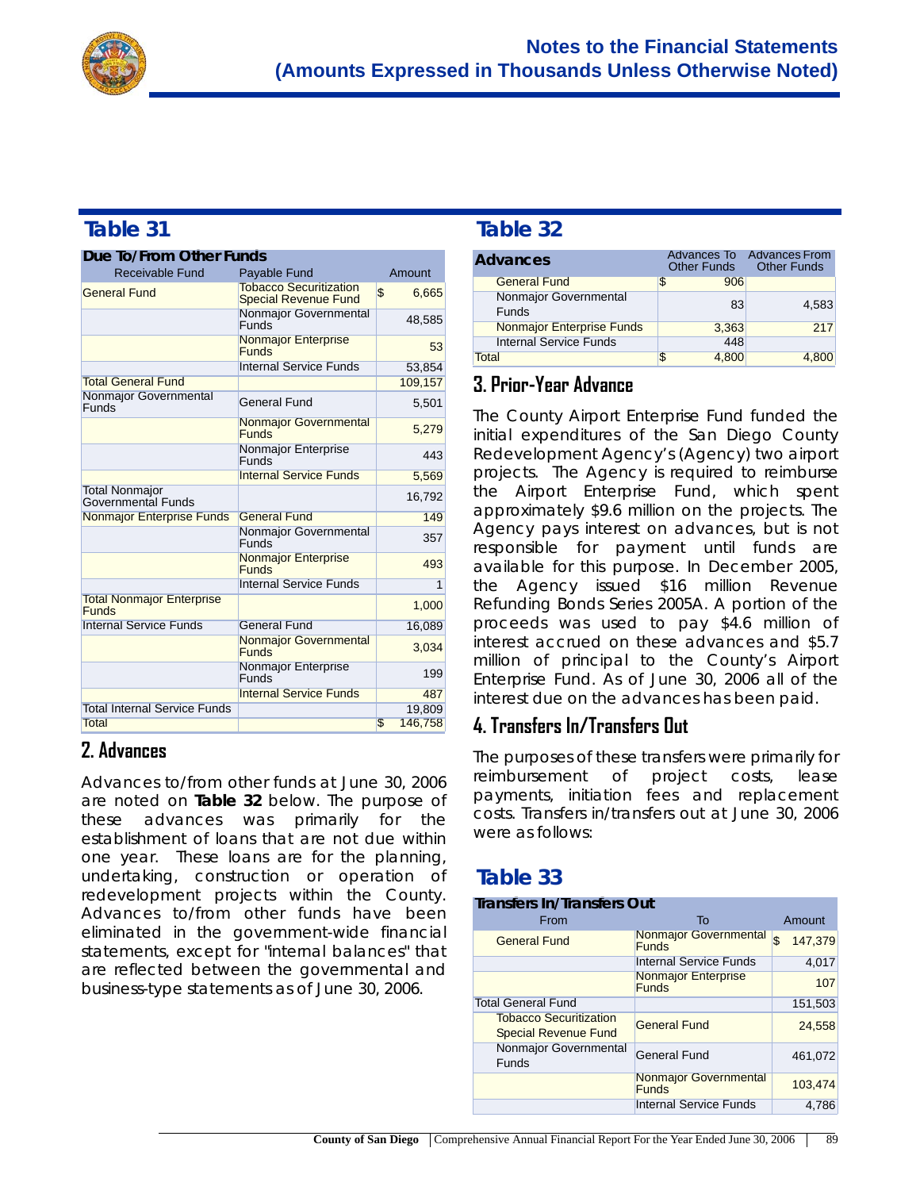## Table 31

| Due To/From Other Funds | | |
|---|---|---|
| Receivable Fund | Payable Fund | Amount |
| General Fund | Tobacco Securitization Special Revenue Fund | $ 6,665 |
| | Nonmajor Governmental Funds | 48,585 |
| | Nonmajor Enterprise Funds | 53 |
| | Internal Service Funds | 53,854 |
| Total General Fund | | 109,157 |
| Nonmajor Governmental Funds | General Fund | 5,501 |
| | Nonmajor Governmental Funds | 5,279 |
| | Nonmajor Enterprise Funds | 443 |
| | Internal Service Funds | 5,569 |
| Total Nonmajor Governmental Funds | | 16,792 |
| Nonmajor Enterprise Funds | General Fund | 149 |
| | Nonmajor Governmental Funds | 357 |
| | Nonmajor Enterprise Funds | 493 |
| | Internal Service Funds | 1 |
| Total Nonmajor Enterprise Funds | | 1,000 |
| Internal Service Funds | General Fund | 16,089 |
| | Nonmajor Governmental Funds | 3,034 |
| | Nonmajor Enterprise Funds | 199 |
| | Internal Service Funds | 487 |
| Total Internal Service Funds | | 19,809 |
| Total | | $ 146,758 |

## 2. Advances

Advances to/from other funds at June 30, 2006 are noted on **Table 32** below. The purpose of these advances was primarily for the establishment of loans that are not due within one year. These loans are for the planning, undertaking, construction or operation of redevelopment projects within the County. Advances to/from other funds have been eliminated in the government-wide financial statements, except for "internal balances" that are reflected between the governmental and business-type statements as of June 30, 2006.

## Table 32

| Advances | Advances To Other Funds | Advances From Other Funds |
|---|---|---|
| General Fund | $ 906 | |
| Nonmajor Governmental Funds | 83 | 4,583 |
| Nonmajor Enterprise Funds | 3,363 | 217 |
| Internal Service Funds | 448 | |
| Total | $ 4,800 | 4,800 |

## 3. Prior-Year Advance

The County Airport Enterprise Fund funded the initial expenditures of the San Diego County Redevelopment Agency's (Agency) two airport projects. The Agency is required to reimburse the Airport Enterprise Fund, which spent approximately $9.6 million on the projects. The Agency pays interest on advances, but is not responsible for payment until funds are available for this purpose. In December 2005, the Agency issued $16 million Revenue Refunding Bonds Series 2005A. A portion of the proceeds was used to pay $4.6 million of interest accrued on these advances and $5.7 million of principal to the County's Airport Enterprise Fund. As of June 30, 2006 all of the interest due on the advances has been paid.

## 4. Transfers In/Transfers Out

The purposes of these transfers were primarily for reimbursement of project costs, lease payments, initiation fees and replacement costs. Transfers in/transfers out at June 30, 2006 were as follows:

## Table 33

| Transfers In/Transfers Out | | |
|---|---|---|
| From | To | Amount |
| General Fund | Nonmajor Governmental Funds | $ 147,379 |
| | Internal Service Funds | 4,017 |
| | Nonmajor Enterprise Funds | 107 |
| Total General Fund | | 151,503 |
| Tobacco Securitization Special Revenue Fund | General Fund | 24,558 |
| Nonmajor Governmental Funds | General Fund | 461,072 |
| | Nonmajor Governmental Funds | 103,474 |
| | Internal Service Funds | 4,786 |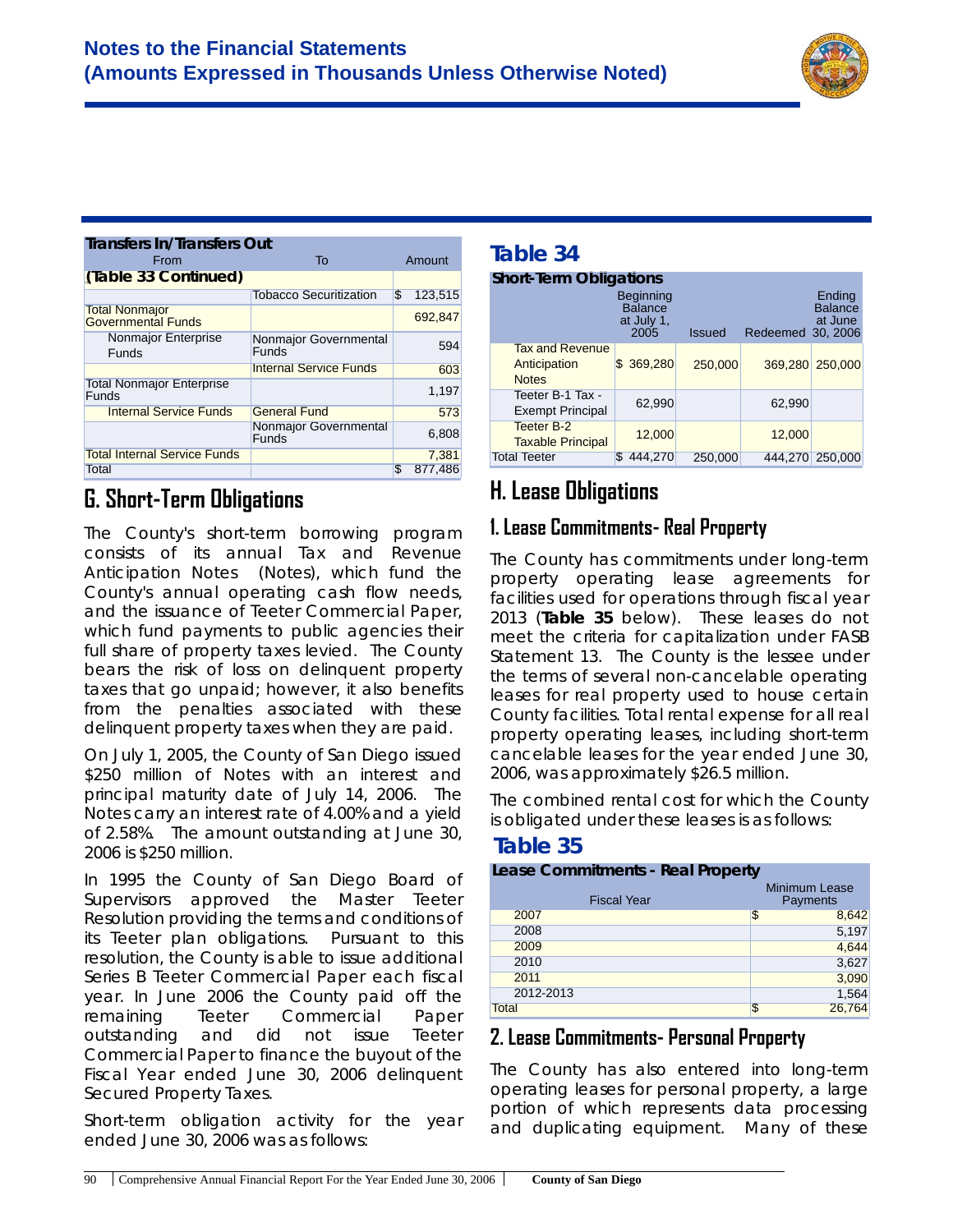**Transfers In/Transfers Out**

| From | To | Amount |
|---|---|---|
| **(Table 33 Continued)** | | |
| | Tobacco Securitization | $ 123,515 |
| Total Nonmajor Governmental Funds | | 692,847 |
| Nonmajor Enterprise Funds | Nonmajor Governmental Funds | 594 |
| | Internal Service Funds | 603 |
| Total Nonmajor Enterprise Funds | | 1,197 |
| Internal Service Funds | General Fund | 573 |
| | Nonmajor Governmental Funds | 6,808 |
| Total Internal Service Funds | | 7,381 |
| Total | | $ 877,486 |

## G. Short-Term Obligations

The County's short-term borrowing program consists of its annual Tax and Revenue Anticipation Notes (Notes), which fund the County's annual operating cash flow needs, and the issuance of Teeter Commercial Paper, which fund payments to public agencies their full share of property taxes levied. The County bears the risk of loss on delinquent property taxes that go unpaid; however, it also benefits from the penalties associated with these delinquent property taxes when they are paid.

On July 1, 2005, the County of San Diego issued $250 million of Notes with an interest and principal maturity date of July 14, 2006. The Notes carry an interest rate of 4.00% and a yield of 2.58%. The amount outstanding at June 30, 2006 is $250 million.

In 1995 the County of San Diego Board of Supervisors approved the Master Teeter Resolution providing the terms and conditions of its Teeter plan obligations. Pursuant to this resolution, the County is able to issue additional Series B Teeter Commercial Paper each fiscal year. In June 2006 the County paid off the remaining Teeter Commercial Paper outstanding and did not issue Teeter Commercial Paper to finance the buyout of the Fiscal Year ended June 30, 2006 delinquent Secured Property Taxes.

Short-term obligation activity for the year ended June 30, 2006 was as follows:

## Table 34

**Short-Term Obligations**

| | Beginning Balance at July 1, 2005 | Issued | Redeemed | Ending Balance at June 30, 2006 |
|---|---|---|---|---|
| Tax and Revenue Anticipation Notes | $ 369,280 | 250,000 | 369,280 | 250,000 |
| Teeter B-1 Tax - Exempt Principal | 62,990 | | 62,990 | |
| Teeter B-2 Taxable Principal | 12,000 | | 12,000 | |
| Total Teeter | $ 444,270 | 250,000 | 444,270 | 250,000 |

## H. Lease Obligations

### 1. Lease Commitments- Real Property

The County has commitments under long-term property operating lease agreements for facilities used for operations through fiscal year 2013 (**Table 35** below). These leases do not meet the criteria for capitalization under FASB Statement 13. The County is the lessee under the terms of several non-cancelable operating leases for real property used to house certain County facilities. Total rental expense for all real property operating leases, including short-term cancelable leases for the year ended June 30, 2006, was approximately $26.5 million.

The combined rental cost for which the County is obligated under these leases is as follows:

## Table 35

**Lease Commitments - Real Property**

| Fiscal Year | Minimum Lease Payments |
|---|---|
| 2007 | $ 8,642 |
| 2008 | 5,197 |
| 2009 | 4,644 |
| 2010 | 3,627 |
| 2011 | 3,090 |
| 2012-2013 | 1,564 |
| Total | $ 26,764 |

### 2. Lease Commitments- Personal Property

The County has also entered into long-term operating leases for personal property, a large portion of which represents data processing and duplicating equipment. Many of these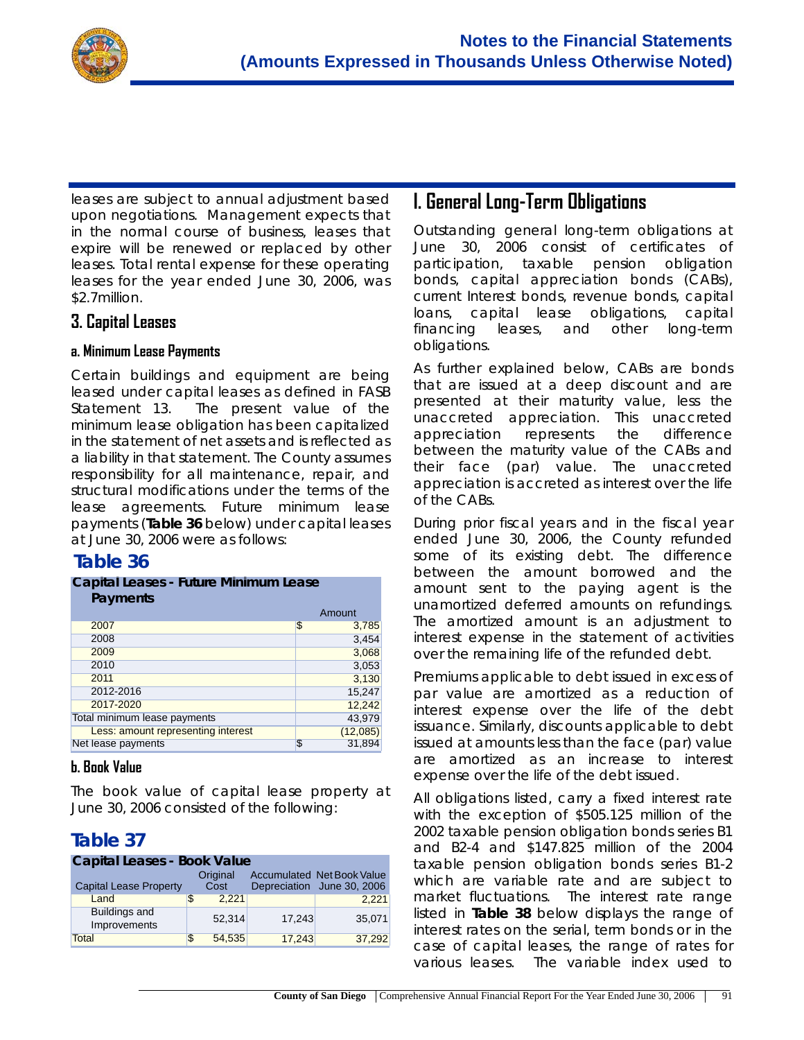leases are subject to annual adjustment based upon negotiations. Management expects that in the normal course of business, leases that expire will be renewed or replaced by other leases. Total rental expense for these operating leases for the year ended June 30, 2006, was $2.7million.

### 3. Capital Leases

#### a. Minimum Lease Payments

Certain buildings and equipment are being leased under capital leases as defined in FASB Statement 13. The present value of the minimum lease obligation has been capitalized in the statement of net assets and is reflected as a liability in that statement. The County assumes responsibility for all maintenance, repair, and structural modifications under the terms of the lease agreements. Future minimum lease payments (**Table 36** below) under capital leases at June 30, 2006 were as follows:

## Table 36

**Capital Leases - Future Minimum Lease Payments**

| | Amount |
|---|---|
| 2007 | $ 3,785 |
| 2008 | 3,454 |
| 2009 | 3,068 |
| 2010 | 3,053 |
| 2011 | 3,130 |
| 2012-2016 | 15,247 |
| 2017-2020 | 12,242 |
| Total minimum lease payments | 43,979 |
| Less: amount representing interest | (12,085) |
| Net lease payments | $ 31,894 |

#### b. Book Value

The book value of capital lease property at June 30, 2006 consisted of the following:

## Table 37

**Capital Leases - Book Value**

| Capital Lease Property | Original Cost | Accumulated Depreciation | Net Book Value June 30, 2006 |
|---|---|---|---|
| Land | $ 2,221 | | 2,221 |
| Buildings and Improvements | 52,314 | 17,243 | 35,071 |
| Total | $ 54,535 | 17,243 | 37,292 |

## I. General Long-Term Obligations

Outstanding general long-term obligations at June 30, 2006 consist of certificates of participation, taxable pension obligation bonds, capital appreciation bonds (CABs), current Interest bonds, revenue bonds, capital loans, capital lease obligations, capital financing leases, and other long-term obligations.

As further explained below, CABs are bonds that are issued at a deep discount and are presented at their maturity value, less the unaccreted appreciation. This unaccreted appreciation represents the difference between the maturity value of the CABs and their face (par) value. The unaccreted appreciation is accreted as interest over the life of the CABs.

During prior fiscal years and in the fiscal year ended June 30, 2006, the County refunded some of its existing debt. The difference between the amount borrowed and the amount sent to the paying agent is the unamortized deferred amounts on refundings. The amortized amount is an adjustment to interest expense in the statement of activities over the remaining life of the refunded debt.

Premiums applicable to debt issued in excess of par value are amortized as a reduction of interest expense over the life of the debt issuance. Similarly, discounts applicable to debt issued at amounts less than the face (par) value are amortized as an increase to interest expense over the life of the debt issued.

All obligations listed, carry a fixed interest rate with the exception of $505.125 million of the 2002 taxable pension obligation bonds series B1 and B2-4 and $147.825 million of the 2004 taxable pension obligation bonds series B1-2 which are variable rate and are subject to market fluctuations. The interest rate range listed in **Table 38** below displays the range of interest rates on the serial, term bonds or in the case of capital leases, the range of rates for various leases. The variable index used to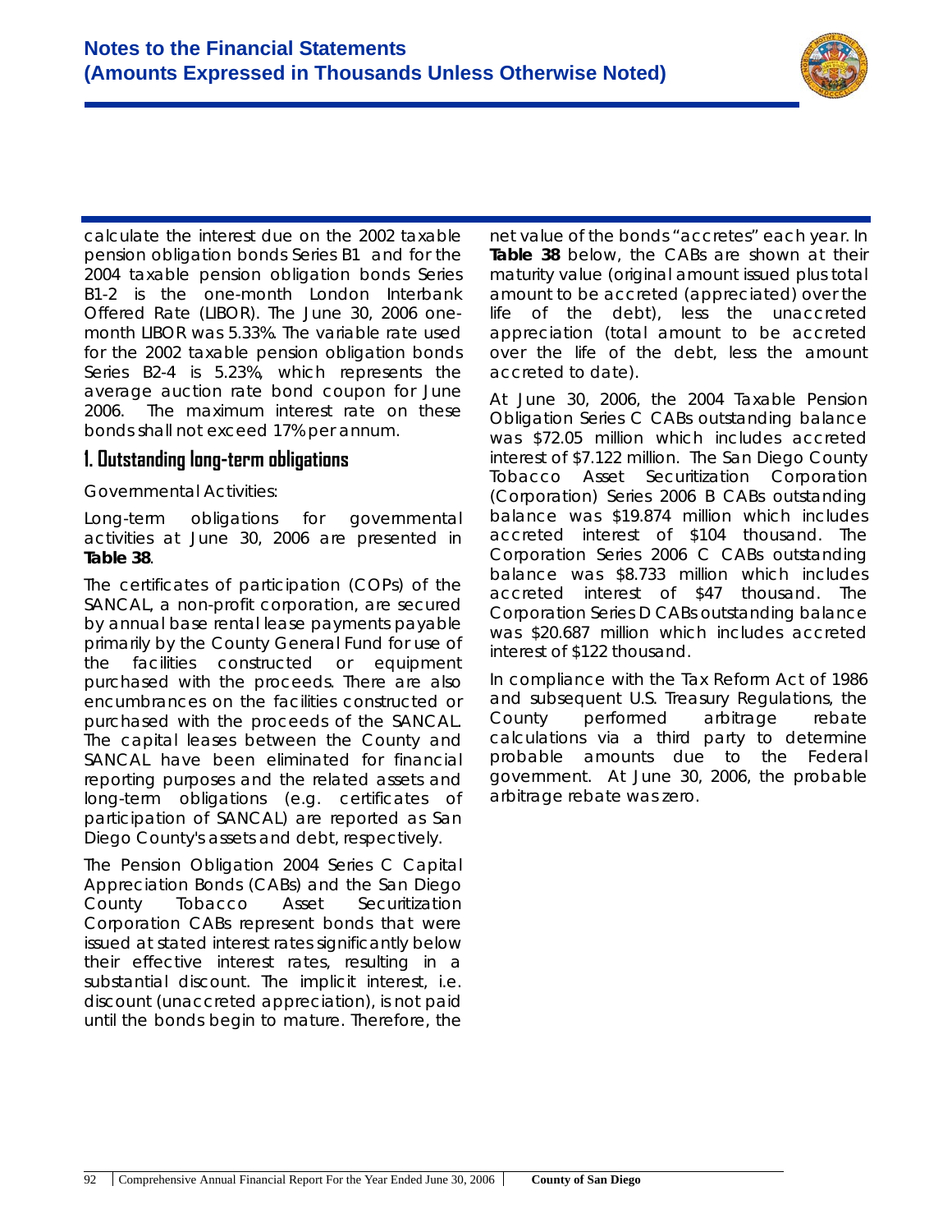calculate the interest due on the 2002 taxable pension obligation bonds Series B1 and for the 2004 taxable pension obligation bonds Series B1-2 is the one-month London Interbank Offered Rate (LIBOR). The June 30, 2006 one-month LIBOR was 5.33%. The variable rate used for the 2002 taxable pension obligation bonds Series B2-4 is 5.23%, which represents the average auction rate bond coupon for June 2006. The maximum interest rate on these bonds shall not exceed 17% per annum.

## 1. Outstanding long-term obligations

Governmental Activities:

Long-term obligations for governmental activities at June 30, 2006 are presented in **Table 38**.

The certificates of participation (COPs) of the SANCAL, a non-profit corporation, are secured by annual base rental lease payments payable primarily by the County General Fund for use of the facilities constructed or equipment purchased with the proceeds. There are also encumbrances on the facilities constructed or purchased with the proceeds of the SANCAL. The capital leases between the County and SANCAL have been eliminated for financial reporting purposes and the related assets and long-term obligations (e.g. certificates of participation of SANCAL) are reported as San Diego County's assets and debt, respectively.

The Pension Obligation 2004 Series C Capital Appreciation Bonds (CABs) and the San Diego County Tobacco Asset Securitization Corporation CABs represent bonds that were issued at stated interest rates significantly below their effective interest rates, resulting in a substantial discount. The implicit interest, i.e. discount (unaccreted appreciation), is not paid until the bonds begin to mature. Therefore, the net value of the bonds "accretes" each year. In **Table 38** below, the CABs are shown at their maturity value (original amount issued plus total amount to be accreted (appreciated) over the life of the debt), less the unaccreted appreciation (total amount to be accreted over the life of the debt, less the amount accreted to date).

At June 30, 2006, the 2004 Taxable Pension Obligation Series C CABs outstanding balance was $72.05 million which includes accreted interest of $7.122 million. The San Diego County Tobacco Asset Securitization Corporation (Corporation) Series 2006 B CABs outstanding balance was $19.874 million which includes accreted interest of $104 thousand. The Corporation Series 2006 C CABs outstanding balance was $8.733 million which includes accreted interest of $47 thousand. The Corporation Series D CABs outstanding balance was $20.687 million which includes accreted interest of $122 thousand.

In compliance with the Tax Reform Act of 1986 and subsequent U.S. Treasury Regulations, the County performed arbitrage rebate calculations via a third party to determine probable amounts due to the Federal government. At June 30, 2006, the probable arbitrage rebate was zero.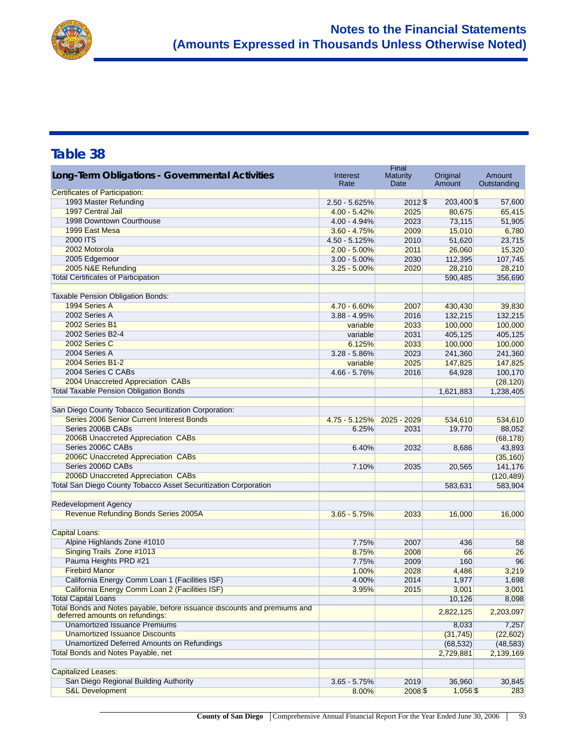## Table 38

| Long-Term Obligations - Governmental Activities | Interest Rate | Final Maturity Date | Original Amount | Amount Outstanding |
|---|---|---|---|---|
| Certificates of Participation: | | | | |
| 1993 Master Refunding | 2.50 - 5.625% | 2012 | $ 203,400 | $ 57,600 |
| 1997 Central Jail | 4.00 - 5.42% | 2025 | 80,675 | 65,415 |
| 1998 Downtown Courthouse | 4.00 - 4.94% | 2023 | 73,115 | 51,905 |
| 1999 East Mesa | 3.60 - 4.75% | 2009 | 15,010 | 6,780 |
| 2000 ITS | 4.50 - 5.125% | 2010 | 51,620 | 23,715 |
| 2002 Motorola | 2.00 - 5.00% | 2011 | 26,060 | 15,320 |
| 2005 Edgemoor | 3.00 - 5.00% | 2030 | 112,395 | 107,745 |
| 2005 N&E Refunding | 3.25 - 5.00% | 2020 | 28,210 | 28,210 |
| Total Certificates of Participation | | | 590,485 | 356,690 |
| | | | | |
| Taxable Pension Obligation Bonds: | | | | |
| 1994 Series A | 4.70 - 6.60% | 2007 | 430,430 | 39,830 |
| 2002 Series A | 3.88 - 4.95% | 2016 | 132,215 | 132,215 |
| 2002 Series B1 | variable | 2033 | 100,000 | 100,000 |
| 2002 Series B2-4 | variable | 2031 | 405,125 | 405,125 |
| 2002 Series C | 6.125% | 2033 | 100,000 | 100,000 |
| 2004 Series A | 3.28 - 5.86% | 2023 | 241,360 | 241,360 |
| 2004 Series B1-2 | variable | 2025 | 147,825 | 147,825 |
| 2004 Series C CABs | 4.66 - 5.76% | 2016 | 64,928 | 100,170 |
| 2004 Unaccreted Appreciation CABs | | | | (28,120) |
| Total Taxable Pension Obligation Bonds | | | 1,621,883 | 1,238,405 |
| | | | | |
| San Diego County Tobacco Securitization Corporation: | | | | |
| Series 2006 Senior Current Interest Bonds | 4.75 - 5.125% | 2025 - 2029 | 534,610 | 534,610 |
| Series 2006B CABs | 6.25% | 2031 | 19,770 | 88,052 |
| 2006B Unaccreted Appreciation CABs | | | | (68,178) |
| Series 2006C CABs | 6.40% | 2032 | 8,686 | 43,893 |
| 2006C Unaccreted Appreciation CABs | | | | (35,160) |
| Series 2006D CABs | 7.10% | 2035 | 20,565 | 141,176 |
| 2006D Unaccreted Appreciation CABs | | | | (120,489) |
| Total San Diego County Tobacco Asset Securitization Corporation | | | 583,631 | 583,904 |
| | | | | |
| Redevelopment Agency | | | | |
| Revenue Refunding Bonds Series 2005A | 3.65 - 5.75% | 2033 | 16,000 | 16,000 |
| | | | | |
| Capital Loans: | | | | |
| Alpine Highlands Zone #1010 | 7.75% | 2007 | 436 | 58 |
| Singing Trails Zone #1013 | 8.75% | 2008 | 66 | 26 |
| Pauma Heights PRD #21 | 7.75% | 2009 | 160 | 96 |
| Firebird Manor | 1.00% | 2028 | 4,486 | 3,219 |
| California Energy Comm Loan 1 (Facilities ISF) | 4.00% | 2014 | 1,977 | 1,698 |
| California Energy Comm Loan 2 (Facilities ISF) | 3.95% | 2015 | 3,001 | 3,001 |
| Total Capital Loans | | | 10,126 | 8,098 |
| Total Bonds and Notes payable, before issuance discounts and premiums and deferred amounts on refundings: | | | 2,822,125 | 2,203,097 |
| Unamortized Issuance Premiums | | | 8,033 | 7,257 |
| Unamortized Issuance Discounts | | | (31,745) | (22,602) |
| Unamortized Deferred Amounts on Refundings | | | (68,532) | (48,583) |
| Total Bonds and Notes Payable, net | | | 2,729,881 | 2,139,169 |
| | | | | |
| Capitalized Leases: | | | | |
| San Diego Regional Building Authority | 3.65 - 5.75% | 2019 | 36,960 | 30,845 |
| S&L Development | 8.00% | 2008 | $ 1,056 | $ 283 |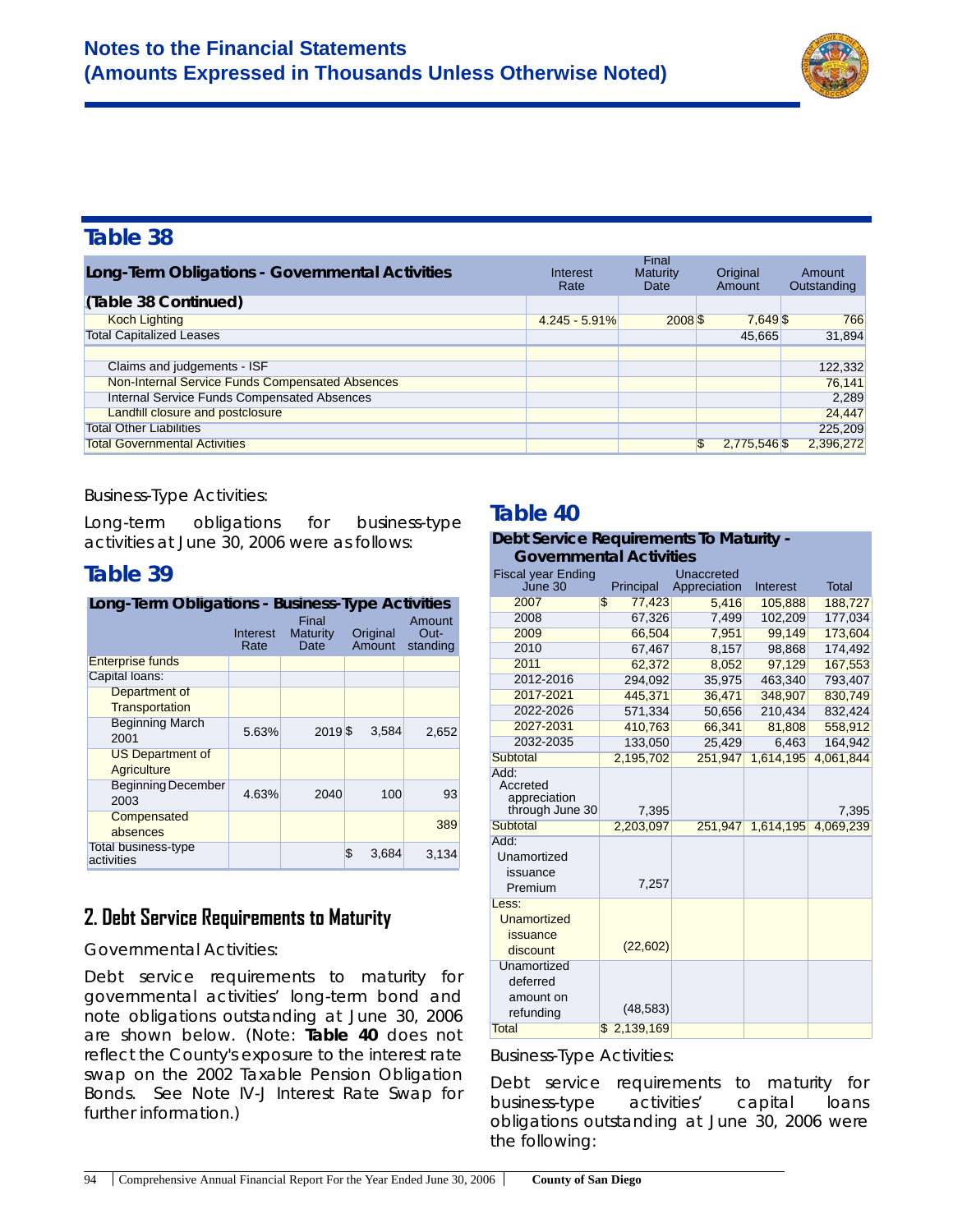## Table 38

| Long-Term Obligations - Governmental Activities | Interest Rate | Final Maturity Date | Original Amount | Amount Outstanding |
|---|---|---|---|---|
| **(Table 38 Continued)** | | | | |
| Koch Lighting | 4.245 - 5.91% | 2008 | $ 7,649 | $ 766 |
| Total Capitalized Leases | | | 45,665 | 31,894 |
| | | | | |
| Claims and judgements - ISF | | | | 122,332 |
| Non-Internal Service Funds Compensated Absences | | | | 76,141 |
| Internal Service Funds Compensated Absences | | | | 2,289 |
| Landfill closure and postclosure | | | | 24,447 |
| Total Other Liabilities | | | | 225,209 |
| Total Governmental Activities | | | $ 2,775,546 | $ 2,396,272 |

Business-Type Activities:

Long-term obligations for business-type activities at June 30, 2006 were as follows:

## Table 39

| Long-Term Obligations - Business-Type Activities | Interest Rate | Final Maturity Date | Original Amount | Amount Out-standing |
|---|---|---|---|---|
| Enterprise funds | | | | |
| Capital loans: | | | | |
| Department of Transportation | | | | |
| Beginning March 2001 | 5.63% | 2019 | $ 3,584 | 2,652 |
| US Department of Agriculture | | | | |
| Beginning December 2003 | 4.63% | 2040 | 100 | 93 |
| Compensated absences | | | | 389 |
| Total business-type activities | | | $ 3,684 | 3,134 |

## 2. Debt Service Requirements to Maturity

Governmental Activities:

Debt service requirements to maturity for governmental activities' long-term bond and note obligations outstanding at June 30, 2006 are shown below. (Note: **Table 40** does not reflect the County's exposure to the interest rate swap on the 2002 Taxable Pension Obligation Bonds. See Note IV-J Interest Rate Swap for further information.)

## Table 40

| Debt Service Requirements To Maturity - Governmental Activities | | | | |
|---|---|---|---|---|
| Fiscal year Ending June 30 | Principal | Unaccreted Appreciation | Interest | Total |
| 2007 | $ 77,423 | 5,416 | 105,888 | 188,727 |
| 2008 | 67,326 | 7,499 | 102,209 | 177,034 |
| 2009 | 66,504 | 7,951 | 99,149 | 173,604 |
| 2010 | 67,467 | 8,157 | 98,868 | 174,492 |
| 2011 | 62,372 | 8,052 | 97,129 | 167,553 |
| 2012-2016 | 294,092 | 35,975 | 463,340 | 793,407 |
| 2017-2021 | 445,371 | 36,471 | 348,907 | 830,749 |
| 2022-2026 | 571,334 | 50,656 | 210,434 | 832,424 |
| 2027-2031 | 410,763 | 66,341 | 81,808 | 558,912 |
| 2032-2035 | 133,050 | 25,429 | 6,463 | 164,942 |
| Subtotal | 2,195,702 | 251,947 | 1,614,195 | 4,061,844 |
| Add: Accreted appreciation through June 30 | 7,395 | | | 7,395 |
| Subtotal | 2,203,097 | 251,947 | 1,614,195 | 4,069,239 |
| Add: Unamortized issuance Premium | 7,257 | | | |
| Less: Unamortized issuance discount | (22,602) | | | |
| Unamortized deferred amount on refunding | (48,583) | | | |
| Total | $ 2,139,169 | | | |

Business-Type Activities:

Debt service requirements to maturity for business-type activities' capital loans obligations outstanding at June 30, 2006 were the following: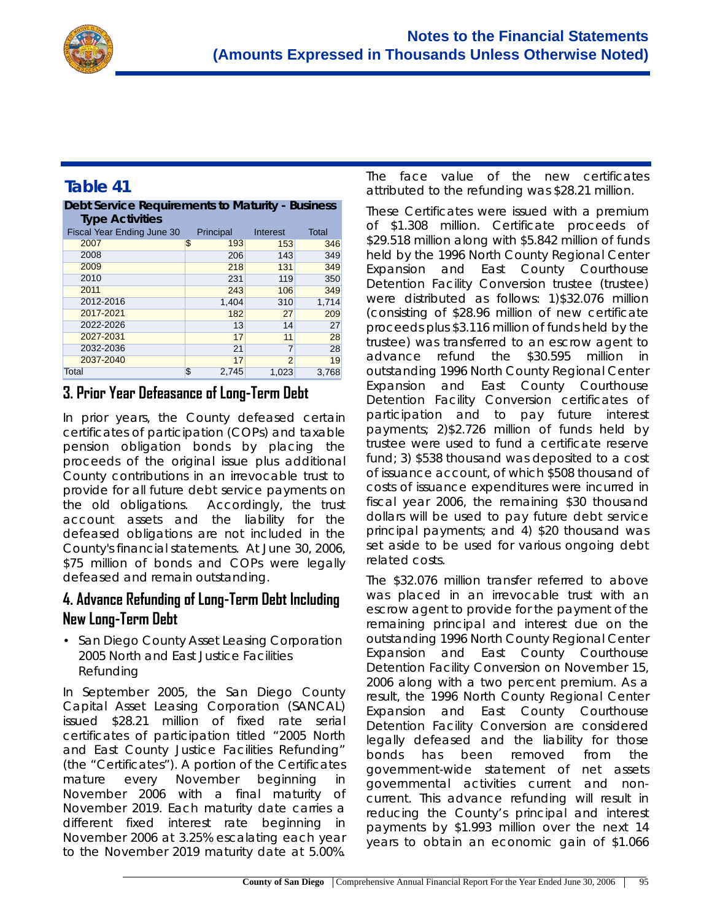## Table 41

| Debt Service Requirements to Maturity - Business Type Activities | | | |
|---|---|---|---|
| Fiscal Year Ending June 30 | Principal | Interest | Total |
| 2007 | $ 193 | 153 | 346 |
| 2008 | 206 | 143 | 349 |
| 2009 | 218 | 131 | 349 |
| 2010 | 231 | 119 | 350 |
| 2011 | 243 | 106 | 349 |
| 2012-2016 | 1,404 | 310 | 1,714 |
| 2017-2021 | 182 | 27 | 209 |
| 2022-2026 | 13 | 14 | 27 |
| 2027-2031 | 17 | 11 | 28 |
| 2032-2036 | 21 | 7 | 28 |
| 2037-2040 | 17 | 2 | 19 |
| Total | $ 2,745 | 1,023 | 3,768 |

### 3. Prior Year Defeasance of Long-Term Debt

In prior years, the County defeased certain certificates of participation (COPs) and taxable pension obligation bonds by placing the proceeds of the original issue plus additional County contributions in an irrevocable trust to provide for all future debt service payments on the old obligations. Accordingly, the trust account assets and the liability for the defeased obligations are not included in the County's financial statements. At June 30, 2006, $75 million of bonds and COPs were legally defeased and remain outstanding.

### 4. Advance Refunding of Long-Term Debt Including New Long-Term Debt

- San Diego County Asset Leasing Corporation 2005 North and East Justice Facilities Refunding

In September 2005, the San Diego County Capital Asset Leasing Corporation (SANCAL) issued $28.21 million of fixed rate serial certificates of participation titled "2005 North and East County Justice Facilities Refunding" (the "Certificates"). A portion of the Certificates mature every November beginning in November 2006 with a final maturity of November 2019. Each maturity date carries a different fixed interest rate beginning in November 2006 at 3.25% escalating each year to the November 2019 maturity date at 5.00%.

The face value of the new certificates attributed to the refunding was $28.21 million.

These Certificates were issued with a premium of $1.308 million. Certificate proceeds of $29.518 million along with $5.842 million of funds held by the 1996 North County Regional Center Expansion and East County Courthouse Detention Facility Conversion trustee (trustee) were distributed as follows: 1)$32.076 million (consisting of $28.96 million of new certificate proceeds plus $3.116 million of funds held by the trustee) was transferred to an escrow agent to advance refund the $30.595 million in outstanding 1996 North County Regional Center Expansion and East County Courthouse Detention Facility Conversion certificates of participation and to pay future interest payments; 2)$2.726 million of funds held by trustee were used to fund a certificate reserve fund; 3) $538 thousand was deposited to a cost of issuance account, of which $508 thousand of costs of issuance expenditures were incurred in fiscal year 2006, the remaining $30 thousand dollars will be used to pay future debt service principal payments; and 4) $20 thousand was set aside to be used for various ongoing debt related costs.

The $32.076 million transfer referred to above was placed in an irrevocable trust with an escrow agent to provide for the payment of the remaining principal and interest due on the outstanding 1996 North County Regional Center Expansion and East County Courthouse Detention Facility Conversion on November 15, 2006 along with a two percent premium. As a result, the 1996 North County Regional Center Expansion and East County Courthouse Detention Facility Conversion are considered legally defeased and the liability for those bonds has been removed from the government-wide statement of net assets governmental activities current and non-current. This advance refunding will result in reducing the County's principal and interest payments by $1.993 million over the next 14 years to obtain an economic gain of $1.066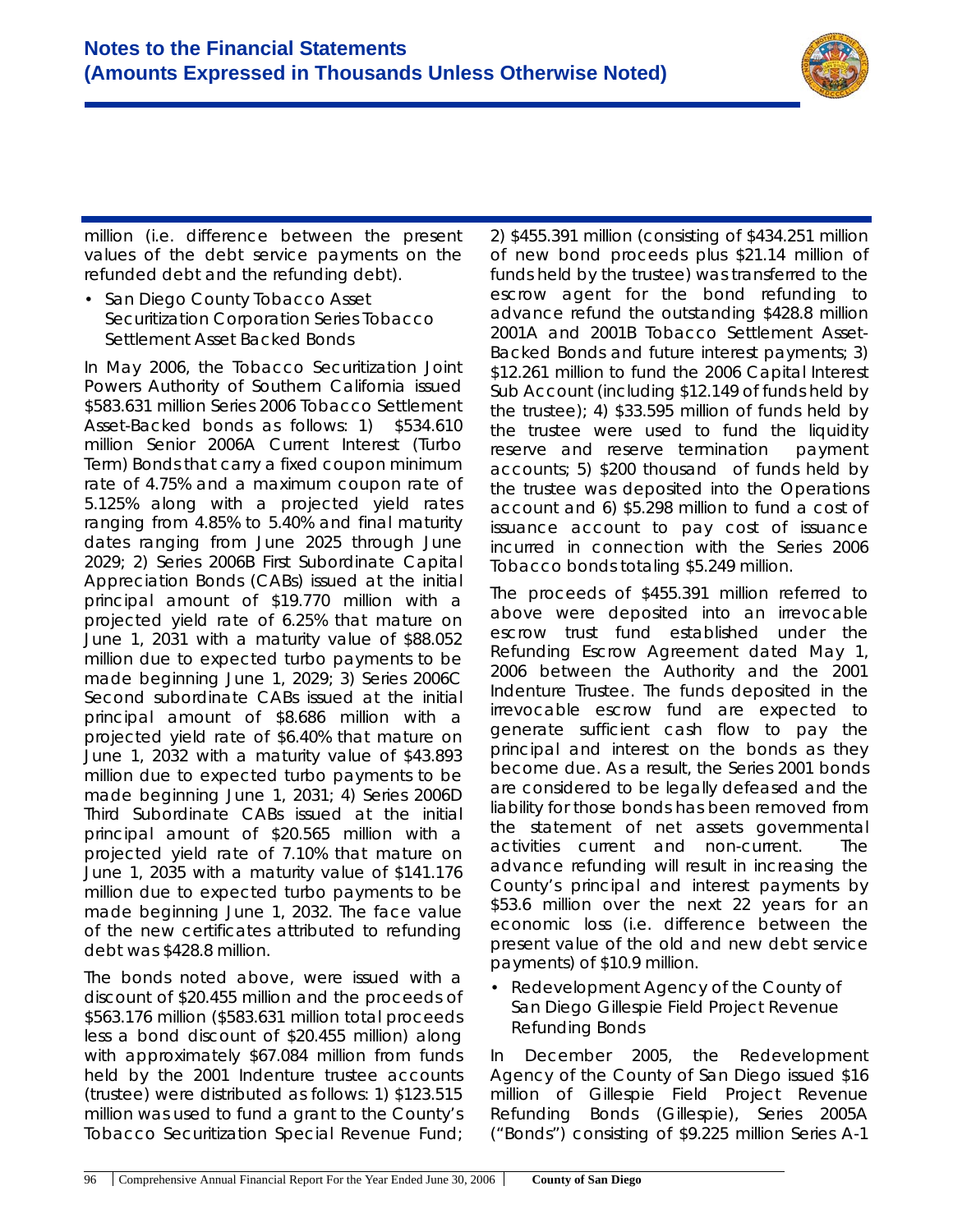million (i.e. difference between the present values of the debt service payments on the refunded debt and the refunding debt).

- San Diego County Tobacco Asset Securitization Corporation Series Tobacco Settlement Asset Backed Bonds

In May 2006, the Tobacco Securitization Joint Powers Authority of Southern California issued $583.631 million Series 2006 Tobacco Settlement Asset-Backed bonds as follows: 1) $534.610 million Senior 2006A Current Interest (Turbo Term) Bonds that carry a fixed coupon minimum rate of 4.75% and a maximum coupon rate of 5.125% along with a projected yield rates ranging from 4.85% to 5.40% and final maturity dates ranging from June 2025 through June 2029; 2) Series 2006B First Subordinate Capital Appreciation Bonds (CABs) issued at the initial principal amount of $19.770 million with a projected yield rate of 6.25% that mature on June 1, 2031 with a maturity value of $88.052 million due to expected turbo payments to be made beginning June 1, 2029; 3) Series 2006C Second subordinate CABs issued at the initial principal amount of $8.686 million with a projected yield rate of $6.40% that mature on June 1, 2032 with a maturity value of $43.893 million due to expected turbo payments to be made beginning June 1, 2031; 4) Series 2006D Third Subordinate CABs issued at the initial principal amount of $20.565 million with a projected yield rate of 7.10% that mature on June 1, 2035 with a maturity value of $141.176 million due to expected turbo payments to be made beginning June 1, 2032. The face value of the new certificates attributed to refunding debt was $428.8 million.

The bonds noted above, were issued with a discount of $20.455 million and the proceeds of $563.176 million ($583.631 million total proceeds less a bond discount of $20.455 million) along with approximately $67.084 million from funds held by the 2001 Indenture trustee accounts (trustee) were distributed as follows: 1) $123.515 million was used to fund a grant to the County's Tobacco Securitization Special Revenue Fund; 2) $455.391 million (consisting of $434.251 million of new bond proceeds plus $21.14 million of funds held by the trustee) was transferred to the escrow agent for the bond refunding to advance refund the outstanding $428.8 million 2001A and 2001B Tobacco Settlement Asset-Backed Bonds and future interest payments; 3) $12.261 million to fund the 2006 Capital Interest Sub Account (including $12.149 of funds held by the trustee); 4) $33.595 million of funds held by the trustee were used to fund the liquidity reserve and reserve termination payment accounts; 5) $200 thousand of funds held by the trustee was deposited into the Operations account and 6) $5.298 million to fund a cost of issuance account to pay cost of issuance incurred in connection with the Series 2006 Tobacco bonds totaling $5.249 million.

The proceeds of $455.391 million referred to above were deposited into an irrevocable escrow trust fund established under the Refunding Escrow Agreement dated May 1, 2006 between the Authority and the 2001 Indenture Trustee. The funds deposited in the irrevocable escrow fund are expected to generate sufficient cash flow to pay the principal and interest on the bonds as they become due. As a result, the Series 2001 bonds are considered to be legally defeased and the liability for those bonds has been removed from the statement of net assets governmental activities current and non-current. The advance refunding will result in increasing the County's principal and interest payments by $53.6 million over the next 22 years for an economic loss (i.e. difference between the present value of the old and new debt service payments) of $10.9 million.

- Redevelopment Agency of the County of San Diego Gillespie Field Project Revenue Refunding Bonds

In December 2005, the Redevelopment Agency of the County of San Diego issued $16 million of Gillespie Field Project Revenue Refunding Bonds (Gillespie), Series 2005A ("Bonds") consisting of $9.225 million Series A-1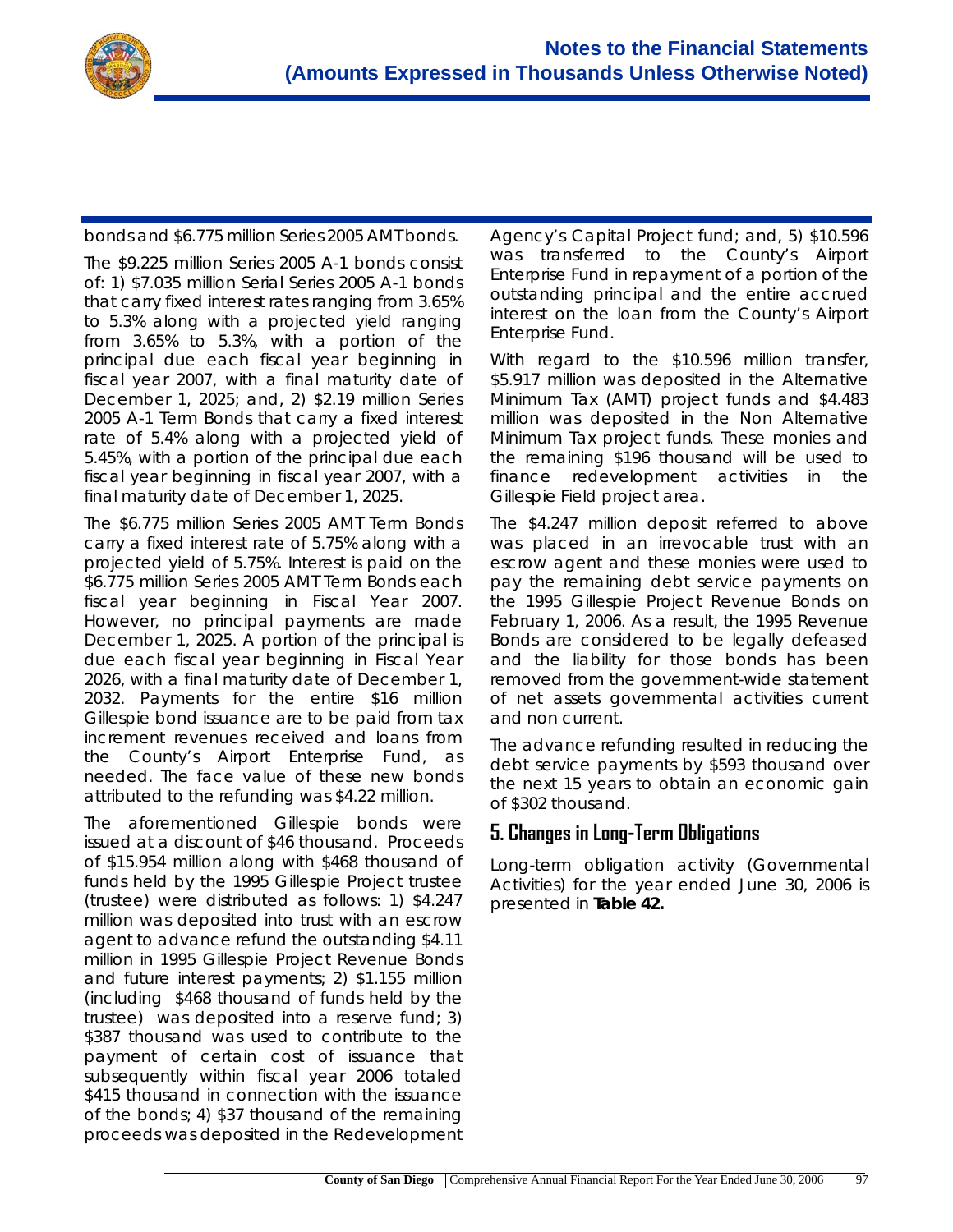bonds and $6.775 million Series 2005 AMT bonds.

The $9.225 million Series 2005 A-1 bonds consist of: 1) $7.035 million Serial Series 2005 A-1 bonds that carry fixed interest rates ranging from 3.65% to 5.3% along with a projected yield ranging from 3.65% to 5.3%, with a portion of the principal due each fiscal year beginning in fiscal year 2007, with a final maturity date of December 1, 2025; and, 2) $2.19 million Series 2005 A-1 Term Bonds that carry a fixed interest rate of 5.4% along with a projected yield of 5.45%, with a portion of the principal due each fiscal year beginning in fiscal year 2007, with a final maturity date of December 1, 2025.

The $6.775 million Series 2005 AMT Term Bonds carry a fixed interest rate of 5.75% along with a projected yield of 5.75%. Interest is paid on the $6.775 million Series 2005 AMT Term Bonds each fiscal year beginning in Fiscal Year 2007. However, no principal payments are made December 1, 2025. A portion of the principal is due each fiscal year beginning in Fiscal Year 2026, with a final maturity date of December 1, 2032. Payments for the entire $16 million Gillespie bond issuance are to be paid from tax increment revenues received and loans from the County's Airport Enterprise Fund, as needed. The face value of these new bonds attributed to the refunding was $4.22 million.

The aforementioned Gillespie bonds were issued at a discount of $46 thousand. Proceeds of $15.954 million along with $468 thousand of funds held by the 1995 Gillespie Project trustee (trustee) were distributed as follows: 1) $4.247 million was deposited into trust with an escrow agent to advance refund the outstanding $4.11 million in 1995 Gillespie Project Revenue Bonds and future interest payments; 2) $1.155 million (including $468 thousand of funds held by the trustee) was deposited into a reserve fund; 3) $387 thousand was used to contribute to the payment of certain cost of issuance that subsequently within fiscal year 2006 totaled $415 thousand in connection with the issuance of the bonds; 4) $37 thousand of the remaining proceeds was deposited in the Redevelopment Agency's Capital Project fund; and, 5) $10.596 was transferred to the County's Airport Enterprise Fund in repayment of a portion of the outstanding principal and the entire accrued interest on the loan from the County's Airport Enterprise Fund.

With regard to the $10.596 million transfer, $5.917 million was deposited in the Alternative Minimum Tax (AMT) project funds and $4.483 million was deposited in the Non Alternative Minimum Tax project funds. These monies and the remaining $196 thousand will be used to finance redevelopment activities in the Gillespie Field project area.

The $4.247 million deposit referred to above was placed in an irrevocable trust with an escrow agent and these monies were used to pay the remaining debt service payments on the 1995 Gillespie Project Revenue Bonds on February 1, 2006. As a result, the 1995 Revenue Bonds are considered to be legally defeased and the liability for those bonds has been removed from the government-wide statement of net assets governmental activities current and non current.

The advance refunding resulted in reducing the debt service payments by $593 thousand over the next 15 years to obtain an economic gain of $302 thousand.

## 5. Changes in Long-Term Obligations

Long-term obligation activity (Governmental Activities) for the year ended June 30, 2006 is presented in **Table 42.**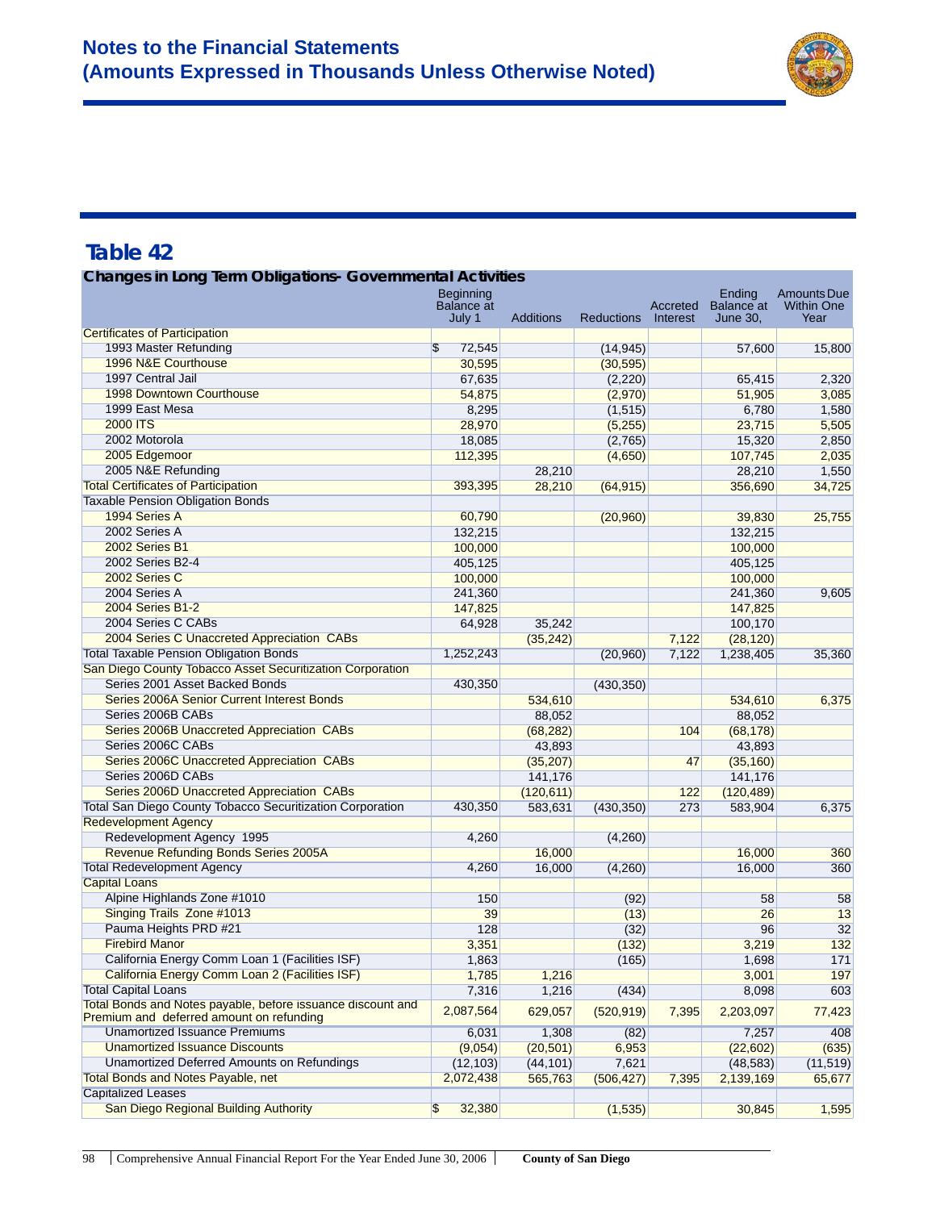# Notes to the Financial Statements
# (Amounts Expressed in Thousands Unless Otherwise Noted)

## Table 42

**Changes in Long Term Obligations- Governmental Activities**

| | Beginning Balance at July 1 | Additions | Reductions | Accreted Interest | Ending Balance at June 30, | Amounts Due Within One Year |
|---|---|---|---|---|---|---|
| Certificates of Participation | | | | | | |
| 1993 Master Refunding | $ 72,545 | | (14,945) | | 57,600 | 15,800 |
| 1996 N&E Courthouse | 30,595 | | (30,595) | | | |
| 1997 Central Jail | 67,635 | | (2,220) | | 65,415 | 2,320 |
| 1998 Downtown Courthouse | 54,875 | | (2,970) | | 51,905 | 3,085 |
| 1999 East Mesa | 8,295 | | (1,515) | | 6,780 | 1,580 |
| 2000 ITS | 28,970 | | (5,255) | | 23,715 | 5,505 |
| 2002 Motorola | 18,085 | | (2,765) | | 15,320 | 2,850 |
| 2005 Edgemoor | 112,395 | | (4,650) | | 107,745 | 2,035 |
| 2005 N&E Refunding | | 28,210 | | | 28,210 | 1,550 |
| Total Certificates of Participation | 393,395 | 28,210 | (64,915) | | 356,690 | 34,725 |
| Taxable Pension Obligation Bonds | | | | | | |
| 1994 Series A | 60,790 | | (20,960) | | 39,830 | 25,755 |
| 2002 Series A | 132,215 | | | | 132,215 | |
| 2002 Series B1 | 100,000 | | | | 100,000 | |
| 2002 Series B2-4 | 405,125 | | | | 405,125 | |
| 2002 Series C | 100,000 | | | | 100,000 | |
| 2004 Series A | 241,360 | | | | 241,360 | 9,605 |
| 2004 Series B1-2 | 147,825 | | | | 147,825 | |
| 2004 Series C CABs | 64,928 | 35,242 | | | 100,170 | |
| 2004 Series C Unaccreted Appreciation CABs | | (35,242) | | 7,122 | (28,120) | |
| Total Taxable Pension Obligation Bonds | 1,252,243 | | (20,960) | 7,122 | 1,238,405 | 35,360 |
| San Diego County Tobacco Asset Securitization Corporation | | | | | | |
| Series 2001 Asset Backed Bonds | 430,350 | | (430,350) | | | |
| Series 2006A Senior Current Interest Bonds | | 534,610 | | | 534,610 | 6,375 |
| Series 2006B CABs | | 88,052 | | | 88,052 | |
| Series 2006B Unaccreted Appreciation CABs | | (68,282) | | 104 | (68,178) | |
| Series 2006C CABs | | 43,893 | | | 43,893 | |
| Series 2006C Unaccreted Appreciation CABs | | (35,207) | | 47 | (35,160) | |
| Series 2006D CABs | | 141,176 | | | 141,176 | |
| Series 2006D Unaccreted Appreciation CABs | | (120,611) | | 122 | (120,489) | |
| Total San Diego County Tobacco Securitization Corporation | 430,350 | 583,631 | (430,350) | 273 | 583,904 | 6,375 |
| Redevelopment Agency | | | | | | |
| Redevelopment Agency 1995 | 4,260 | | (4,260) | | | |
| Revenue Refunding Bonds Series 2005A | | 16,000 | | | 16,000 | 360 |
| Total Redevelopment Agency | 4,260 | 16,000 | (4,260) | | 16,000 | 360 |
| Capital Loans | | | | | | |
| Alpine Highlands Zone #1010 | 150 | | (92) | | 58 | 58 |
| Singing Trails Zone #1013 | 39 | | (13) | | 26 | 13 |
| Pauma Heights PRD #21 | 128 | | (32) | | 96 | 32 |
| Firebird Manor | 3,351 | | (132) | | 3,219 | 132 |
| California Energy Comm Loan 1 (Facilities ISF) | 1,863 | | (165) | | 1,698 | 171 |
| California Energy Comm Loan 2 (Facilities ISF) | 1,785 | 1,216 | | | 3,001 | 197 |
| Total Capital Loans | 7,316 | 1,216 | (434) | | 8,098 | 603 |
| Total Bonds and Notes payable, before issuance discount and Premium and deferred amount on refunding | 2,087,564 | 629,057 | (520,919) | 7,395 | 2,203,097 | 77,423 |
| Unamortized Issuance Premiums | 6,031 | 1,308 | (82) | | 7,257 | 408 |
| Unamortized Issuance Discounts | (9,054) | (20,501) | 6,953 | | (22,602) | (635) |
| Unamortized Deferred Amounts on Refundings | (12,103) | (44,101) | 7,621 | | (48,583) | (11,519) |
| Total Bonds and Notes Payable, net | 2,072,438 | 565,763 | (506,427) | 7,395 | 2,139,169 | 65,677 |
| Capitalized Leases | | | | | | |
| San Diego Regional Building Authority | $ 32,380 | | (1,535) | | 30,845 | 1,595 |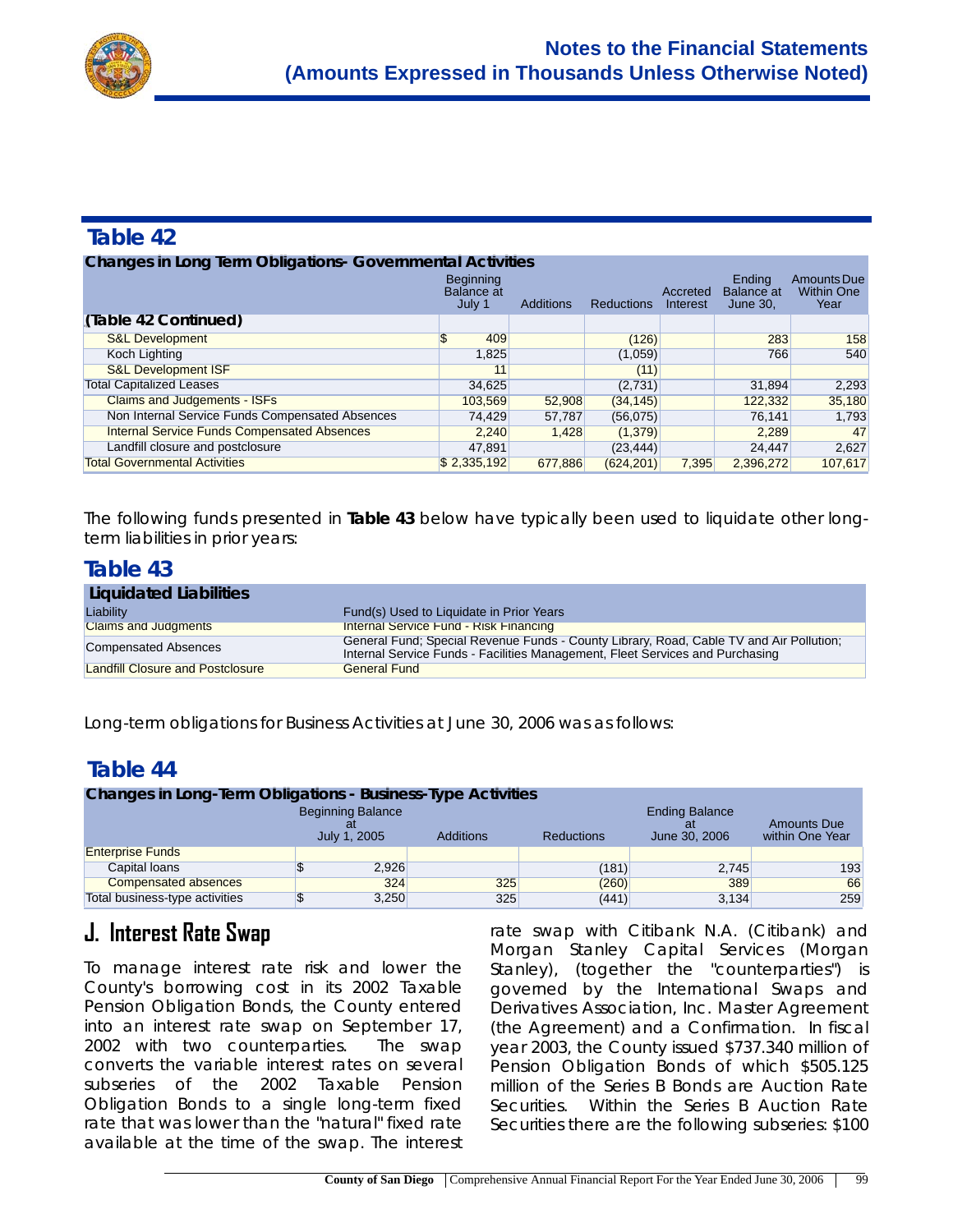## Table 42

**Changes in Long Term Obligations- Governmental Activities**

| | Beginning Balance at July 1 | Additions | Reductions | Accreted Interest | Ending Balance at June 30, | Amounts Due Within One Year |
|---|---|---|---|---|---|---|
| **(Table 42 Continued)** | | | | | | |
| S&L Development | $ 409 | | (126) | | 283 | 158 |
| Koch Lighting | 1,825 | | (1,059) | | 766 | 540 |
| S&L Development ISF | 11 | | (11) | | | |
| Total Capitalized Leases | 34,625 | | (2,731) | | 31,894 | 2,293 |
| Claims and Judgements - ISFs | 103,569 | 52,908 | (34,145) | | 122,332 | 35,180 |
| Non Internal Service Funds Compensated Absences | 74,429 | 57,787 | (56,075) | | 76,141 | 1,793 |
| Internal Service Funds Compensated Absences | 2,240 | 1,428 | (1,379) | | 2,289 | 47 |
| Landfill closure and postclosure | 47,891 | | (23,444) | | 24,447 | 2,627 |
| Total Governmental Activities | $ 2,335,192 | 677,886 | (624,201) | 7,395 | 2,396,272 | 107,617 |

The following funds presented in **Table 43** below have typically been used to liquidate other long-term liabilities in prior years:

## Table 43

**Liquidated Liabilities**

| Liability | Fund(s) Used to Liquidate in Prior Years |
|---|---|
| Claims and Judgments | Internal Service Fund - Risk Financing |
| Compensated Absences | General Fund; Special Revenue Funds - County Library, Road, Cable TV and Air Pollution; Internal Service Funds - Facilities Management, Fleet Services and Purchasing |
| Landfill Closure and Postclosure | General Fund |

Long-term obligations for Business Activities at June 30, 2006 was as follows:

## Table 44

**Changes in Long-Term Obligations - Business-Type Activities**

| | Beginning Balance at July 1, 2005 | Additions | Reductions | Ending Balance at June 30, 2006 | Amounts Due within One Year |
|---|---|---|---|---|---|
| Enterprise Funds | | | | | |
| Capital loans | $ 2,926 | | (181) | 2,745 | 193 |
| Compensated absences | 324 | 325 | (260) | 389 | 66 |
| Total business-type activities | $ 3,250 | 325 | (441) | 3,134 | 259 |

## J. Interest Rate Swap

To manage interest rate risk and lower the County's borrowing cost in its 2002 Taxable Pension Obligation Bonds, the County entered into an interest rate swap on September 17, 2002 with two counterparties. The swap converts the variable interest rates on several subseries of the 2002 Taxable Pension Obligation Bonds to a single long-term fixed rate that was lower than the "natural" fixed rate available at the time of the swap. The interest rate swap with Citibank N.A. (Citibank) and Morgan Stanley Capital Services (Morgan Stanley), (together the "counterparties") is governed by the International Swaps and Derivatives Association, Inc. Master Agreement (the Agreement) and a Confirmation. In fiscal year 2003, the County issued $737.340 million of Pension Obligation Bonds of which $505.125 million of the Series B Bonds are Auction Rate Securities. Within the Series B Auction Rate Securities there are the following subseries: $100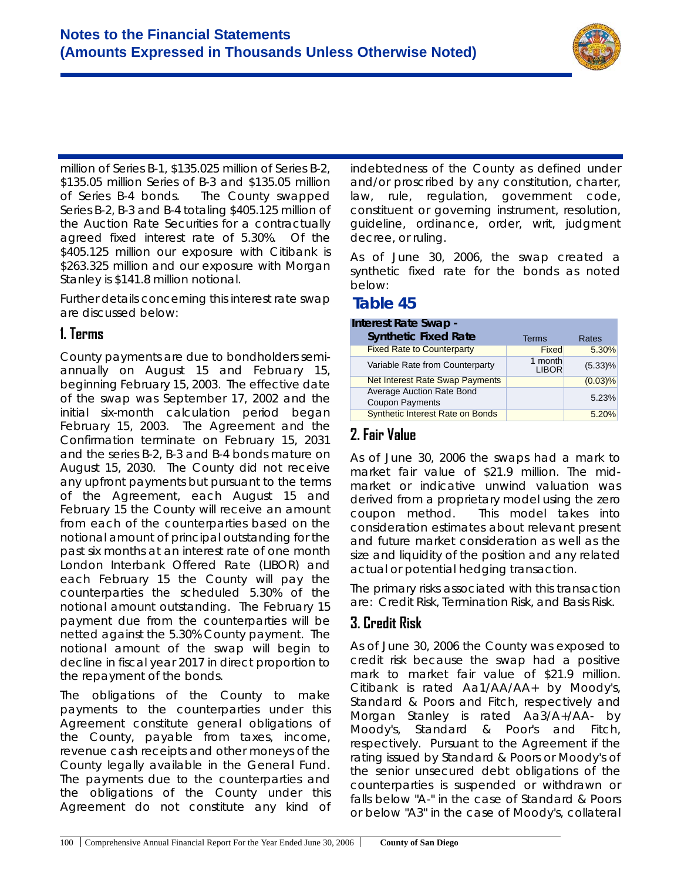million of Series B-1, $135.025 million of Series B-2, $135.05 million Series of B-3 and $135.05 million of Series B-4 bonds. The County swapped Series B-2, B-3 and B-4 totaling $405.125 million of the Auction Rate Securities for a contractually agreed fixed interest rate of 5.30%. Of the $405.125 million our exposure with Citibank is $263.325 million and our exposure with Morgan Stanley is $141.8 million notional.

Further details concerning this interest rate swap are discussed below:

## 1. Terms

County payments are due to bondholders semi-annually on August 15 and February 15, beginning February 15, 2003. The effective date of the swap was September 17, 2002 and the initial six-month calculation period began February 15, 2003. The Agreement and the Confirmation terminate on February 15, 2031 and the series B-2, B-3 and B-4 bonds mature on August 15, 2030. The County did not receive any upfront payments but pursuant to the terms of the Agreement, each August 15 and February 15 the County will receive an amount from each of the counterparties based on the notional amount of principal outstanding for the past six months at an interest rate of one month London Interbank Offered Rate (LIBOR) and each February 15 the County will pay the counterparties the scheduled 5.30% of the notional amount outstanding. The February 15 payment due from the counterparties will be netted against the 5.30% County payment. The notional amount of the swap will begin to decline in fiscal year 2017 in direct proportion to the repayment of the bonds.

The obligations of the County to make payments to the counterparties under this Agreement constitute general obligations of the County, payable from taxes, income, revenue cash receipts and other moneys of the County legally available in the General Fund. The payments due to the counterparties and the obligations of the County under this Agreement do not constitute any kind of indebtedness of the County as defined under and/or proscribed by any constitution, charter, law, rule, regulation, government code, constituent or governing instrument, resolution, guideline, ordinance, order, writ, judgment decree, or ruling.

As of June 30, 2006, the swap created a synthetic fixed rate for the bonds as noted below:

## Table 45

| Interest Rate Swap - Synthetic Fixed Rate | Terms | Rates |
|---|---|---|
| Fixed Rate to Counterparty | Fixed | 5.30% |
| Variable Rate from Counterparty | 1 month LIBOR | (5.33)% |
| Net Interest Rate Swap Payments | | (0.03)% |
| Average Auction Rate Bond Coupon Payments | | 5.23% |
| Synthetic Interest Rate on Bonds | | 5.20% |

## 2. Fair Value

As of June 30, 2006 the swaps had a mark to market fair value of $21.9 million. The mid-market or indicative unwind valuation was derived from a proprietary model using the zero coupon method. This model takes into consideration estimates about relevant present and future market consideration as well as the size and liquidity of the position and any related actual or potential hedging transaction.

The primary risks associated with this transaction are: Credit Risk, Termination Risk, and Basis Risk.

## 3. Credit Risk

As of June 30, 2006 the County was exposed to credit risk because the swap had a positive mark to market fair value of $21.9 million. Citibank is rated Aa1/AA/AA+ by Moody's, Standard & Poors and Fitch, respectively and Morgan Stanley is rated Aa3/A+/AA- by Moody's, Standard & Poor's and Fitch, respectively. Pursuant to the Agreement if the rating issued by Standard & Poors or Moody's of the senior unsecured debt obligations of the counterparties is suspended or withdrawn or falls below "A-" in the case of Standard & Poors or below "A3" in the case of Moody's, collateral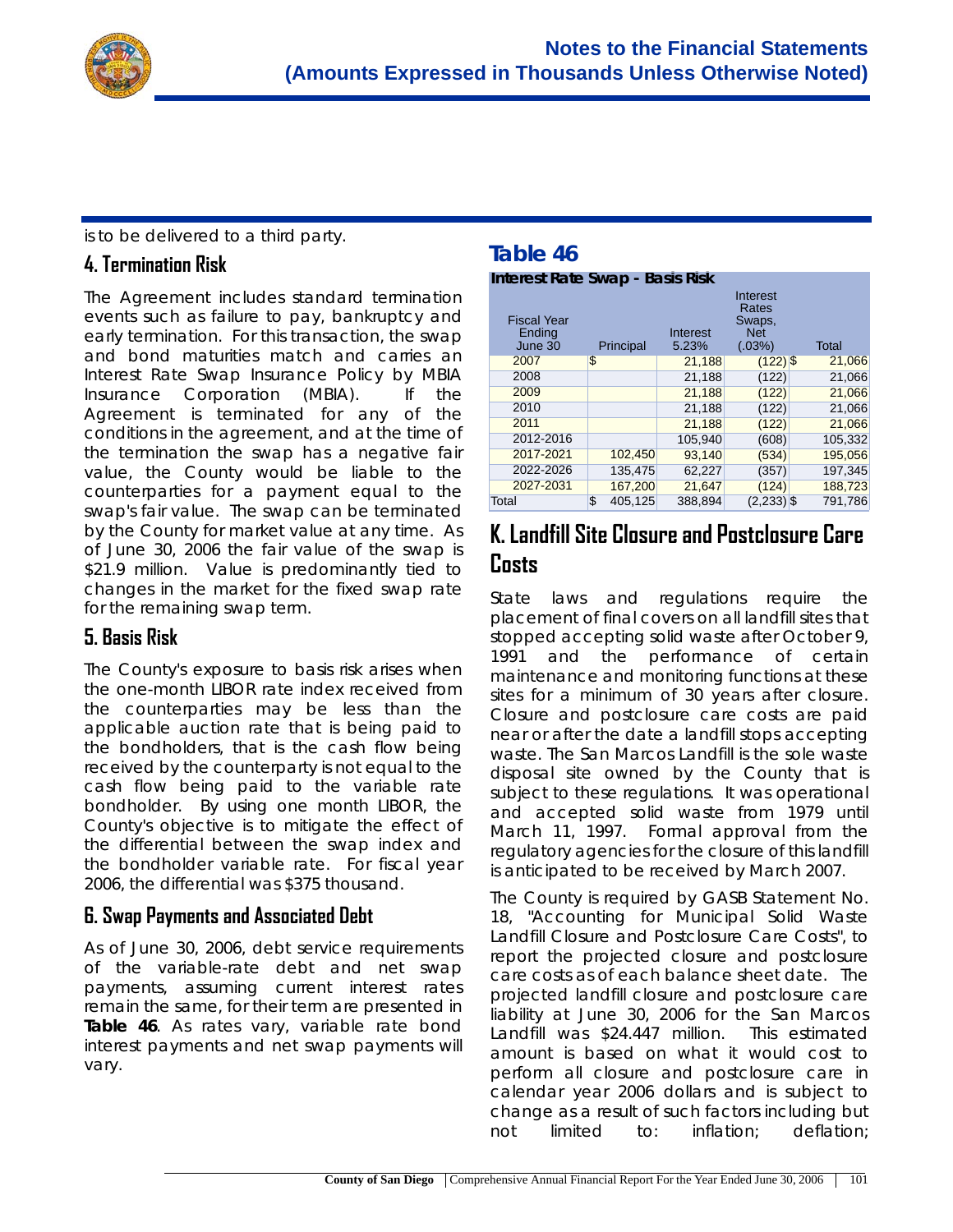is to be delivered to a third party.

### 4. Termination Risk

The Agreement includes standard termination events such as failure to pay, bankruptcy and early termination. For this transaction, the swap and bond maturities match and carries an Interest Rate Swap Insurance Policy by MBIA Insurance Corporation (MBIA). If the Agreement is terminated for any of the conditions in the agreement, and at the time of the termination the swap has a negative fair value, the County would be liable to the counterparties for a payment equal to the swap's fair value. The swap can be terminated by the County for market value at any time. As of June 30, 2006 the fair value of the swap is $21.9 million. Value is predominantly tied to changes in the market for the fixed swap rate for the remaining swap term.

### 5. Basis Risk

The County's exposure to basis risk arises when the one-month LIBOR rate index received from the counterparties may be less than the applicable auction rate that is being paid to the bondholders, that is the cash flow being received by the counterparty is not equal to the cash flow being paid to the variable rate bondholder. By using one month LIBOR, the County's objective is to mitigate the effect of the differential between the swap index and the bondholder variable rate. For fiscal year 2006, the differential was $375 thousand.

### 6. Swap Payments and Associated Debt

As of June 30, 2006, debt service requirements of the variable-rate debt and net swap payments, assuming current interest rates remain the same, for their term are presented in **Table 46**. As rates vary, variable rate bond interest payments and net swap payments will vary.

## Table 46

**Interest Rate Swap - Basis Risk**

| Fiscal Year Ending June 30 | Principal | Interest 5.23% | Interest Rates Swaps, Net (.03%) | Total |
|---|---|---|---|---|
| 2007 | $ | 21,188 | (122) | $ 21,066 |
| 2008 | | 21,188 | (122) | 21,066 |
| 2009 | | 21,188 | (122) | 21,066 |
| 2010 | | 21,188 | (122) | 21,066 |
| 2011 | | 21,188 | (122) | 21,066 |
| 2012-2016 | | 105,940 | (608) | 105,332 |
| 2017-2021 | 102,450 | 93,140 | (534) | 195,056 |
| 2022-2026 | 135,475 | 62,227 | (357) | 197,345 |
| 2027-2031 | 167,200 | 21,647 | (124) | 188,723 |
| Total | $ 405,125 | 388,894 | (2,233) | $ 791,786 |

## K. Landfill Site Closure and Postclosure Care Costs

State laws and regulations require the placement of final covers on all landfill sites that stopped accepting solid waste after October 9, 1991 and the performance of certain maintenance and monitoring functions at these sites for a minimum of 30 years after closure. Closure and postclosure care costs are paid near or after the date a landfill stops accepting waste. The San Marcos Landfill is the sole waste disposal site owned by the County that is subject to these regulations. It was operational and accepted solid waste from 1979 until March 11, 1997. Formal approval from the regulatory agencies for the closure of this landfill is anticipated to be received by March 2007.

The County is required by GASB Statement No. 18, "Accounting for Municipal Solid Waste Landfill Closure and Postclosure Care Costs", to report the projected closure and postclosure care costs as of each balance sheet date. The projected landfill closure and postclosure care liability at June 30, 2006 for the San Marcos Landfill was $24.447 million. This estimated amount is based on what it would cost to perform all closure and postclosure care in calendar year 2006 dollars and is subject to change as a result of such factors including but not limited to: inflation; deflation;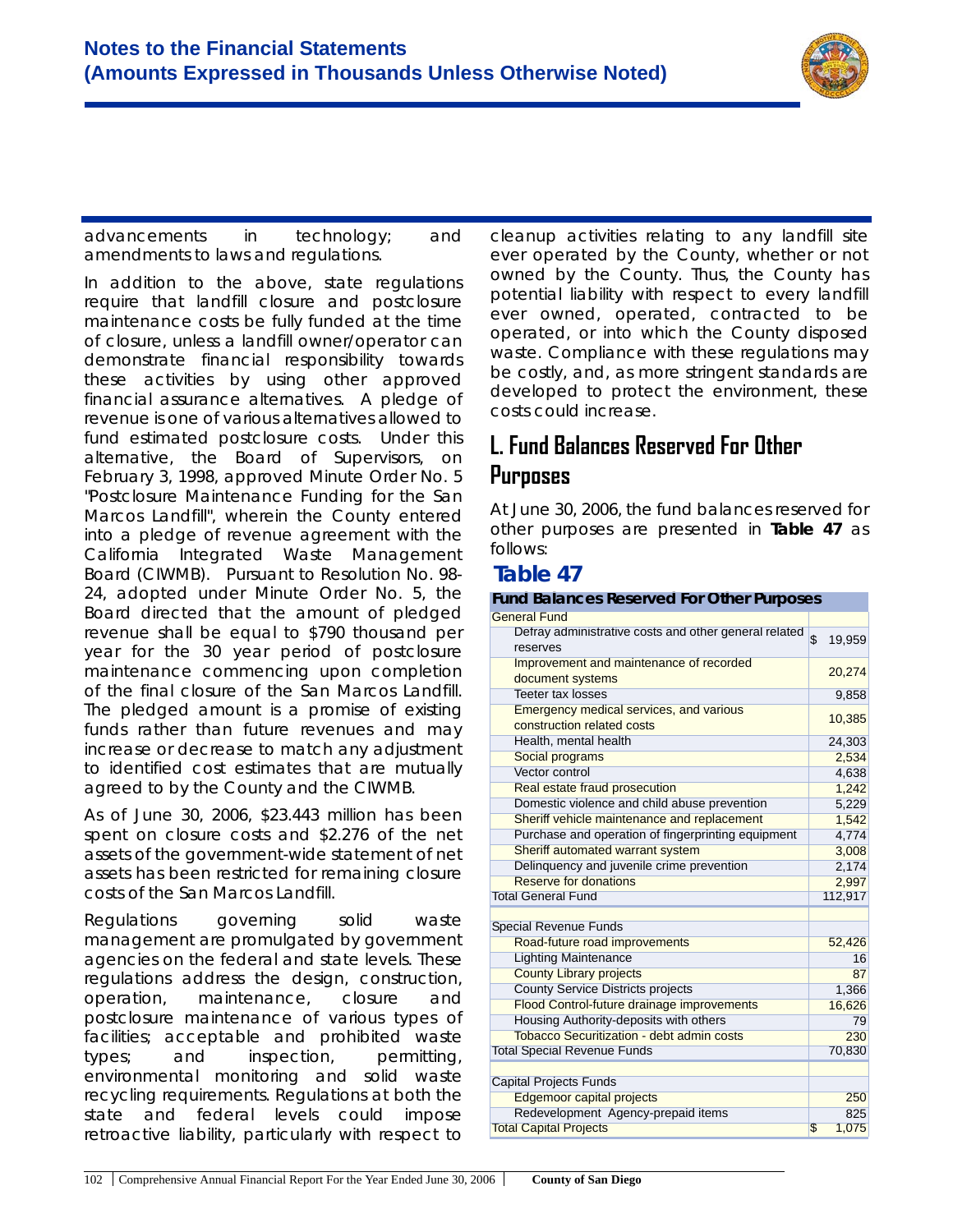advancements in technology; and amendments to laws and regulations.

In addition to the above, state regulations require that landfill closure and postclosure maintenance costs be fully funded at the time of closure, unless a landfill owner/operator can demonstrate financial responsibility towards these activities by using other approved financial assurance alternatives. A pledge of revenue is one of various alternatives allowed to fund estimated postclosure costs. Under this alternative, the Board of Supervisors, on February 3, 1998, approved Minute Order No. 5 "Postclosure Maintenance Funding for the San Marcos Landfill", wherein the County entered into a pledge of revenue agreement with the California Integrated Waste Management Board (CIWMB). Pursuant to Resolution No. 98-24, adopted under Minute Order No. 5, the Board directed that the amount of pledged revenue shall be equal to $790 thousand per year for the 30 year period of postclosure maintenance commencing upon completion of the final closure of the San Marcos Landfill. The pledged amount is a promise of existing funds rather than future revenues and may increase or decrease to match any adjustment to identified cost estimates that are mutually agreed to by the County and the CIWMB.

As of June 30, 2006, $23.443 million has been spent on closure costs and $2.276 of the net assets of the government-wide statement of net assets has been restricted for remaining closure costs of the San Marcos Landfill.

Regulations governing solid waste management are promulgated by government agencies on the federal and state levels. These regulations address the design, construction, operation, maintenance, closure and postclosure maintenance of various types of facilities; acceptable and prohibited waste types; and inspection, permitting, environmental monitoring and solid waste recycling requirements. Regulations at both the state and federal levels could impose retroactive liability, particularly with respect to cleanup activities relating to any landfill site ever operated by the County, whether or not owned by the County. Thus, the County has potential liability with respect to every landfill ever owned, operated, contracted to be operated, or into which the County disposed waste. Compliance with these regulations may be costly, and, as more stringent standards are developed to protect the environment, these costs could increase.

## L. Fund Balances Reserved For Other Purposes

At June 30, 2006, the fund balances reserved for other purposes are presented in **Table 47** as follows:

### Table 47

| Fund Balances Reserved For Other Purposes | |
|---|---|
| General Fund | |
| Defray administrative costs and other general related reserves | $ 19,959 |
| Improvement and maintenance of recorded document systems | 20,274 |
| Teeter tax losses | 9,858 |
| Emergency medical services, and various construction related costs | 10,385 |
| Health, mental health | 24,303 |
| Social programs | 2,534 |
| Vector control | 4,638 |
| Real estate fraud prosecution | 1,242 |
| Domestic violence and child abuse prevention | 5,229 |
| Sheriff vehicle maintenance and replacement | 1,542 |
| Purchase and operation of fingerprinting equipment | 4,774 |
| Sheriff automated warrant system | 3,008 |
| Delinquency and juvenile crime prevention | 2,174 |
| Reserve for donations | 2,997 |
| Total General Fund | 112,917 |
| | |
| Special Revenue Funds | |
| Road-future road improvements | 52,426 |
| Lighting Maintenance | 16 |
| County Library projects | 87 |
| County Service Districts projects | 1,366 |
| Flood Control-future drainage improvements | 16,626 |
| Housing Authority-deposits with others | 79 |
| Tobacco Securitization - debt admin costs | 230 |
| Total Special Revenue Funds | 70,830 |
| | |
| Capital Projects Funds | |
| Edgemoor capital projects | 250 |
| Redevelopment Agency-prepaid items | 825 |
| Total Capital Projects | $ 1,075 |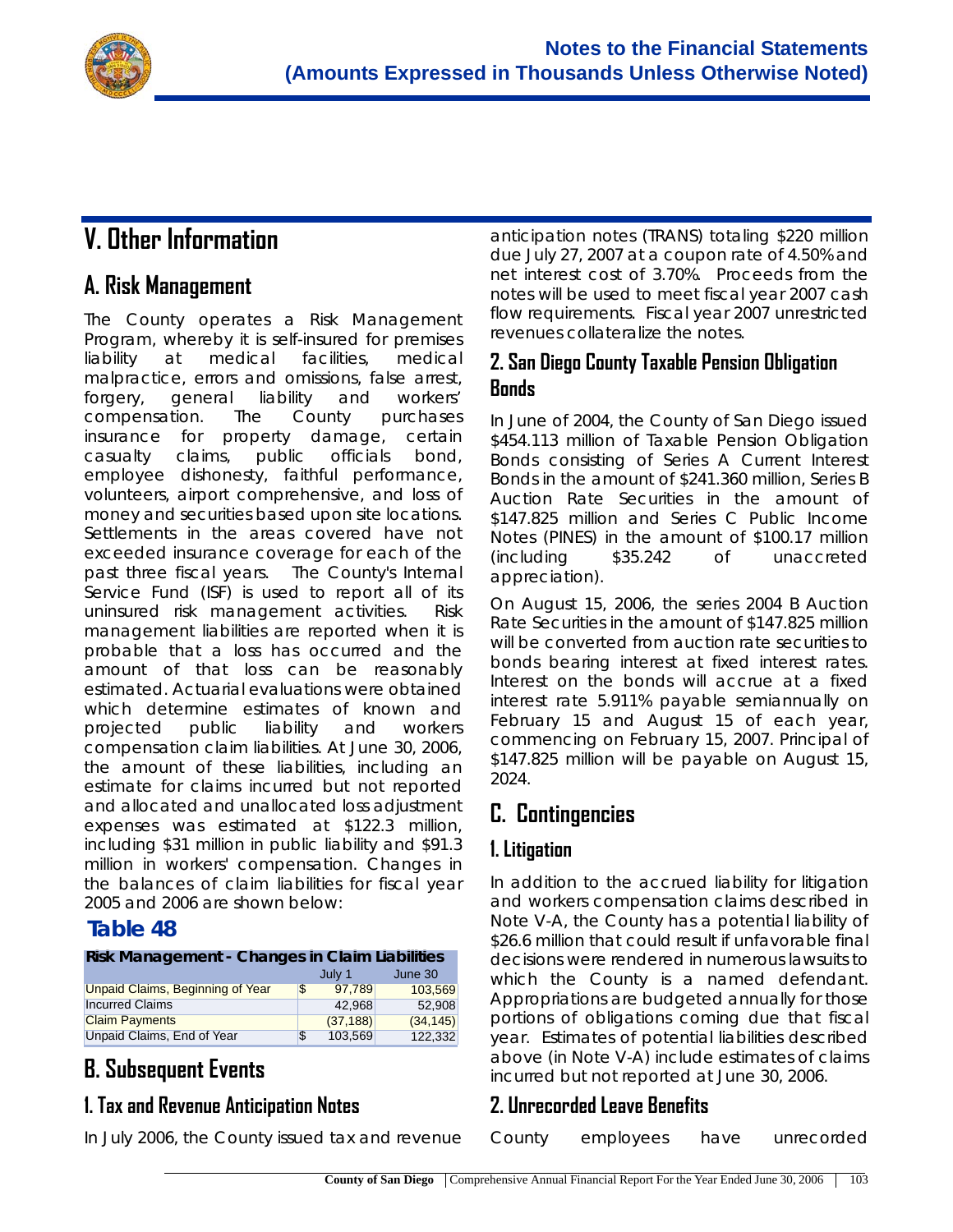# V. Other Information

## A. Risk Management

The County operates a Risk Management Program, whereby it is self-insured for premises liability at medical facilities, medical malpractice, errors and omissions, false arrest, forgery, general liability and workers' compensation. The County purchases insurance for property damage, certain casualty claims, public officials bond, employee dishonesty, faithful performance, volunteers, airport comprehensive, and loss of money and securities based upon site locations. Settlements in the areas covered have not exceeded insurance coverage for each of the past three fiscal years. The County's Internal Service Fund (ISF) is used to report all of its uninsured risk management activities. Risk management liabilities are reported when it is probable that a loss has occurred and the amount of that loss can be reasonably estimated. Actuarial evaluations were obtained which determine estimates of known and projected public liability and workers compensation claim liabilities. At June 30, 2006, the amount of these liabilities, including an estimate for claims incurred but not reported and allocated and unallocated loss adjustment expenses was estimated at $122.3 million, including $31 million in public liability and $91.3 million in workers' compensation. Changes in the balances of claim liabilities for fiscal year 2005 and 2006 are shown below:

### Table 48

**Risk Management - Changes in Claim Liabilities**

| | July 1 | June 30 |
|---|---|---|
| Unpaid Claims, Beginning of Year | $ 97,789 | 103,569 |
| Incurred Claims | 42,968 | 52,908 |
| Claim Payments | (37,188) | (34,145) |
| Unpaid Claims, End of Year | $ 103,569 | 122,332 |

## B. Subsequent Events

### 1. Tax and Revenue Anticipation Notes

In July 2006, the County issued tax and revenue anticipation notes (TRANS) totaling $220 million due July 27, 2007 at a coupon rate of 4.50% and net interest cost of 3.70%. Proceeds from the notes will be used to meet fiscal year 2007 cash flow requirements. Fiscal year 2007 unrestricted revenues collateralize the notes.

### 2. San Diego County Taxable Pension Obligation Bonds

In June of 2004, the County of San Diego issued $454.113 million of Taxable Pension Obligation Bonds consisting of Series A Current Interest Bonds in the amount of $241.360 million, Series B Auction Rate Securities in the amount of $147.825 million and Series C Public Income Notes (PINES) in the amount of $100.17 million (including $35.242 of unaccreted appreciation).

On August 15, 2006, the series 2004 B Auction Rate Securities in the amount of $147.825 million will be converted from auction rate securities to bonds bearing interest at fixed interest rates. Interest on the bonds will accrue at a fixed interest rate 5.911% payable semiannually on February 15 and August 15 of each year, commencing on February 15, 2007. Principal of $147.825 million will be payable on August 15, 2024.

## C. Contingencies

### 1. Litigation

In addition to the accrued liability for litigation and workers compensation claims described in Note V-A, the County has a potential liability of $26.6 million that could result if unfavorable final decisions were rendered in numerous lawsuits to which the County is a named defendant. Appropriations are budgeted annually for those portions of obligations coming due that fiscal year. Estimates of potential liabilities described above (in Note V-A) include estimates of claims incurred but not reported at June 30, 2006.

### 2. Unrecorded Leave Benefits

County employees have unrecorded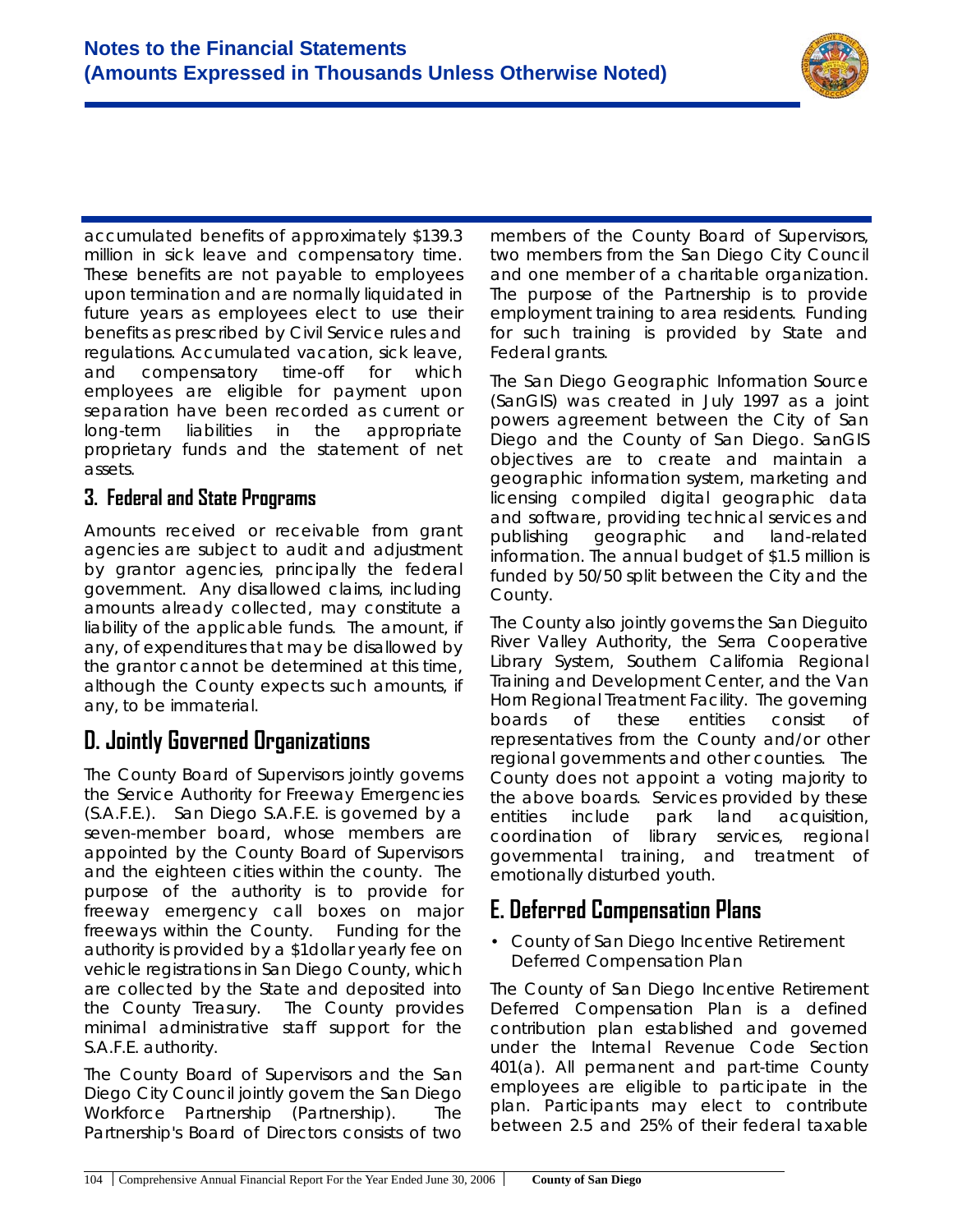accumulated benefits of approximately $139.3 million in sick leave and compensatory time. These benefits are not payable to employees upon termination and are normally liquidated in future years as employees elect to use their benefits as prescribed by Civil Service rules and regulations. Accumulated vacation, sick leave, and compensatory time-off for which employees are eligible for payment upon separation have been recorded as current or long-term liabilities in the appropriate proprietary funds and the statement of net assets.

### 3. Federal and State Programs

Amounts received or receivable from grant agencies are subject to audit and adjustment by grantor agencies, principally the federal government. Any disallowed claims, including amounts already collected, may constitute a liability of the applicable funds. The amount, if any, of expenditures that may be disallowed by the grantor cannot be determined at this time, although the County expects such amounts, if any, to be immaterial.

## D. Jointly Governed Organizations

The County Board of Supervisors jointly governs the Service Authority for Freeway Emergencies (S.A.F.E.). San Diego S.A.F.E. is governed by a seven-member board, whose members are appointed by the County Board of Supervisors and the eighteen cities within the county. The purpose of the authority is to provide for freeway emergency call boxes on major freeways within the County. Funding for the authority is provided by a $1dollar yearly fee on vehicle registrations in San Diego County, which are collected by the State and deposited into the County Treasury. The County provides minimal administrative staff support for the S.A.F.E. authority.

The County Board of Supervisors and the San Diego City Council jointly govern the San Diego Workforce Partnership (Partnership). The Partnership's Board of Directors consists of two members of the County Board of Supervisors, two members from the San Diego City Council and one member of a charitable organization. The purpose of the Partnership is to provide employment training to area residents. Funding for such training is provided by State and Federal grants.

The San Diego Geographic Information Source (SanGIS) was created in July 1997 as a joint powers agreement between the City of San Diego and the County of San Diego. SanGIS objectives are to create and maintain a geographic information system, marketing and licensing compiled digital geographic data and software, providing technical services and publishing geographic and land-related information. The annual budget of $1.5 million is funded by 50/50 split between the City and the County.

The County also jointly governs the San Dieguito River Valley Authority, the Serra Cooperative Library System, Southern California Regional Training and Development Center, and the Van Horn Regional Treatment Facility. The governing boards of these entities consist of representatives from the County and/or other regional governments and other counties. The County does not appoint a voting majority to the above boards. Services provided by these entities include park land acquisition, coordination of library services, regional governmental training, and treatment of emotionally disturbed youth.

## E. Deferred Compensation Plans

- County of San Diego Incentive Retirement Deferred Compensation Plan

The County of San Diego Incentive Retirement Deferred Compensation Plan is a defined contribution plan established and governed under the Internal Revenue Code Section 401(a). All permanent and part-time County employees are eligible to participate in the plan. Participants may elect to contribute between 2.5 and 25% of their federal taxable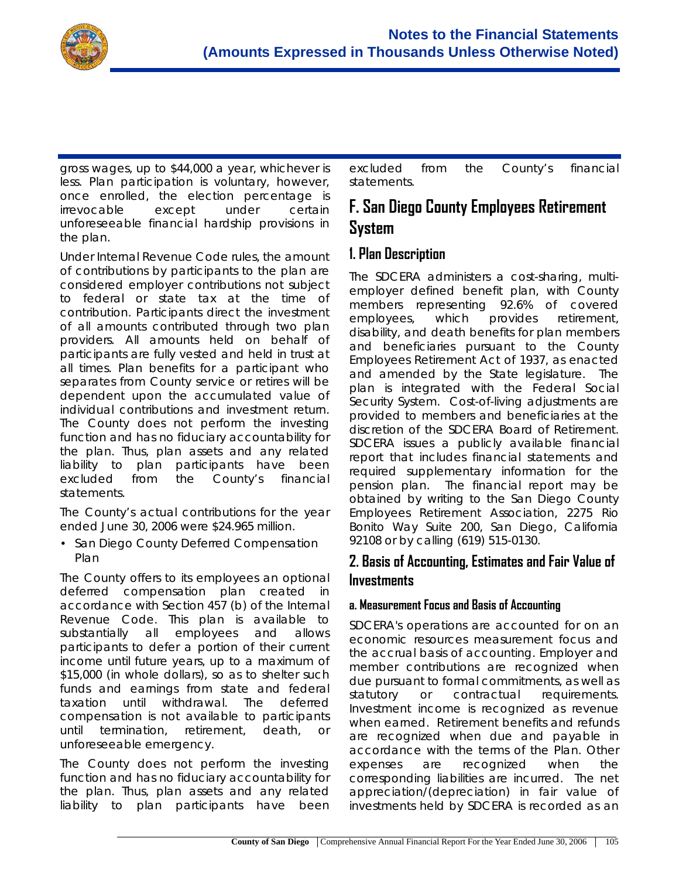gross wages, up to $44,000 a year, whichever is less. Plan participation is voluntary, however, once enrolled, the election percentage is irrevocable except under certain unforeseeable financial hardship provisions in the plan.

Under Internal Revenue Code rules, the amount of contributions by participants to the plan are considered employer contributions not subject to federal or state tax at the time of contribution. Participants direct the investment of all amounts contributed through two plan providers. All amounts held on behalf of participants are fully vested and held in trust at all times. Plan benefits for a participant who separates from County service or retires will be dependent upon the accumulated value of individual contributions and investment return. The County does not perform the investing function and has no fiduciary accountability for the plan. Thus, plan assets and any related liability to plan participants have been excluded from the County's financial statements.

The County's actual contributions for the year ended June 30, 2006 were $24.965 million.

- San Diego County Deferred Compensation Plan

The County offers to its employees an optional deferred compensation plan created in accordance with Section 457 (b) of the Internal Revenue Code. This plan is available to substantially all employees and allows participants to defer a portion of their current income until future years, up to a maximum of $15,000 (in whole dollars), so as to shelter such funds and earnings from state and federal taxation until withdrawal. The deferred compensation is not available to participants until termination, retirement, death, or unforeseeable emergency.

The County does not perform the investing function and has no fiduciary accountability for the plan. Thus, plan assets and any related liability to plan participants have been excluded from the County's financial statements.

## F. San Diego County Employees Retirement System

### 1. Plan Description

The SDCERA administers a cost-sharing, multi-employer defined benefit plan, with County members representing 92.6% of covered employees, which provides retirement, disability, and death benefits for plan members and beneficiaries pursuant to the County Employees Retirement Act of 1937, as enacted and amended by the State legislature. The plan is integrated with the Federal Social Security System. Cost-of-living adjustments are provided to members and beneficiaries at the discretion of the SDCERA Board of Retirement. SDCERA issues a publicly available financial report that includes financial statements and required supplementary information for the pension plan. The financial report may be obtained by writing to the San Diego County Employees Retirement Association, 2275 Rio Bonito Way Suite 200, San Diego, California 92108 or by calling (619) 515-0130.

### 2. Basis of Accounting, Estimates and Fair Value of Investments

#### a. Measurement Focus and Basis of Accounting

SDCERA's operations are accounted for on an economic resources measurement focus and the accrual basis of accounting. Employer and member contributions are recognized when due pursuant to formal commitments, as well as statutory or contractual requirements. Investment income is recognized as revenue when earned. Retirement benefits and refunds are recognized when due and payable in accordance with the terms of the Plan. Other expenses are recognized when the corresponding liabilities are incurred. The net appreciation/(depreciation) in fair value of investments held by SDCERA is recorded as an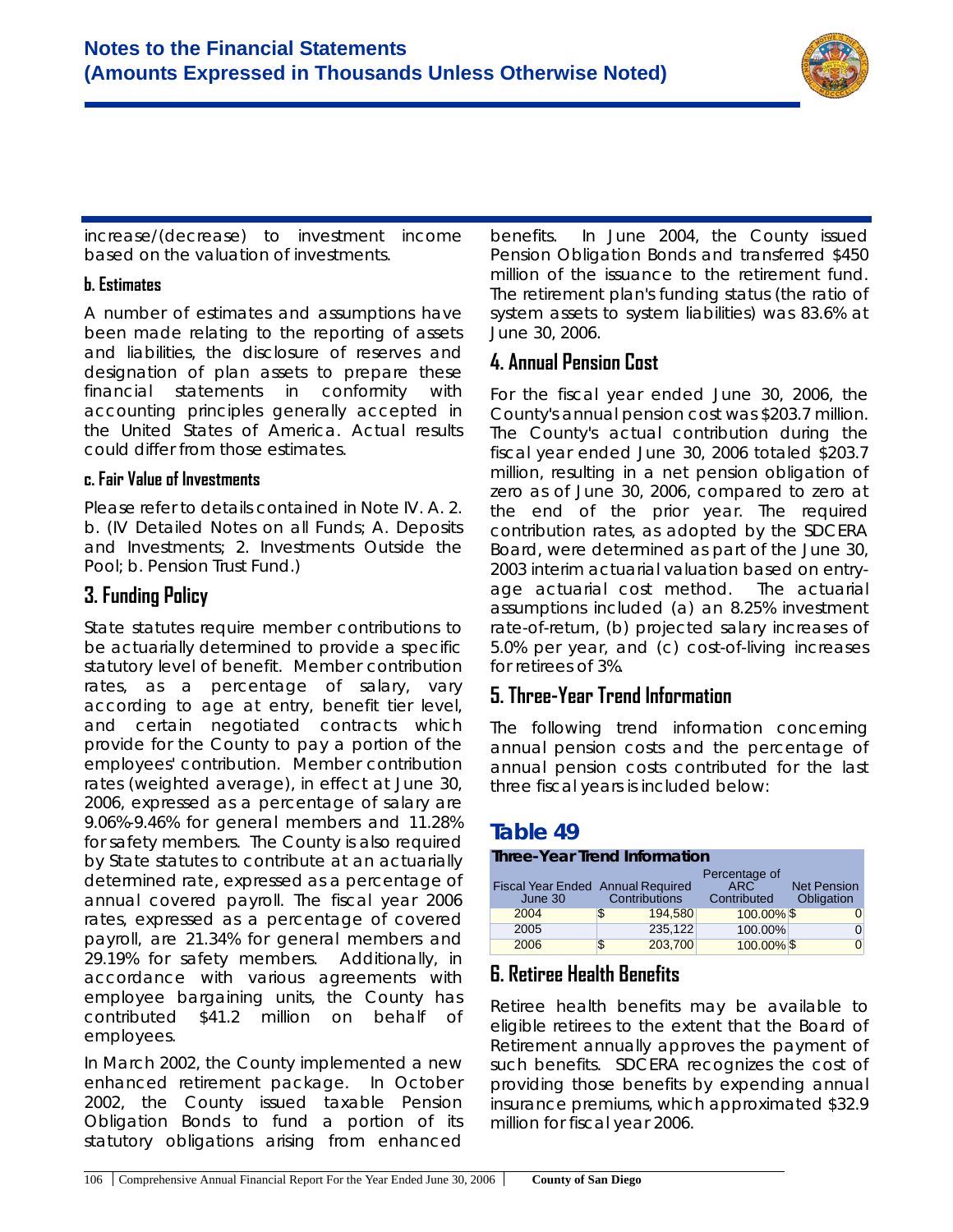increase/(decrease) to investment income based on the valuation of investments.

### b. Estimates

A number of estimates and assumptions have been made relating to the reporting of assets and liabilities, the disclosure of reserves and designation of plan assets to prepare these financial statements in conformity with accounting principles generally accepted in the United States of America. Actual results could differ from those estimates.

### c. Fair Value of Investments

Please refer to details contained in Note IV. A. 2. b. (IV Detailed Notes on all Funds; A. Deposits and Investments; 2. Investments Outside the Pool; b. Pension Trust Fund.)

## 3. Funding Policy

State statutes require member contributions to be actuarially determined to provide a specific statutory level of benefit. Member contribution rates, as a percentage of salary, vary according to age at entry, benefit tier level, and certain negotiated contracts which provide for the County to pay a portion of the employees' contribution. Member contribution rates (weighted average), in effect at June 30, 2006, expressed as a percentage of salary are 9.06%-9.46% for general members and 11.28% for safety members. The County is also required by State statutes to contribute at an actuarially determined rate, expressed as a percentage of annual covered payroll. The fiscal year 2006 rates, expressed as a percentage of covered payroll, are 21.34% for general members and 29.19% for safety members. Additionally, in accordance with various agreements with employee bargaining units, the County has contributed $41.2 million on behalf of employees.

In March 2002, the County implemented a new enhanced retirement package. In October 2002, the County issued taxable Pension Obligation Bonds to fund a portion of its statutory obligations arising from enhanced benefits. In June 2004, the County issued Pension Obligation Bonds and transferred $450 million of the issuance to the retirement fund. The retirement plan's funding status (the ratio of system assets to system liabilities) was 83.6% at June 30, 2006.

## 4. Annual Pension Cost

For the fiscal year ended June 30, 2006, the County's annual pension cost was $203.7 million. The County's actual contribution during the fiscal year ended June 30, 2006 totaled $203.7 million, resulting in a net pension obligation of zero as of June 30, 2006, compared to zero at the end of the prior year. The required contribution rates, as adopted by the SDCERA Board, were determined as part of the June 30, 2003 interim actuarial valuation based on entry-age actuarial cost method. The actuarial assumptions included (a) an 8.25% investment rate-of-return, (b) projected salary increases of 5.0% per year, and (c) cost-of-living increases for retirees of 3%.

## 5. Three-Year Trend Information

The following trend information concerning annual pension costs and the percentage of annual pension costs contributed for the last three fiscal years is included below:

## Table 49

**Three-Year Trend Information**

| Fiscal Year Ended June 30 | Annual Required Contributions | Percentage of ARC Contributed | Net Pension Obligation |
|---|---|---|---|
| 2004 | $ 194,580 | 100.00% | $ 0 |
| 2005 | 235,122 | 100.00% | 0 |
| 2006 | $ 203,700 | 100.00% | $ 0 |

## 6. Retiree Health Benefits

Retiree health benefits may be available to eligible retirees to the extent that the Board of Retirement annually approves the payment of such benefits. SDCERA recognizes the cost of providing those benefits by expending annual insurance premiums, which approximated $32.9 million for fiscal year 2006.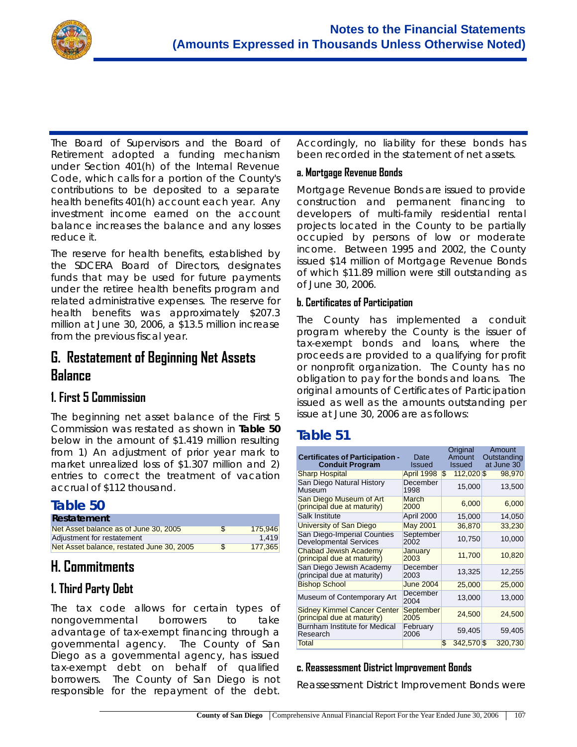The Board of Supervisors and the Board of Retirement adopted a funding mechanism under Section 401(h) of the Internal Revenue Code, which calls for a portion of the County's contributions to be deposited to a separate health benefits 401(h) account each year. Any investment income earned on the account balance increases the balance and any losses reduce it.

The reserve for health benefits, established by the SDCERA Board of Directors, designates funds that may be used for future payments under the retiree health benefits program and related administrative expenses. The reserve for health benefits was approximately $207.3 million at June 30, 2006, a $13.5 million increase from the previous fiscal year.

## G. Restatement of Beginning Net Assets Balance

### 1. First 5 Commission

The beginning net asset balance of the First 5 Commission was restated as shown in **Table 50** below in the amount of $1.419 million resulting from 1) An adjustment of prior year mark to market unrealized loss of $1.307 million and 2) entries to correct the treatment of vacation accrual of $112 thousand.

## Table 50

| Restatement | | |
|---|---|---|
| Net Asset balance as of June 30, 2005 | $ | 175,946 |
| Adjustment for restatement | | 1,419 |
| Net Asset balance, restated June 30, 2005 | $ | 177,365 |

## H. Commitments

### 1. Third Party Debt

The tax code allows for certain types of nongovernmental borrowers to take advantage of tax-exempt financing through a governmental agency. The County of San Diego as a governmental agency, has issued tax-exempt debt on behalf of qualified borrowers. The County of San Diego is not responsible for the repayment of the debt. Accordingly, no liability for these bonds has been recorded in the statement of net assets.

#### a. Mortgage Revenue Bonds

Mortgage Revenue Bonds are issued to provide construction and permanent financing to developers of multi-family residential rental projects located in the County to be partially occupied by persons of low or moderate income. Between 1995 and 2002, the County issued $14 million of Mortgage Revenue Bonds of which $11.89 million were still outstanding as of June 30, 2006.

#### b. Certificates of Participation

The County has implemented a conduit program whereby the County is the issuer of tax-exempt bonds and loans, where the proceeds are provided to a qualifying for profit or nonprofit organization. The County has no obligation to pay for the bonds and loans. The original amounts of Certificates of Participation issued as well as the amounts outstanding per issue at June 30, 2006 are as follows:

## Table 51

| Certificates of Participation - Conduit Program | Date Issued | Original Amount Issued | Amount Outstanding at June 30 |
|---|---|---|---|
| Sharp Hospital | April 1998 | $ 112,020 | $ 98,970 |
| San Diego Natural History Museum | December 1998 | 15,000 | 13,500 |
| San Diego Museum of Art (principal due at maturity) | March 2000 | 6,000 | 6,000 |
| Salk Institute | April 2000 | 15,000 | 14,050 |
| University of San Diego | May 2001 | 36,870 | 33,230 |
| San Diego-Imperial Counties Developmental Services | September 2002 | 10,750 | 10,000 |
| Chabad Jewish Academy (principal due at maturity) | January 2003 | 11,700 | 10,820 |
| San Diego Jewish Academy (principal due at maturity) | December 2003 | 13,325 | 12,255 |
| Bishop School | June 2004 | 25,000 | 25,000 |
| Museum of Contemporary Art | December 2004 | 13,000 | 13,000 |
| Sidney Kimmel Cancer Center (principal due at maturity) | September 2005 | 24,500 | 24,500 |
| Burnham Institute for Medical Research | February 2006 | 59,405 | 59,405 |
| Total | | $ 342,570 | $ 320,730 |

#### c. Reassessment District Improvement Bonds

Reassessment District Improvement Bonds were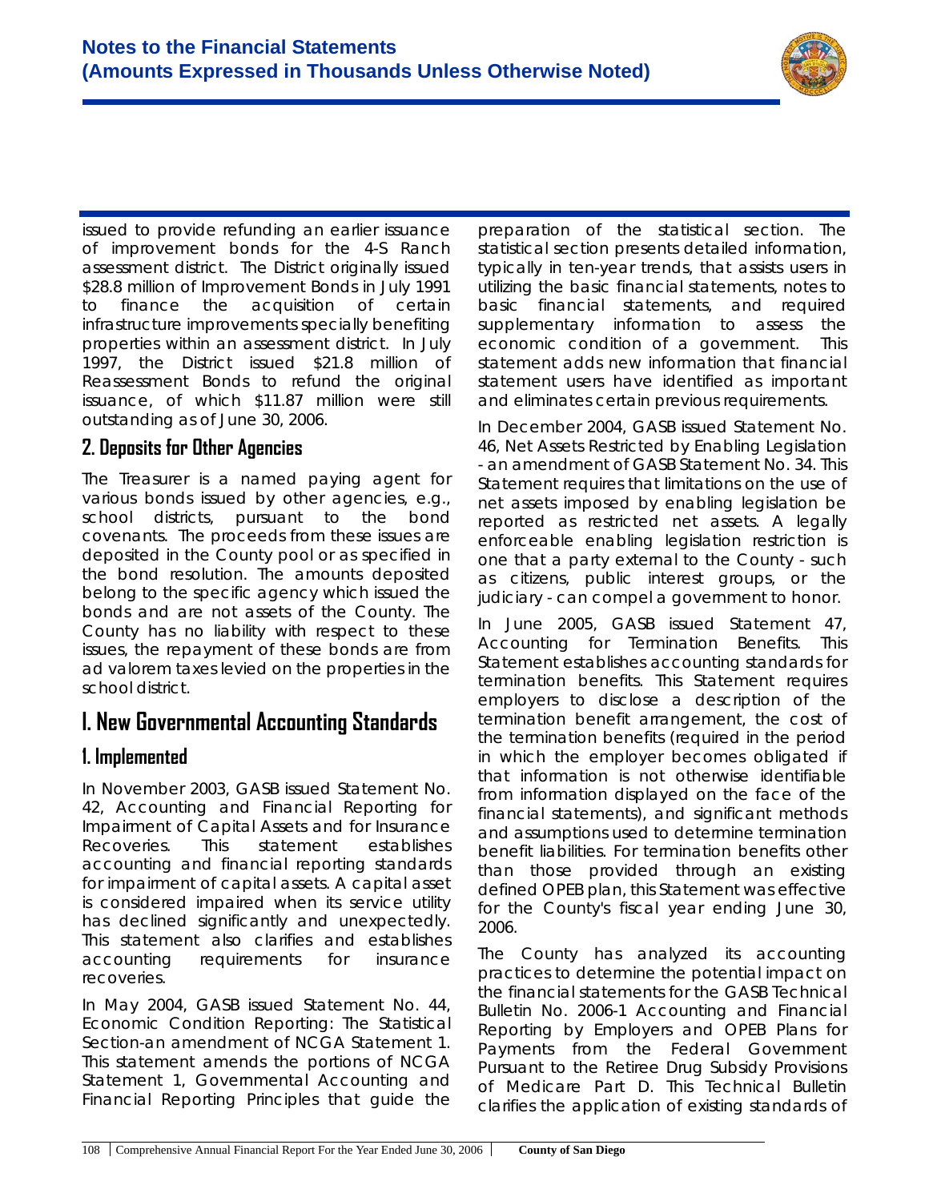issued to provide refunding an earlier issuance of improvement bonds for the 4-S Ranch assessment district. The District originally issued $28.8 million of Improvement Bonds in July 1991 to finance the acquisition of certain infrastructure improvements specially benefiting properties within an assessment district. In July 1997, the District issued $21.8 million of Reassessment Bonds to refund the original issuance, of which $11.87 million were still outstanding as of June 30, 2006.

## 2. Deposits for Other Agencies

The Treasurer is a named paying agent for various bonds issued by other agencies, e.g., school districts, pursuant to the bond covenants. The proceeds from these issues are deposited in the County pool or as specified in the bond resolution. The amounts deposited belong to the specific agency which issued the bonds and are not assets of the County. The County has no liability with respect to these issues, the repayment of these bonds are from ad valorem taxes levied on the properties in the school district.

# I. New Governmental Accounting Standards

## 1. Implemented

In November 2003, GASB issued Statement No. 42, Accounting and Financial Reporting for Impairment of Capital Assets and for Insurance Recoveries. This statement establishes accounting and financial reporting standards for impairment of capital assets. A capital asset is considered impaired when its service utility has declined significantly and unexpectedly. This statement also clarifies and establishes accounting requirements for insurance recoveries.

In May 2004, GASB issued Statement No. 44, Economic Condition Reporting: The Statistical Section-an amendment of NCGA Statement 1. This statement amends the portions of NCGA Statement 1, Governmental Accounting and Financial Reporting Principles that guide the preparation of the statistical section. The statistical section presents detailed information, typically in ten-year trends, that assists users in utilizing the basic financial statements, notes to basic financial statements, and required supplementary information to assess the economic condition of a government. This statement adds new information that financial statement users have identified as important and eliminates certain previous requirements.

In December 2004, GASB issued Statement No. 46, Net Assets Restricted by Enabling Legislation - an amendment of GASB Statement No. 34. This Statement requires that limitations on the use of net assets imposed by enabling legislation be reported as restricted net assets. A legally enforceable enabling legislation restriction is one that a party external to the County - such as citizens, public interest groups, or the judiciary - can compel a government to honor.

In June 2005, GASB issued Statement 47, Accounting for Termination Benefits. This Statement establishes accounting standards for termination benefits. This Statement requires employers to disclose a description of the termination benefit arrangement, the cost of the termination benefits (required in the period in which the employer becomes obligated if that information is not otherwise identifiable from information displayed on the face of the financial statements), and significant methods and assumptions used to determine termination benefit liabilities. For termination benefits other than those provided through an existing defined OPEB plan, this Statement was effective for the County's fiscal year ending June 30, 2006.

The County has analyzed its accounting practices to determine the potential impact on the financial statements for the GASB Technical Bulletin No. 2006-1 Accounting and Financial Reporting by Employers and OPEB Plans for Payments from the Federal Government Pursuant to the Retiree Drug Subsidy Provisions of Medicare Part D. This Technical Bulletin clarifies the application of existing standards of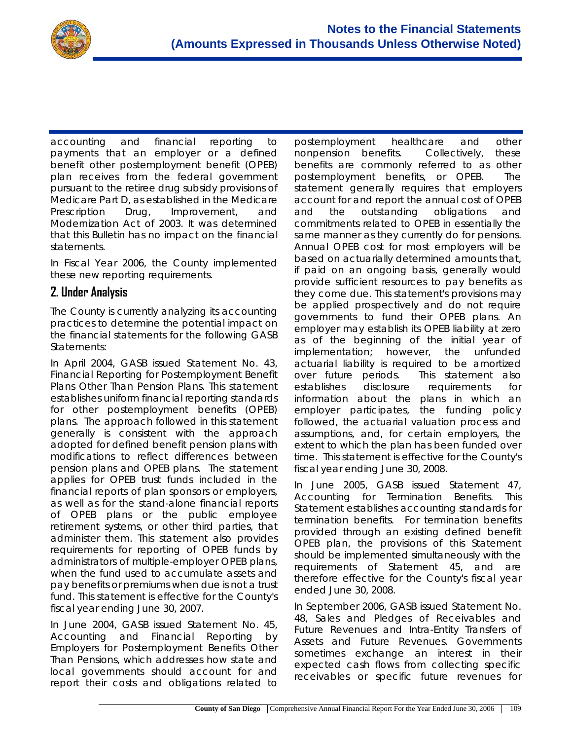accounting and financial reporting to payments that an employer or a defined benefit other postemployment benefit (OPEB) plan receives from the federal government pursuant to the retiree drug subsidy provisions of Medicare Part D, as established in the Medicare Prescription Drug, Improvement, and Modernization Act of 2003. It was determined that this Bulletin has no impact on the financial statements.

In Fiscal Year 2006, the County implemented these new reporting requirements.

## 2. Under Analysis

The County is currently analyzing its accounting practices to determine the potential impact on the financial statements for the following GASB Statements:

In April 2004, GASB issued Statement No. 43, Financial Reporting for Postemployment Benefit Plans Other Than Pension Plans. This statement establishes uniform financial reporting standards for other postemployment benefits (OPEB) plans. The approach followed in this statement generally is consistent with the approach adopted for defined benefit pension plans with modifications to reflect differences between pension plans and OPEB plans. The statement applies for OPEB trust funds included in the financial reports of plan sponsors or employers, as well as for the stand-alone financial reports of OPEB plans or the public employee retirement systems, or other third parties, that administer them. This statement also provides requirements for reporting of OPEB funds by administrators of multiple-employer OPEB plans, when the fund used to accumulate assets and pay benefits or premiums when due is not a trust fund. This statement is effective for the County's fiscal year ending June 30, 2007.

In June 2004, GASB issued Statement No. 45, Accounting and Financial Reporting by Employers for Postemployment Benefits Other Than Pensions, which addresses how state and local governments should account for and report their costs and obligations related to postemployment healthcare and other nonpension benefits. Collectively, these benefits are commonly referred to as other postemployment benefits, or OPEB. The statement generally requires that employers account for and report the annual cost of OPEB and the outstanding obligations and commitments related to OPEB in essentially the same manner as they currently do for pensions. Annual OPEB cost for most employers will be based on actuarially determined amounts that, if paid on an ongoing basis, generally would provide sufficient resources to pay benefits as they come due. This statement's provisions may be applied prospectively and do not require governments to fund their OPEB plans. An employer may establish its OPEB liability at zero as of the beginning of the initial year of implementation; however, the unfunded actuarial liability is required to be amortized over future periods. This statement also establishes disclosure requirements for information about the plans in which an employer participates, the funding policy followed, the actuarial valuation process and assumptions, and, for certain employers, the extent to which the plan has been funded over time. This statement is effective for the County's fiscal year ending June 30, 2008.

In June 2005, GASB issued Statement 47, Accounting for Termination Benefits. This Statement establishes accounting standards for termination benefits. For termination benefits provided through an existing defined benefit OPEB plan, the provisions of this Statement should be implemented simultaneously with the requirements of Statement 45, and are therefore effective for the County's fiscal year ended June 30, 2008.

In September 2006, GASB issued Statement No. 48, Sales and Pledges of Receivables and Future Revenues and Intra-Entity Transfers of Assets and Future Revenues. Governments sometimes exchange an interest in their expected cash flows from collecting specific receivables or specific future revenues for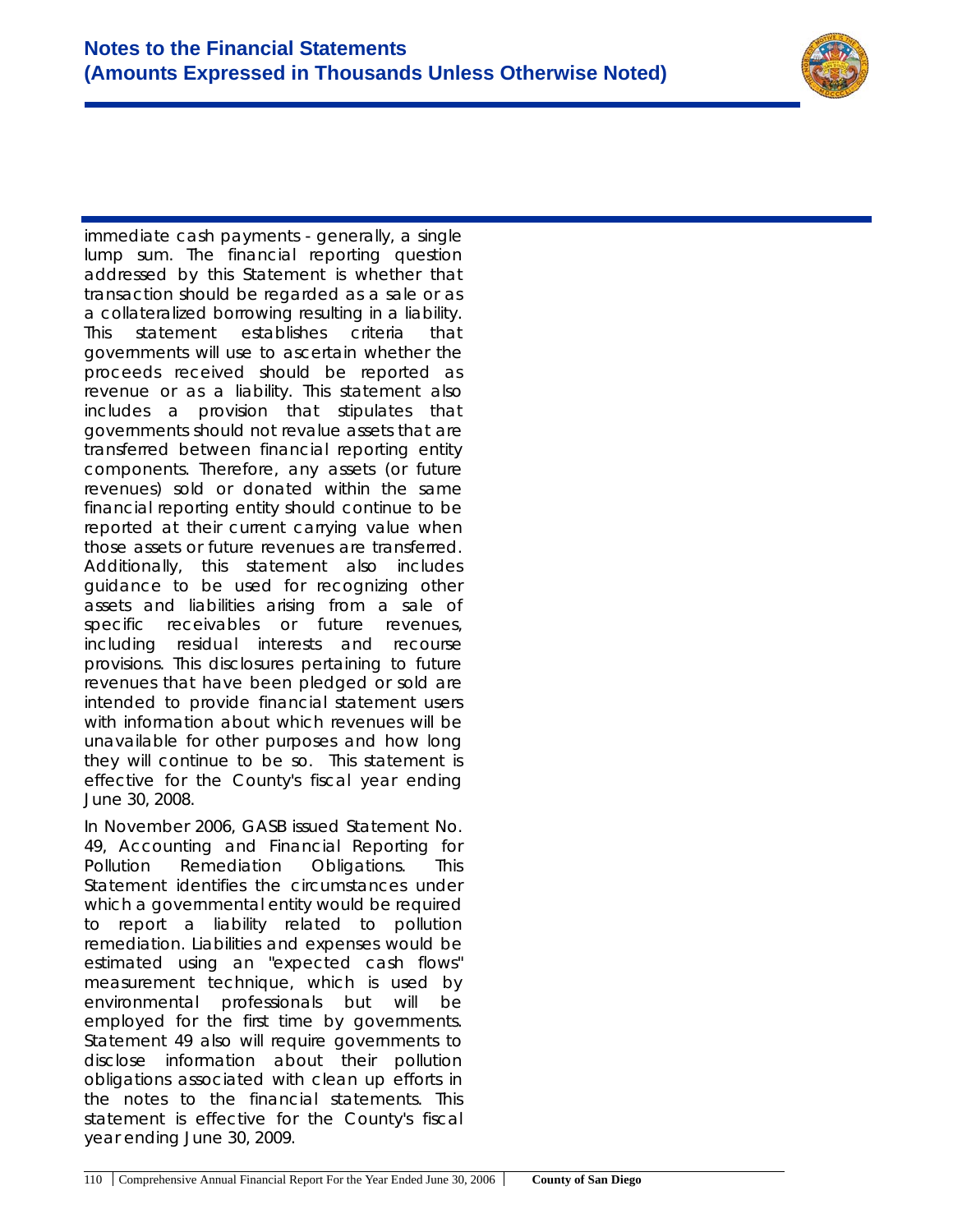immediate cash payments - generally, a single lump sum. The financial reporting question addressed by this Statement is whether that transaction should be regarded as a sale or as a collateralized borrowing resulting in a liability. This statement establishes criteria that governments will use to ascertain whether the proceeds received should be reported as revenue or as a liability. This statement also includes a provision that stipulates that governments should not revalue assets that are transferred between financial reporting entity components. Therefore, any assets (or future revenues) sold or donated within the same financial reporting entity should continue to be reported at their current carrying value when those assets or future revenues are transferred. Additionally, this statement also includes guidance to be used for recognizing other assets and liabilities arising from a sale of specific receivables or future revenues, including residual interests and recourse provisions. This disclosures pertaining to future revenues that have been pledged or sold are intended to provide financial statement users with information about which revenues will be unavailable for other purposes and how long they will continue to be so. This statement is effective for the County's fiscal year ending June 30, 2008.

In November 2006, GASB issued Statement No. 49, Accounting and Financial Reporting for Pollution Remediation Obligations. This Statement identifies the circumstances under which a governmental entity would be required to report a liability related to pollution remediation. Liabilities and expenses would be estimated using an "expected cash flows" measurement technique, which is used by environmental professionals but will be employed for the first time by governments. Statement 49 also will require governments to disclose information about their pollution obligations associated with clean up efforts in the notes to the financial statements. This statement is effective for the County's fiscal year ending June 30, 2009.